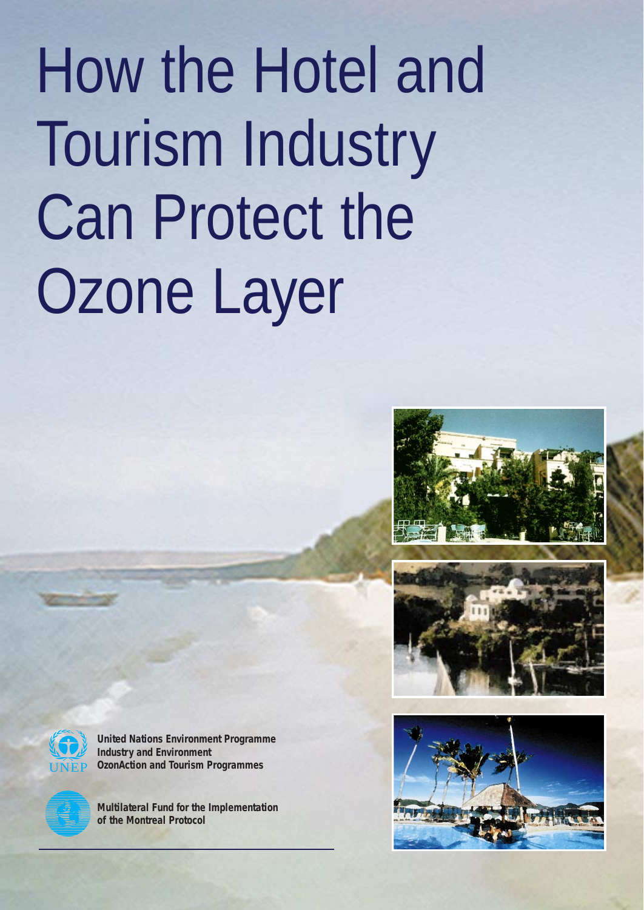# How the Hotel and Tourism Industry Can Protect the Ozone Layer

**United Nations Environment Programme**
**Industry and Environment**
**OzonAction and Tourism Programmes**

**Multilateral Fund for the Implementation of the Montreal Protocol**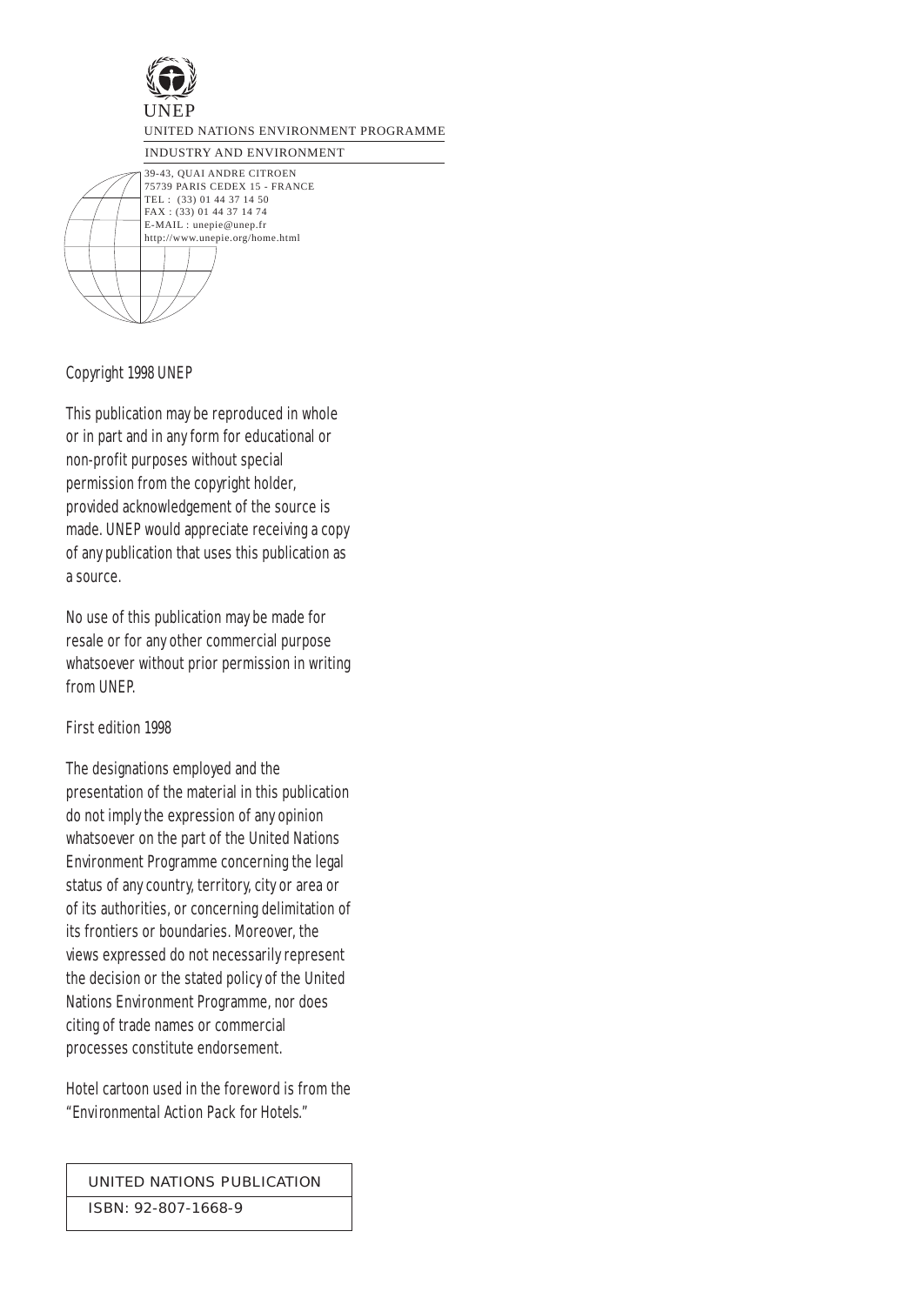UNEP

UNITED NATIONS ENVIRONMENT PROGRAMME

INDUSTRY AND ENVIRONMENT

39-43, QUAI ANDRE CITROEN
75739 PARIS CEDEX 15 - FRANCE
TEL : (33) 01 44 37 14 50
FAX : (33) 01 44 37 14 74
E-MAIL : unepie@unep.fr
http://www.unepie.org/home.html

Copyright 1998 UNEP

This publication may be reproduced in whole or in part and in any form for educational or non-profit purposes without special permission from the copyright holder, provided acknowledgement of the source is made. UNEP would appreciate receiving a copy of any publication that uses this publication as a source.

No use of this publication may be made for resale or for any other commercial purpose whatsoever without prior permission in writing from UNEP.

First edition 1998

The designations employed and the presentation of the material in this publication do not imply the expression of any opinion whatsoever on the part of the United Nations Environment Programme concerning the legal status of any country, territory, city or area or of its authorities, or concerning delimitation of its frontiers or boundaries. Moreover, the views expressed do not necessarily represent the decision or the stated policy of the United Nations Environment Programme, nor does citing of trade names or commercial processes constitute endorsement.

Hotel cartoon used in the foreword is from the *"Environmental Action Pack for Hotels."*

| UNITED NATIONS PUBLICATION |
|---|
| ISBN: 92-807-1668-9 |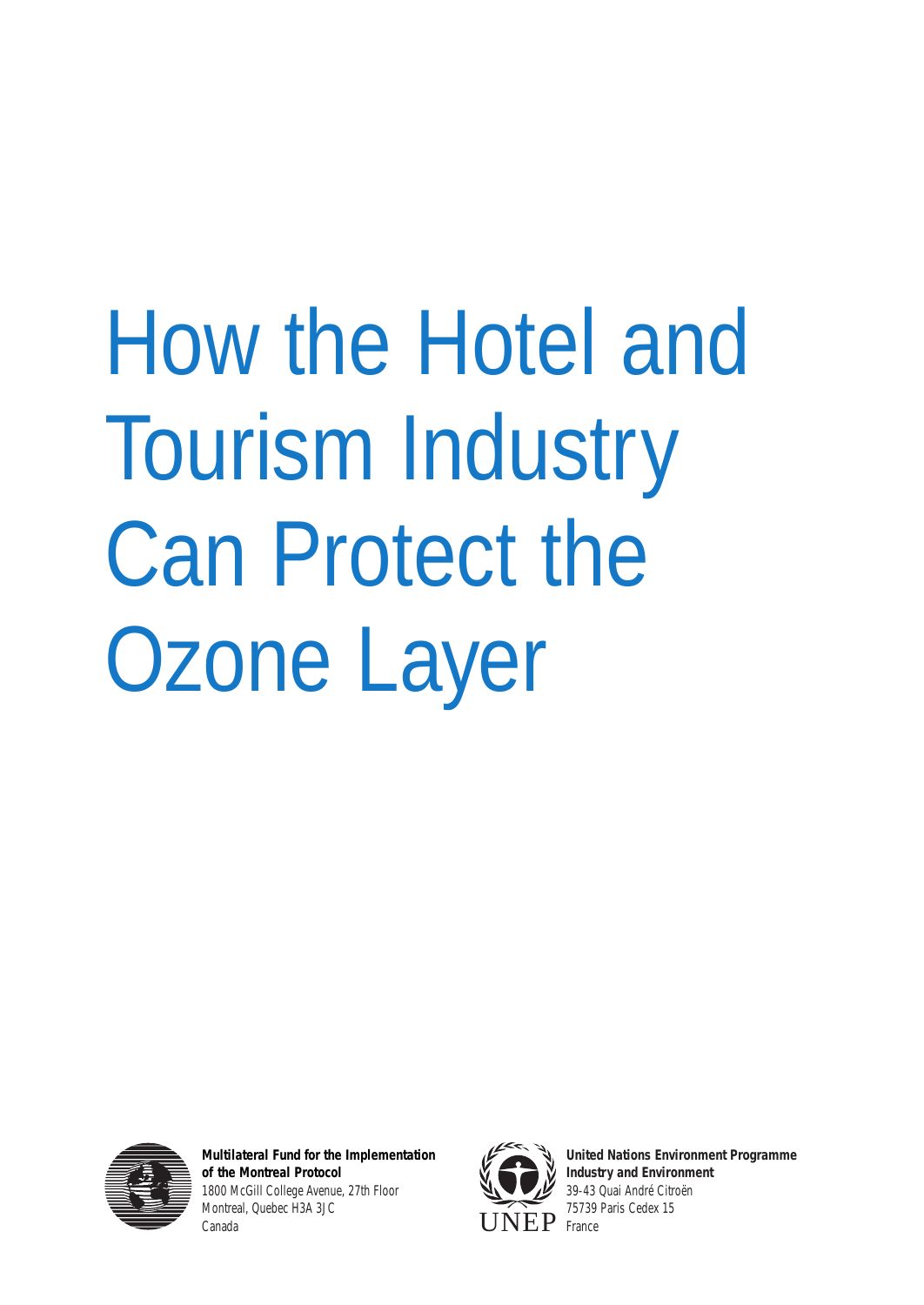# How the Hotel and Tourism Industry Can Protect the Ozone Layer

**Multilateral Fund for the Implementation of the Montreal Protocol**
1800 McGill College Avenue, 27th Floor
Montreal, Quebec H3A 3JC
Canada

**United Nations Environment Programme**
**Industry and Environment**
39-43 Quai André Citroën
75739 Paris Cedex 15
France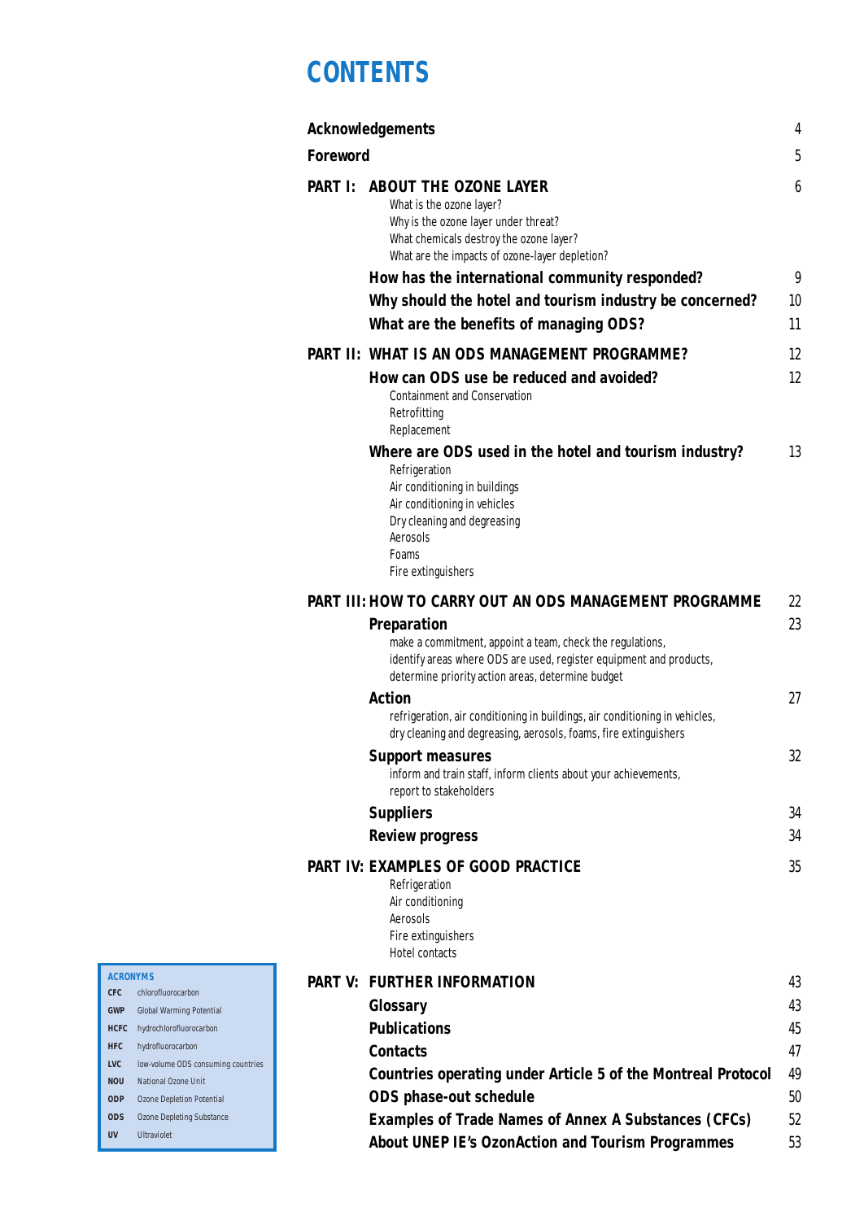# CONTENTS

| | | |
|---|---|---|
| **Acknowledgements** | | 4 |
| **Foreword** | | 5 |
| **PART I:** | **ABOUT THE OZONE LAYER**<br>What is the ozone layer?<br>Why is the ozone layer under threat?<br>What chemicals destroy the ozone layer?<br>What are the impacts of ozone-layer depletion? | 6 |
| | **How has the international community responded?** | 9 |
| | **Why should the hotel and tourism industry be concerned?** | 10 |
| | **What are the benefits of managing ODS?** | 11 |
| **PART II:** | **WHAT IS AN ODS MANAGEMENT PROGRAMME?** | 12 |
| | **How can ODS use be reduced and avoided?**<br>Containment and Conservation<br>Retrofitting<br>Replacement | 12 |
| | **Where are ODS used in the hotel and tourism industry?**<br>Refrigeration<br>Air conditioning in buildings<br>Air conditioning in vehicles<br>Dry cleaning and degreasing<br>Aerosols<br>Foams<br>Fire extinguishers | 13 |
| **PART III:** | **HOW TO CARRY OUT AN ODS MANAGEMENT PROGRAMME** | 22 |
| | **Preparation**<br>make a commitment, appoint a team, check the regulations, identify areas where ODS are used, register equipment and products, determine priority action areas, determine budget | 23 |
| | **Action**<br>refrigeration, air conditioning in buildings, air conditioning in vehicles, dry cleaning and degreasing, aerosols, foams, fire extinguishers | 27 |
| | **Support measures**<br>inform and train staff, inform clients about your achievements, report to stakeholders | 32 |
| | **Suppliers** | 34 |
| | **Review progress** | 34 |
| **PART IV:** | **EXAMPLES OF GOOD PRACTICE**<br>Refrigeration<br>Air conditioning<br>Aerosols<br>Fire extinguishers<br>Hotel contacts | 35 |
| **PART V:** | **FURTHER INFORMATION** | 43 |
| | **Glossary** | 43 |
| | **Publications** | 45 |
| | **Contacts** | 47 |
| | **Countries operating under Article 5 of the Montreal Protocol** | 49 |
| | **ODS phase-out schedule** | 50 |
| | **Examples of Trade Names of Annex A Substances (CFCs)** | 52 |
| | **About UNEP IE's OzonAction and Tourism Programmes** | 53 |

**ACRONYMS**

| | |
|---|---|
| **CFC** | chlorofluorocarbon |
| **GWP** | Global Warming Potential |
| **HCFC** | hydrochlorofluorocarbon |
| **HFC** | hydrofluorocarbon |
| **LVC** | low-volume ODS consuming countries |
| **NOU** | National Ozone Unit |
| **ODP** | Ozone Depletion Potential |
| **ODS** | Ozone Depleting Substance |
| **UV** | Ultraviolet |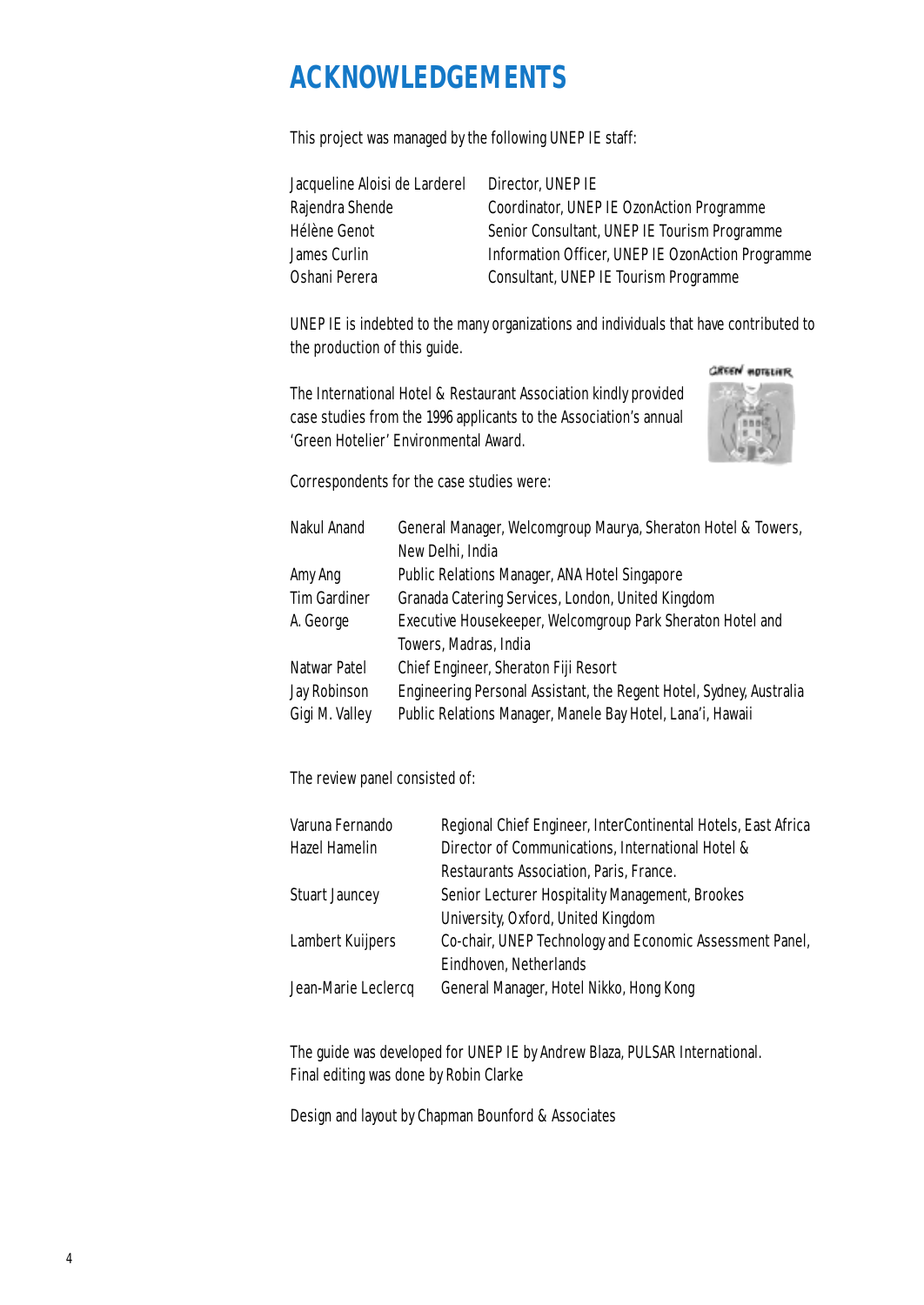# ACKNOWLEDGEMENTS

This project was managed by the following UNEP IE staff:

| | |
|---|---|
| Jacqueline Aloisi de Larderel | Director, UNEP IE |
| Rajendra Shende | Coordinator, UNEP IE OzonAction Programme |
| Hélène Genot | Senior Consultant, UNEP IE Tourism Programme |
| James Curlin | Information Officer, UNEP IE OzonAction Programme |
| Oshani Perera | Consultant, UNEP IE Tourism Programme |

UNEP IE is indebted to the many organizations and individuals that have contributed to the production of this guide.

The International Hotel & Restaurant Association kindly provided case studies from the 1996 applicants to the Association's annual 'Green Hotelier' Environmental Award.

Correspondents for the case studies were:

| | |
|---|---|
| Nakul Anand | General Manager, Welcomgroup Maurya, Sheraton Hotel & Towers, New Delhi, India |
| Amy Ang | Public Relations Manager, ANA Hotel Singapore |
| Tim Gardiner | Granada Catering Services, London, United Kingdom |
| A. George | Executive Housekeeper, Welcomgroup Park Sheraton Hotel and Towers, Madras, India |
| Natwar Patel | Chief Engineer, Sheraton Fiji Resort |
| Jay Robinson | Engineering Personal Assistant, the Regent Hotel, Sydney, Australia |
| Gigi M. Valley | Public Relations Manager, Manele Bay Hotel, Lana'i, Hawaii |

The review panel consisted of:

| | |
|---|---|
| Varuna Fernando | Regional Chief Engineer, InterContinental Hotels, East Africa |
| Hazel Hamelin | Director of Communications, International Hotel & Restaurants Association, Paris, France. |
| Stuart Jauncey | Senior Lecturer Hospitality Management, Brookes University, Oxford, United Kingdom |
| Lambert Kuijpers | Co-chair, UNEP Technology and Economic Assessment Panel, Eindhoven, Netherlands |
| Jean-Marie Leclercq | General Manager, Hotel Nikko, Hong Kong |

The guide was developed for UNEP IE by Andrew Blaza, PULSAR International.
Final editing was done by Robin Clarke

Design and layout by Chapman Bounford & Associates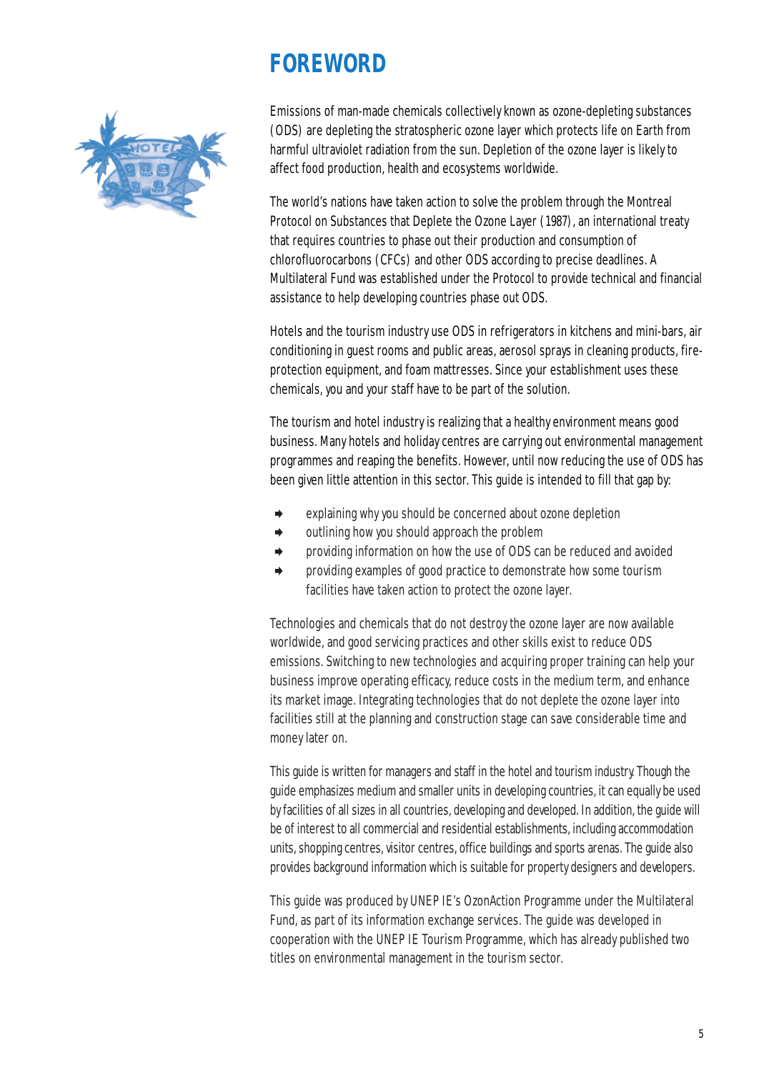# FOREWORD

Emissions of man-made chemicals collectively known as ozone-depleting substances (ODS) are depleting the stratospheric ozone layer which protects life on Earth from harmful ultraviolet radiation from the sun. Depletion of the ozone layer is likely to affect food production, health and ecosystems worldwide.

The world's nations have taken action to solve the problem through the Montreal Protocol on Substances that Deplete the Ozone Layer (1987), an international treaty that requires countries to phase out their production and consumption of chlorofluorocarbons (CFCs) and other ODS according to precise deadlines. A Multilateral Fund was established under the Protocol to provide technical and financial assistance to help developing countries phase out ODS.

Hotels and the tourism industry use ODS in refrigerators in kitchens and mini-bars, air conditioning in guest rooms and public areas, aerosol sprays in cleaning products, fire-protection equipment, and foam mattresses. Since your establishment uses these chemicals, you and your staff have to be part of the solution.

The tourism and hotel industry is realizing that a healthy environment means good business. Many hotels and holiday centres are carrying out environmental management programmes and reaping the benefits. However, until now reducing the use of ODS has been given little attention in this sector. This guide is intended to fill that gap by:

- explaining why you should be concerned about ozone depletion
- outlining how you should approach the problem
- providing information on how the use of ODS can be reduced and avoided
- providing examples of good practice to demonstrate how some tourism facilities have taken action to protect the ozone layer.

Technologies and chemicals that do not destroy the ozone layer are now available worldwide, and good servicing practices and other skills exist to reduce ODS emissions. Switching to new technologies and acquiring proper training can help your business improve operating efficacy, reduce costs in the medium term, and enhance its market image. Integrating technologies that do not deplete the ozone layer into facilities still at the planning and construction stage can save considerable time and money later on.

This guide is written for managers and staff in the hotel and tourism industry. Though the guide emphasizes medium and smaller units in developing countries, it can equally be used by facilities of all sizes in all countries, developing and developed. In addition, the guide will be of interest to all commercial and residential establishments, including accommodation units, shopping centres, visitor centres, office buildings and sports arenas. The guide also provides background information which is suitable for property designers and developers.

This guide was produced by UNEP IE's OzonAction Programme under the Multilateral Fund, as part of its information exchange services. The guide was developed in cooperation with the UNEP IE Tourism Programme, which has already published two titles on environmental management in the tourism sector.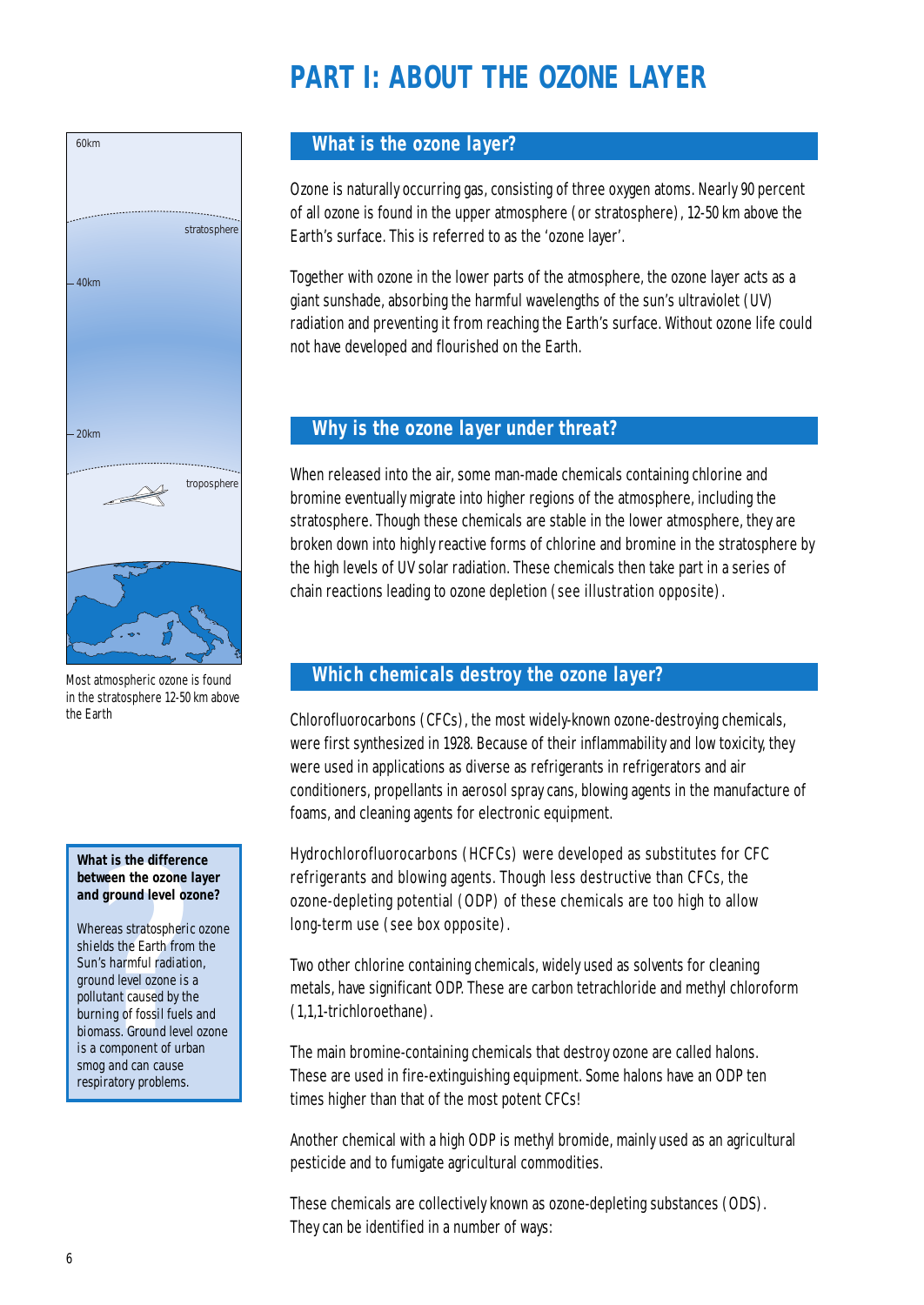# PART I: ABOUT THE OZONE LAYER

Most atmospheric ozone is found in the stratosphere 12-50 km above the Earth

## What is the ozone layer?

Ozone is naturally occurring gas, consisting of three oxygen atoms. Nearly 90 percent of all ozone is found in the upper atmosphere (or stratosphere), 12-50 km above the Earth's surface. This is referred to as the 'ozone layer'.

Together with ozone in the lower parts of the atmosphere, the ozone layer acts as a giant sunshade, absorbing the harmful wavelengths of the sun's ultraviolet (UV) radiation and preventing it from reaching the Earth's surface. Without ozone life could not have developed and flourished on the Earth.

## Why is the ozone layer under threat?

When released into the air, some man-made chemicals containing chlorine and bromine eventually migrate into higher regions of the atmosphere, including the stratosphere. Though these chemicals are stable in the lower atmosphere, they are broken down into highly reactive forms of chlorine and bromine in the stratosphere by the high levels of UV solar radiation. These chemicals then take part in a series of chain reactions leading to ozone depletion (see illustration opposite).

## Which chemicals destroy the ozone layer?

Chlorofluorocarbons (CFCs), the most widely-known ozone-destroying chemicals, were first synthesized in 1928. Because of their inflammability and low toxicity, they were used in applications as diverse as refrigerants in refrigerators and air conditioners, propellants in aerosol spray cans, blowing agents in the manufacture of foams, and cleaning agents for electronic equipment.

Hydrochlorofluorocarbons (HCFCs) were developed as substitutes for CFC refrigerants and blowing agents. Though less destructive than CFCs, the ozone-depleting potential (ODP) of these chemicals are too high to allow long-term use (see box opposite).

Two other chlorine containing chemicals, widely used as solvents for cleaning metals, have significant ODP. These are carbon tetrachloride and methyl chloroform (1,1,1-trichloroethane).

The main bromine-containing chemicals that destroy ozone are called halons. These are used in fire-extinguishing equipment. Some halons have an ODP ten times higher than that of the most potent CFCs!

Another chemical with a high ODP is methyl bromide, mainly used as an agricultural pesticide and to fumigate agricultural commodities.

These chemicals are collectively known as ozone-depleting substances (ODS). They can be identified in a number of ways:

**What is the difference between the ozone layer and ground level ozone?**

Whereas stratospheric ozone shields the Earth from the Sun's harmful radiation, ground level ozone is a pollutant caused by the burning of fossil fuels and biomass. Ground level ozone is a component of urban smog and can cause respiratory problems.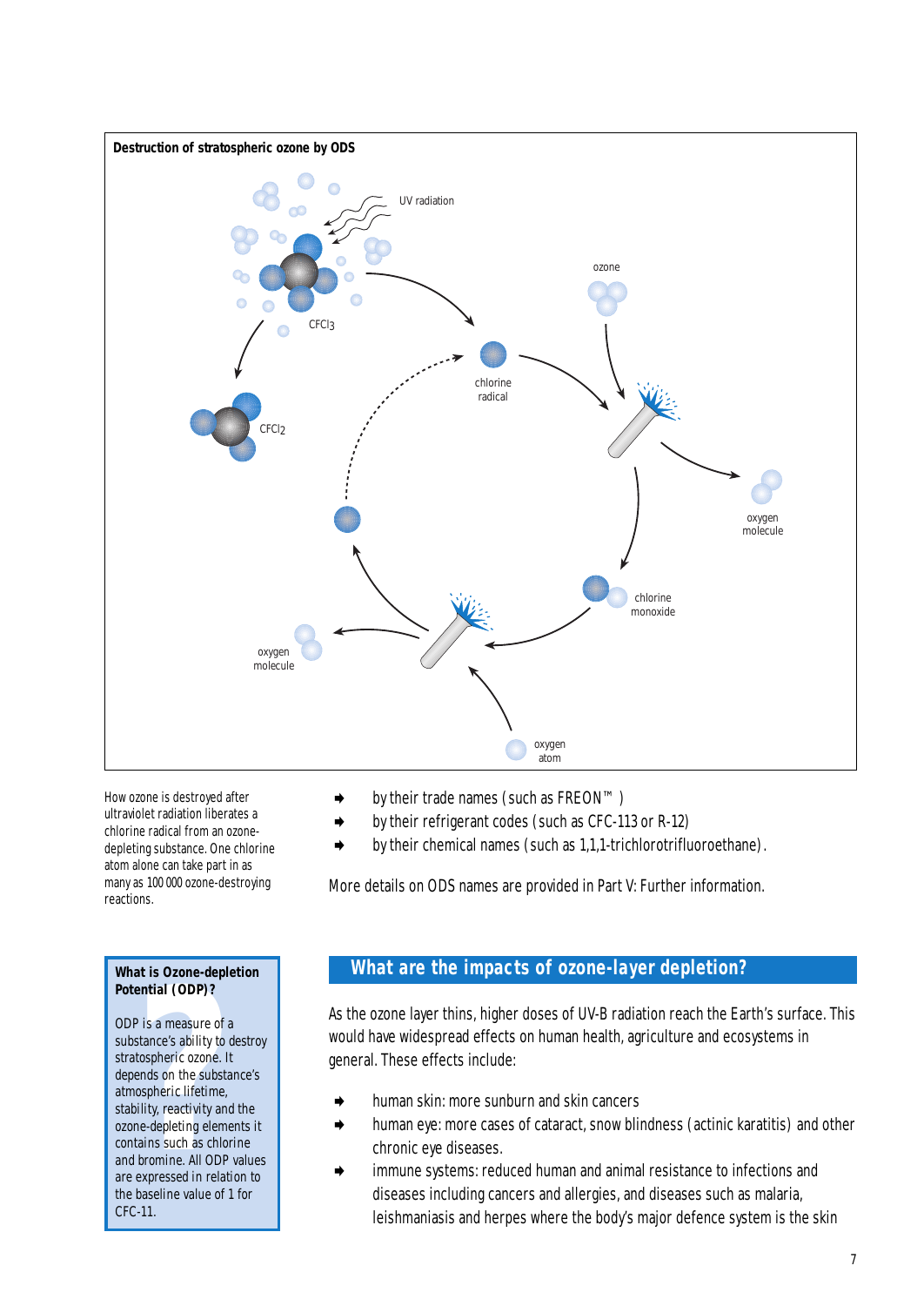**Destruction of stratospheric ozone by ODS**

UV radiation

$CFCl_3$

$CFCl_2$

chlorine radical

ozone

oxygen molecule

chlorine monoxide

oxygen molecule

oxygen atom

How ozone is destroyed after ultraviolet radiation liberates a chlorine radical from an ozone-depleting substance. One chlorine atom alone can take part in as many as 100 000 ozone-destroying reactions.

- by their trade names (such as FREON™ )
- by their refrigerant codes (such as CFC-113 or R-12)
- by their chemical names (such as 1,1,1-trichlorotrifluoroethane).

More details on ODS names are provided in Part V: Further information.

> **What is Ozone-depletion Potential (ODP)?**
>
> ODP is a measure of a substance's ability to destroy stratospheric ozone. It depends on the substance's atmospheric lifetime, stability, reactivity and the ozone-depleting elements it contains such as chlorine and bromine. All ODP values are expressed in relation to the baseline value of 1 for CFC-11.

## What are the impacts of ozone-layer depletion?

As the ozone layer thins, higher doses of UV-B radiation reach the Earth's surface. This would have widespread effects on human health, agriculture and ecosystems in general. These effects include:

- human skin: more sunburn and skin cancers
- human eye: more cases of cataract, snow blindness (actinic karatitis) and other chronic eye diseases.
- immune systems: reduced human and animal resistance to infections and diseases including cancers and allergies, and diseases such as malaria, leishmaniasis and herpes where the body's major defence system is the skin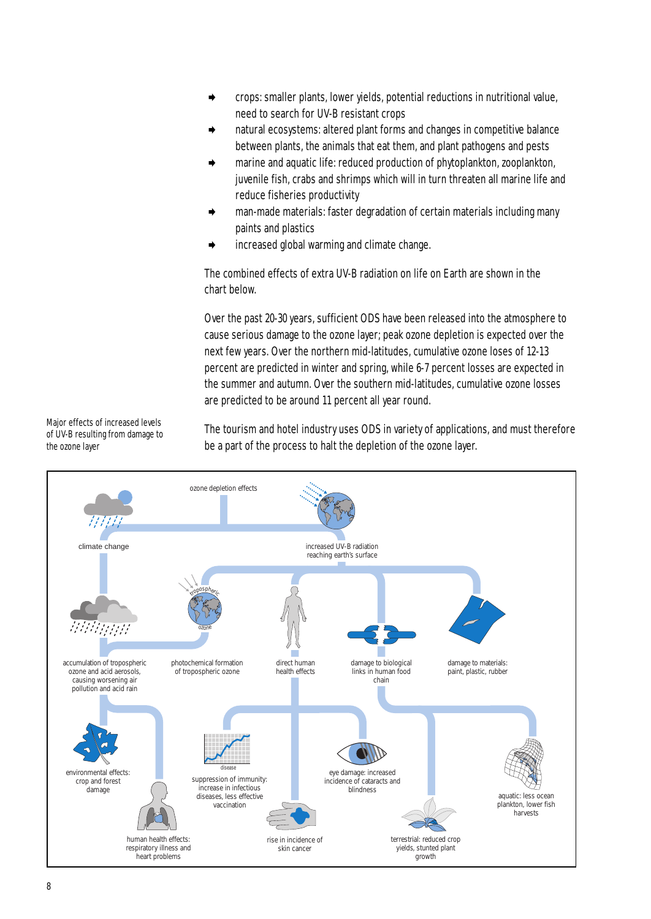- crops: smaller plants, lower yields, potential reductions in nutritional value, need to search for UV-B resistant crops
- natural ecosystems: altered plant forms and changes in competitive balance between plants, the animals that eat them, and plant pathogens and pests
- marine and aquatic life: reduced production of phytoplankton, zooplankton, juvenile fish, crabs and shrimps which will in turn threaten all marine life and reduce fisheries productivity
- man-made materials: faster degradation of certain materials including many paints and plastics
- increased global warming and climate change.

The combined effects of extra UV-B radiation on life on Earth are shown in the chart below.

Over the past 20-30 years, sufficient ODS have been released into the atmosphere to cause serious damage to the ozone layer; peak ozone depletion is expected over the next few years. Over the northern mid-latitudes, cumulative ozone loses of 12-13 percent are predicted in winter and spring, while 6-7 percent losses are expected in the summer and autumn. Over the southern mid-latitudes, cumulative ozone losses are predicted to be around 11 percent all year round.

The tourism and hotel industry uses ODS in variety of applications, and must therefore be a part of the process to halt the depletion of the ozone layer.

Major effects of increased levels of UV-B resulting from damage to the ozone layer

ozone depletion effects

climate change

increased UV-B radiation reaching earth's surface

accumulation of tropospheric ozone and acid aerosols, causing worsening air pollution and acid rain

photochemical formation of tropospheric ozone

direct human health effects

damage to biological links in human food chain

damage to materials: paint, plastic, rubber

environmental effects: crop and forest damage

human health effects: respiratory illness and heart problems

suppression of immunity: increase in infectious diseases, less effective vaccination

rise in incidence of skin cancer

eye damage: increased incidence of cataracts and blindness

terrestrial: reduced crop yields, stunted plant growth

aquatic: less ocean plankton, lower fish harvests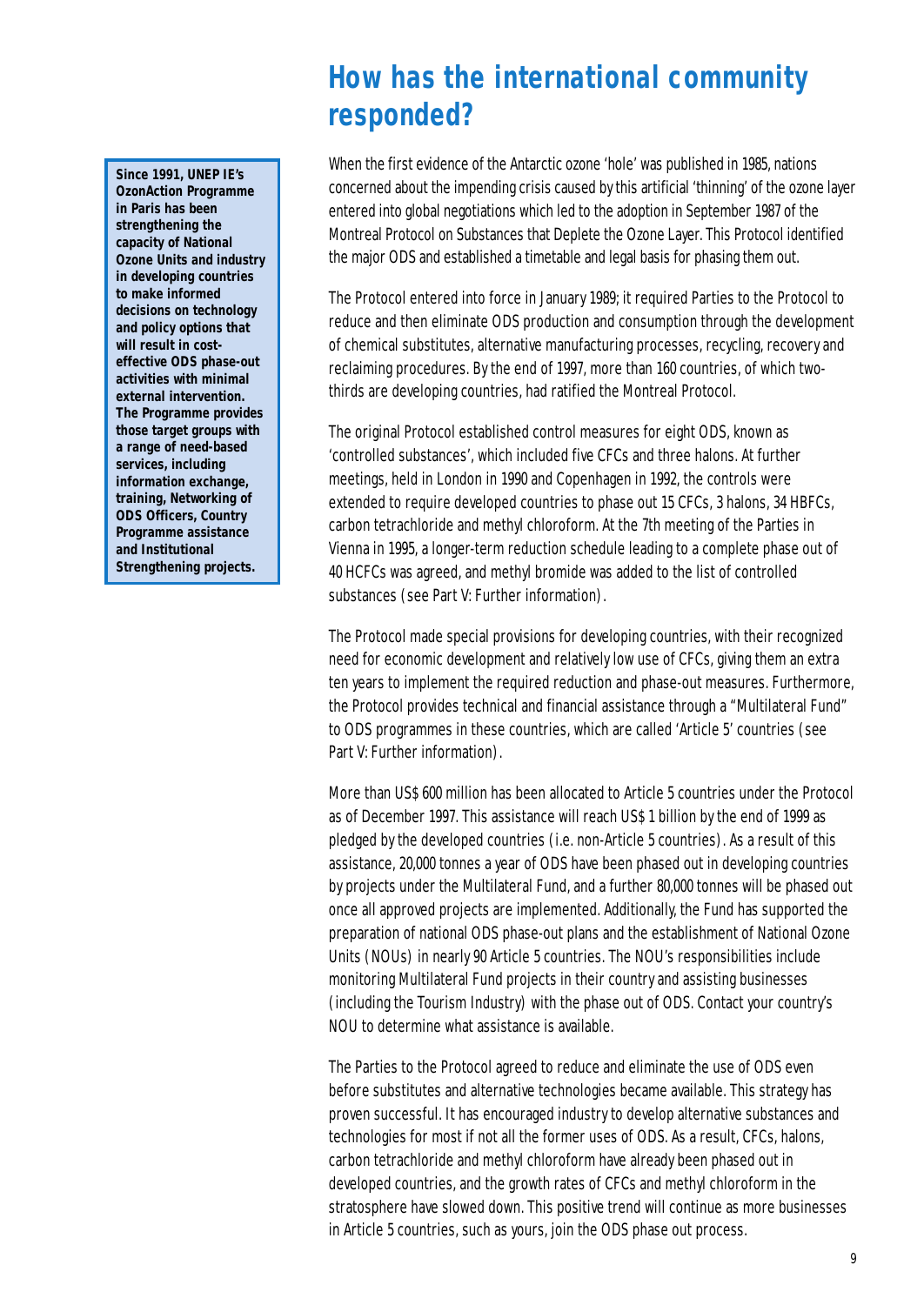## How has the international community responded?

**Since 1991, UNEP IE's OzonAction Programme in Paris has been strengthening the capacity of National Ozone Units and industry in developing countries to make informed decisions on technology and policy options that will result in cost-effective ODS phase-out activities with minimal external intervention. The Programme provides those target groups with a range of need-based services, including information exchange, training, Networking of ODS Officers, Country Programme assistance and Institutional Strengthening projects.**

When the first evidence of the Antarctic ozone 'hole' was published in 1985, nations concerned about the impending crisis caused by this artificial 'thinning' of the ozone layer entered into global negotiations which led to the adoption in September 1987 of the Montreal Protocol on Substances that Deplete the Ozone Layer. This Protocol identified the major ODS and established a timetable and legal basis for phasing them out.

The Protocol entered into force in January 1989; it required Parties to the Protocol to reduce and then eliminate ODS production and consumption through the development of chemical substitutes, alternative manufacturing processes, recycling, recovery and reclaiming procedures. By the end of 1997, more than 160 countries, of which two-thirds are developing countries, had ratified the Montreal Protocol.

The original Protocol established control measures for eight ODS, known as 'controlled substances', which included five CFCs and three halons. At further meetings, held in London in 1990 and Copenhagen in 1992, the controls were extended to require developed countries to phase out 15 CFCs, 3 halons, 34 HBFCs, carbon tetrachloride and methyl chloroform. At the 7th meeting of the Parties in Vienna in 1995, a longer-term reduction schedule leading to a complete phase out of 40 HCFCs was agreed, and methyl bromide was added to the list of controlled substances (see Part V: Further information).

The Protocol made special provisions for developing countries, with their recognized need for economic development and relatively low use of CFCs, giving them an extra ten years to implement the required reduction and phase-out measures. Furthermore, the Protocol provides technical and financial assistance through a "Multilateral Fund" to ODS programmes in these countries, which are called 'Article 5' countries (see Part V: Further information).

More than US$ 600 million has been allocated to Article 5 countries under the Protocol as of December 1997. This assistance will reach US$ 1 billion by the end of 1999 as pledged by the developed countries (i.e. non-Article 5 countries). As a result of this assistance, 20,000 tonnes a year of ODS have been phased out in developing countries by projects under the Multilateral Fund, and a further 80,000 tonnes will be phased out once all approved projects are implemented. Additionally, the Fund has supported the preparation of national ODS phase-out plans and the establishment of National Ozone Units (NOUs) in nearly 90 Article 5 countries. The NOU's responsibilities include monitoring Multilateral Fund projects in their country and assisting businesses (including the Tourism Industry) with the phase out of ODS. Contact your country's NOU to determine what assistance is available.

The Parties to the Protocol agreed to reduce and eliminate the use of ODS even before substitutes and alternative technologies became available. This strategy has proven successful. It has encouraged industry to develop alternative substances and technologies for most if not all the former uses of ODS. As a result, CFCs, halons, carbon tetrachloride and methyl chloroform have already been phased out in developed countries, and the growth rates of CFCs and methyl chloroform in the stratosphere have slowed down. This positive trend will continue as more businesses in Article 5 countries, such as yours, join the ODS phase out process.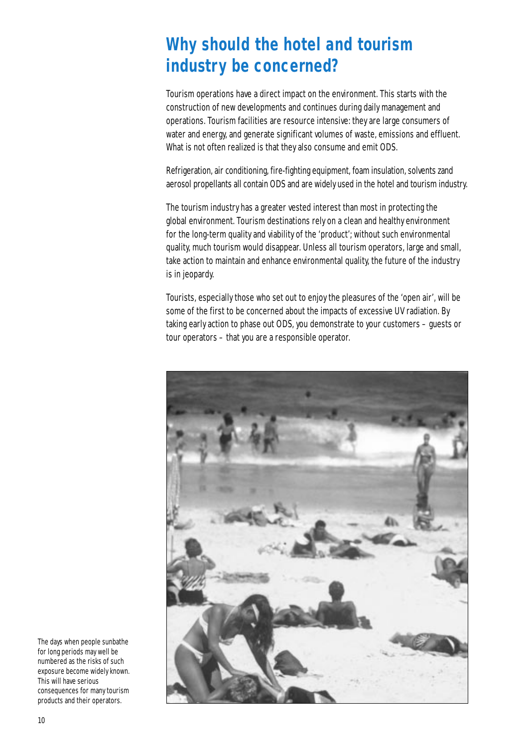# Why should the hotel and tourism industry be concerned?

Tourism operations have a direct impact on the environment. This starts with the construction of new developments and continues during daily management and operations. Tourism facilities are resource intensive: they are large consumers of water and energy, and generate significant volumes of waste, emissions and effluent. What is not often realized is that they also consume and emit ODS.

Refrigeration, air conditioning, fire-fighting equipment, foam insulation, solvents zand aerosol propellants all contain ODS and are widely used in the hotel and tourism industry.

The tourism industry has a greater vested interest than most in protecting the global environment. Tourism destinations rely on a clean and healthy environment for the long-term quality and viability of the 'product'; without such environmental quality, much tourism would disappear. Unless all tourism operators, large and small, take action to maintain and enhance environmental quality, the future of the industry is in jeopardy.

Tourists, especially those who set out to enjoy the pleasures of the 'open air', will be some of the first to be concerned about the impacts of excessive UV radiation. By taking early action to phase out ODS, you demonstrate to your customers – guests or tour operators – that you are a responsible operator.

The days when people sunbathe for long periods may well be numbered as the risks of such exposure become widely known. This will have serious consequences for many tourism products and their operators.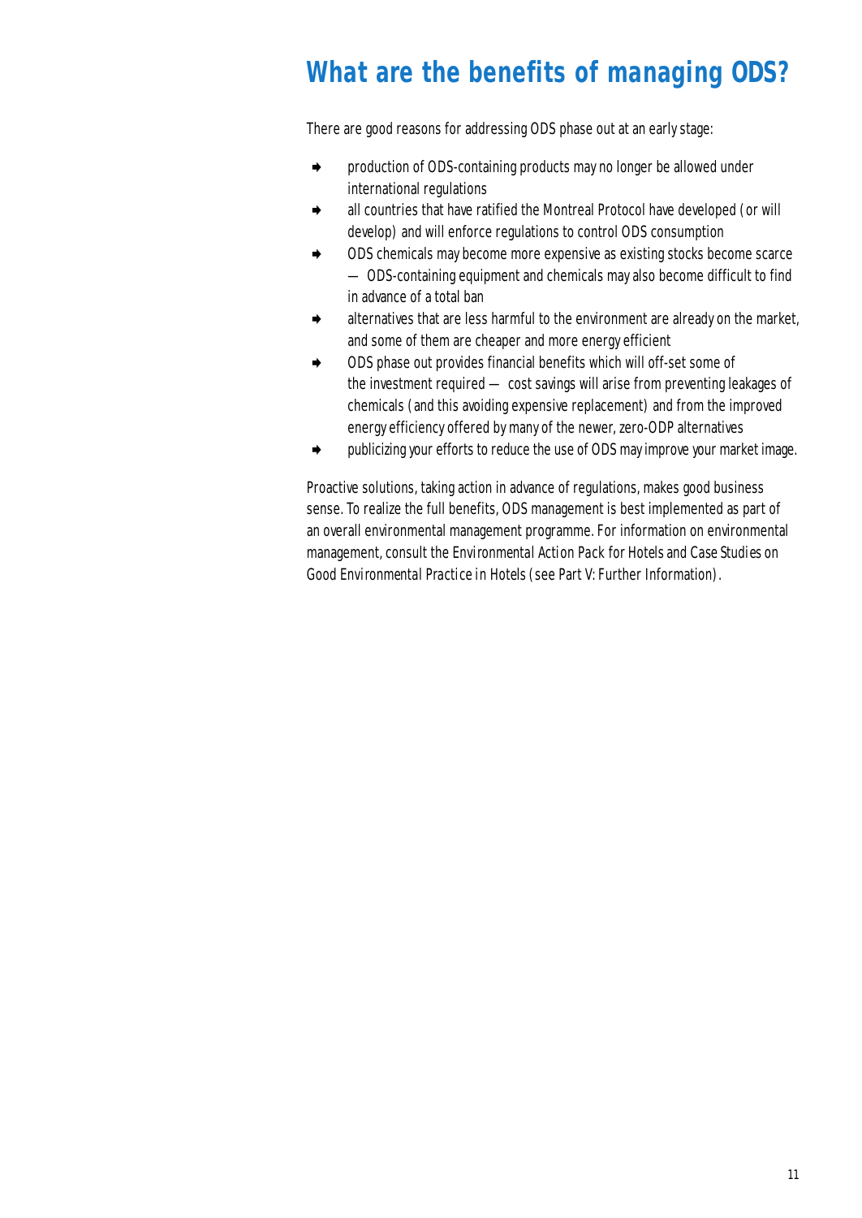# What are the benefits of managing ODS?

There are good reasons for addressing ODS phase out at an early stage:

- production of ODS-containing products may no longer be allowed under international regulations
- all countries that have ratified the Montreal Protocol have developed (or will develop) and will enforce regulations to control ODS consumption
- ODS chemicals may become more expensive as existing stocks become scarce — ODS-containing equipment and chemicals may also become difficult to find in advance of a total ban
- alternatives that are less harmful to the environment are already on the market, and some of them are cheaper and more energy efficient
- ODS phase out provides financial benefits which will off-set some of the investment required — cost savings will arise from preventing leakages of chemicals (and this avoiding expensive replacement) and from the improved energy efficiency offered by many of the newer, zero-ODP alternatives
- publicizing your efforts to reduce the use of ODS may improve your market image.

Proactive solutions, taking action in advance of regulations, makes good business sense. To realize the full benefits, ODS management is best implemented as part of an overall environmental management programme. For information on environmental management, consult the *Environmental Action Pack for Hotels* and *Case Studies on Good Environmental Practice in Hotels* (see Part V: Further Information).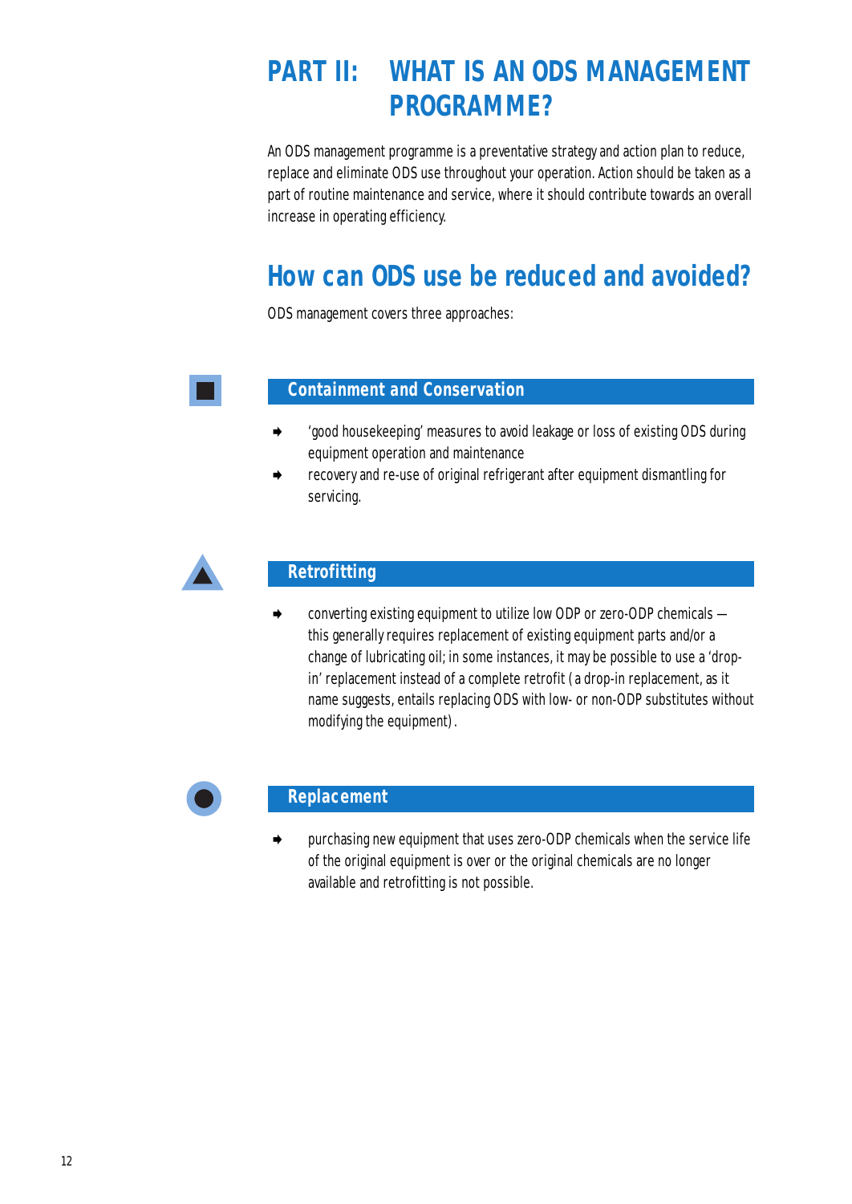# PART II: WHAT IS AN ODS MANAGEMENT PROGRAMME?

An ODS management programme is a preventative strategy and action plan to reduce, replace and eliminate ODS use throughout your operation. Action should be taken as a part of routine maintenance and service, where it should contribute towards an overall increase in operating efficiency.

## How can ODS use be reduced and avoided?

ODS management covers three approaches:

### Containment and Conservation

- 'good housekeeping' measures to avoid leakage or loss of existing ODS during equipment operation and maintenance
- recovery and re-use of original refrigerant after equipment dismantling for servicing.

### Retrofitting

- converting existing equipment to utilize low ODP or zero-ODP chemicals — this generally requires replacement of existing equipment parts and/or a change of lubricating oil; in some instances, it may be possible to use a 'drop-in' replacement instead of a complete retrofit (a drop-in replacement, as it name suggests, entails replacing ODS with low- or non-ODP substitutes without modifying the equipment).

### Replacement

- purchasing new equipment that uses zero-ODP chemicals when the service life of the original equipment is over or the original chemicals are no longer available and retrofitting is not possible.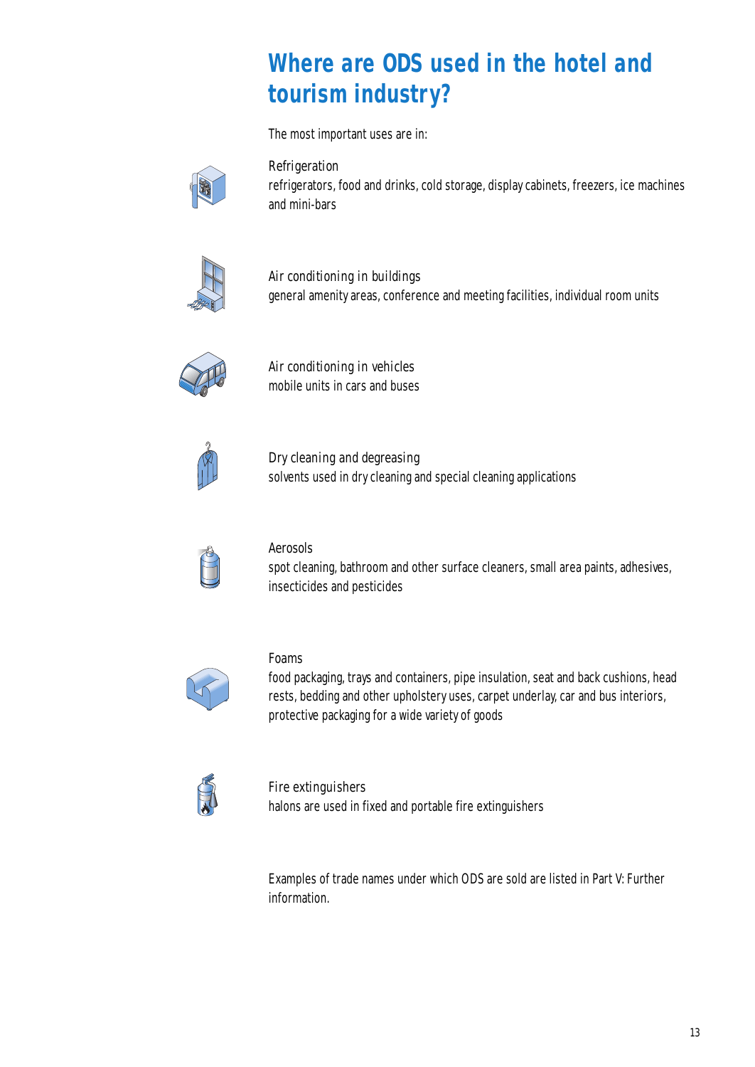# Where are ODS used in the hotel and tourism industry?

The most important uses are in:

Refrigeration
refrigerators, food and drinks, cold storage, display cabinets, freezers, ice machines and mini-bars

Air conditioning in buildings
general amenity areas, conference and meeting facilities, individual room units

Air conditioning in vehicles
mobile units in cars and buses

Dry cleaning and degreasing
solvents used in dry cleaning and special cleaning applications

Aerosols
spot cleaning, bathroom and other surface cleaners, small area paints, adhesives, insecticides and pesticides

Foams
food packaging, trays and containers, pipe insulation, seat and back cushions, head rests, bedding and other upholstery uses, carpet underlay, car and bus interiors, protective packaging for a wide variety of goods

Fire extinguishers
halons are used in fixed and portable fire extinguishers

Examples of trade names under which ODS are sold are listed in Part V: Further information.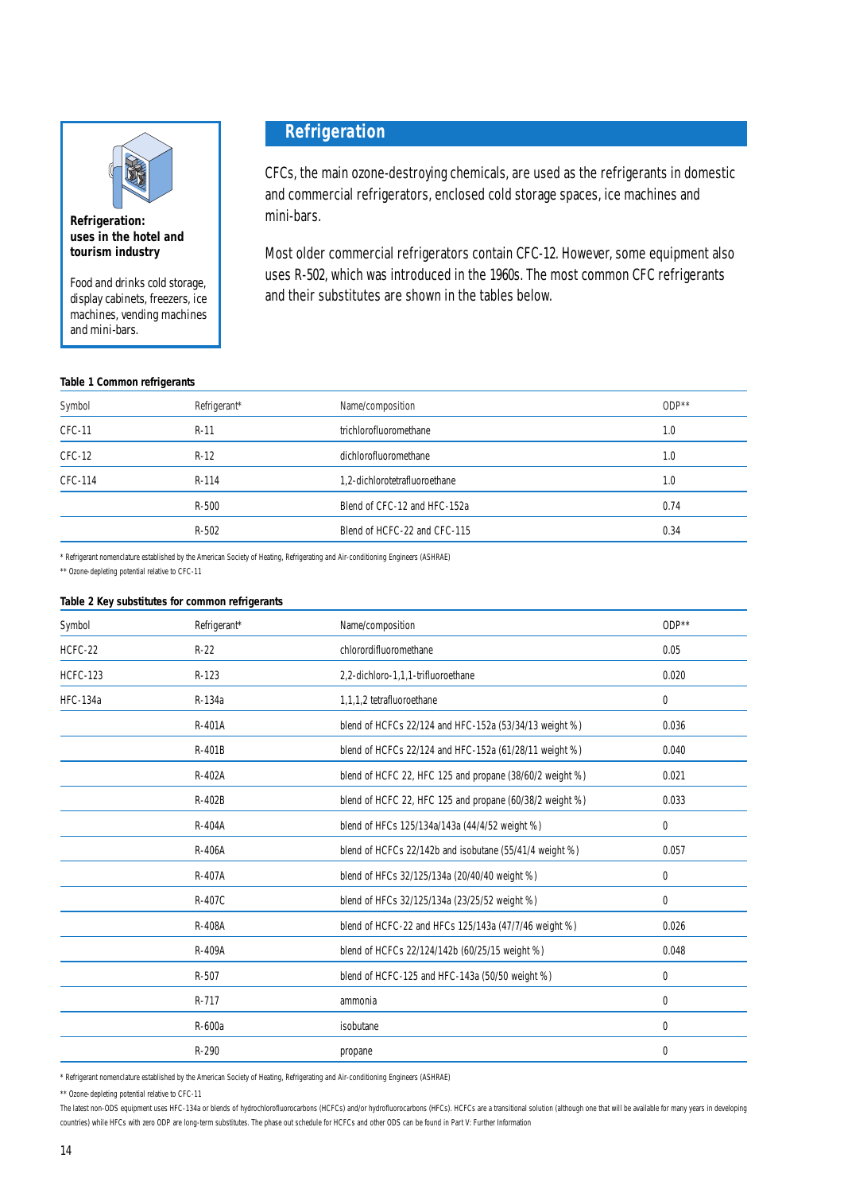**Refrigeration: uses in the hotel and tourism industry**

Food and drinks cold storage, display cabinets, freezers, ice machines, vending machines and mini-bars.

## Refrigeration

CFCs, the main ozone-destroying chemicals, are used as the refrigerants in domestic and commercial refrigerators, enclosed cold storage spaces, ice machines and mini-bars.

Most older commercial refrigerators contain CFC-12. However, some equipment also uses R-502, which was introduced in the 1960s. The most common CFC refrigerants and their substitutes are shown in the tables below.

**Table 1 Common refrigerants**

| Symbol | Refrigerant* | Name/composition | ODP** |
|---|---|---|---|
| CFC-11 | R-11 | trichlorofluoromethane | 1.0 |
| CFC-12 | R-12 | dichlorofluoromethane | 1.0 |
| CFC-114 | R-114 | 1,2-dichlorotetrafluoroethane | 1.0 |
| | R-500 | Blend of CFC-12 and HFC-152a | 0.74 |
| | R-502 | Blend of HCFC-22 and CFC-115 | 0.34 |

\* Refrigerant nomenclature established by the American Society of Heating, Refrigerating and Air-conditioning Engineers (ASHRAE)

\*\* Ozone-depleting potential relative to CFC-11

**Table 2 Key substitutes for common refrigerants**

| Symbol | Refrigerant* | Name/composition | ODP** |
|---|---|---|---|
| HCFC-22 | R-22 | chlorordifluoromethane | 0.05 |
| HCFC-123 | R-123 | 2,2-dichloro-1,1,1-trifluoroethane | 0.020 |
| HFC-134a | R-134a | 1,1,1,2 tetrafluoroethane | 0 |
| | R-401A | blend of HCFCs 22/124 and HFC-152a (53/34/13 weight %) | 0.036 |
| | R-401B | blend of HCFCs 22/124 and HFC-152a (61/28/11 weight %) | 0.040 |
| | R-402A | blend of HCFC 22, HFC 125 and propane (38/60/2 weight %) | 0.021 |
| | R-402B | blend of HCFC 22, HFC 125 and propane (60/38/2 weight %) | 0.033 |
| | R-404A | blend of HFCs 125/134a/143a (44/4/52 weight %) | 0 |
| | R-406A | blend of HCFCs 22/142b and isobutane (55/41/4 weight %) | 0.057 |
| | R-407A | blend of HFCs 32/125/134a (20/40/40 weight %) | 0 |
| | R-407C | blend of HFCs 32/125/134a (23/25/52 weight %) | 0 |
| | R-408A | blend of HCFC-22 and HFCs 125/143a (47/7/46 weight %) | 0.026 |
| | R-409A | blend of HCFCs 22/124/142b (60/25/15 weight %) | 0.048 |
| | R-507 | blend of HCFC-125 and HFC-143a (50/50 weight %) | 0 |
| | R-717 | ammonia | 0 |
| | R-600a | isobutane | 0 |
| | R-290 | propane | 0 |

\* Refrigerant nomenclature established by the American Society of Heating, Refrigerating and Air-conditioning Engineers (ASHRAE)

\*\* Ozone-depleting potential relative to CFC-11

The latest non-ODS equipment uses HFC-134a or blends of hydrochlorofluorocarbons (HCFCs) and/or hydrofluorocarbons (HFCs). HCFCs are a transitional solution (although one that will be available for many years in developing countries) while HFCs with zero ODP are long-term substitutes. The phase out schedule for HCFCs and other ODS can be found in Part V: Further Information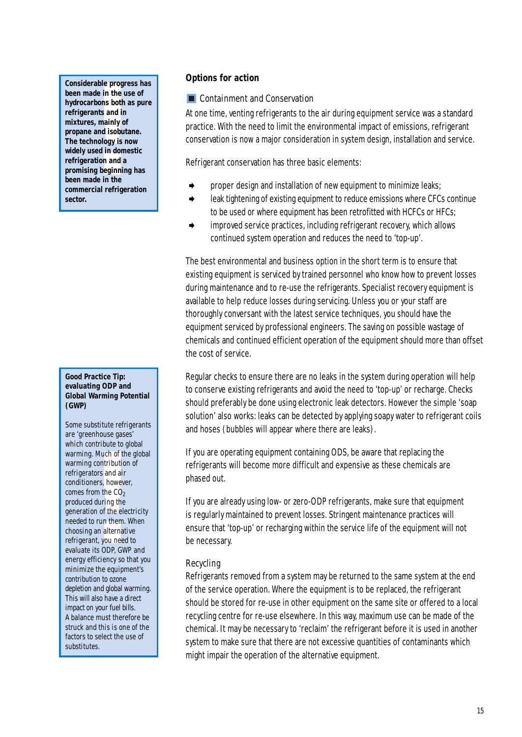**Considerable progress has been made in the use of hydrocarbons both as pure refrigerants and in mixtures, mainly of propane and isobutane. The technology is now widely used in domestic refrigeration and a promising beginning has been made in the commercial refrigeration sector.**

## Options for action

### Containment and Conservation

At one time, venting refrigerants to the air during equipment service was a standard practice. With the need to limit the environmental impact of emissions, refrigerant conservation is now a major consideration in system design, installation and service.

Refrigerant conservation has three basic elements:

- proper design and installation of new equipment to minimize leaks;
- leak tightening of existing equipment to reduce emissions where CFCs continue to be used or where equipment has been retrofitted with HCFCs or HFCs;
- improved service practices, including refrigerant recovery, which allows continued system operation and reduces the need to 'top-up'.

The best environmental and business option in the short term is to ensure that existing equipment is serviced by trained personnel who know how to prevent losses during maintenance and to re-use the refrigerants. Specialist recovery equipment is available to help reduce losses during servicing. Unless you or your staff are thoroughly conversant with the latest service techniques, you should have the equipment serviced by professional engineers. The saving on possible wastage of chemicals and continued efficient operation of the equipment should more than offset the cost of service.

Regular checks to ensure there are no leaks in the system during operation will help to conserve existing refrigerants and avoid the need to 'top-up' or recharge. Checks should preferably be done using electronic leak detectors. However the simple 'soap solution' also works: leaks can be detected by applying soapy water to refrigerant coils and hoses (bubbles will appear where there are leaks).

If you are operating equipment containing ODS, be aware that replacing the refrigerants will become more difficult and expensive as these chemicals are phased out.

If you are already using low- or zero-ODP refrigerants, make sure that equipment is regularly maintained to prevent losses. Stringent maintenance practices will ensure that 'top-up' or recharging within the service life of the equipment will not be necessary.

### Recycling

Refrigerants removed from a system may be returned to the same system at the end of the service operation. Where the equipment is to be replaced, the refrigerant should be stored for re-use in other equipment on the same site or offered to a local recycling centre for re-use elsewhere. In this way, maximum use can be made of the chemical. It may be necessary to 'reclaim' the refrigerant before it is used in another system to make sure that there are not excessive quantities of contaminants which might impair the operation of the alternative equipment.

**Good Practice Tip: evaluating ODP and Global Warming Potential (GWP)**

Some substitute refrigerants are 'greenhouse gases' which contribute to global warming. Much of the global warming contribution of refrigerators and air conditioners, however, comes from the $CO_2$ produced during the generation of the electricity needed to run them. When choosing an alternative refrigerant, you need to evaluate its ODP, GWP and energy efficiency so that you minimize the equipment's contribution to ozone depletion and global warming. This will also have a direct impact on your fuel bills. A balance must therefore be struck and this is one of the factors to select the use of substitutes.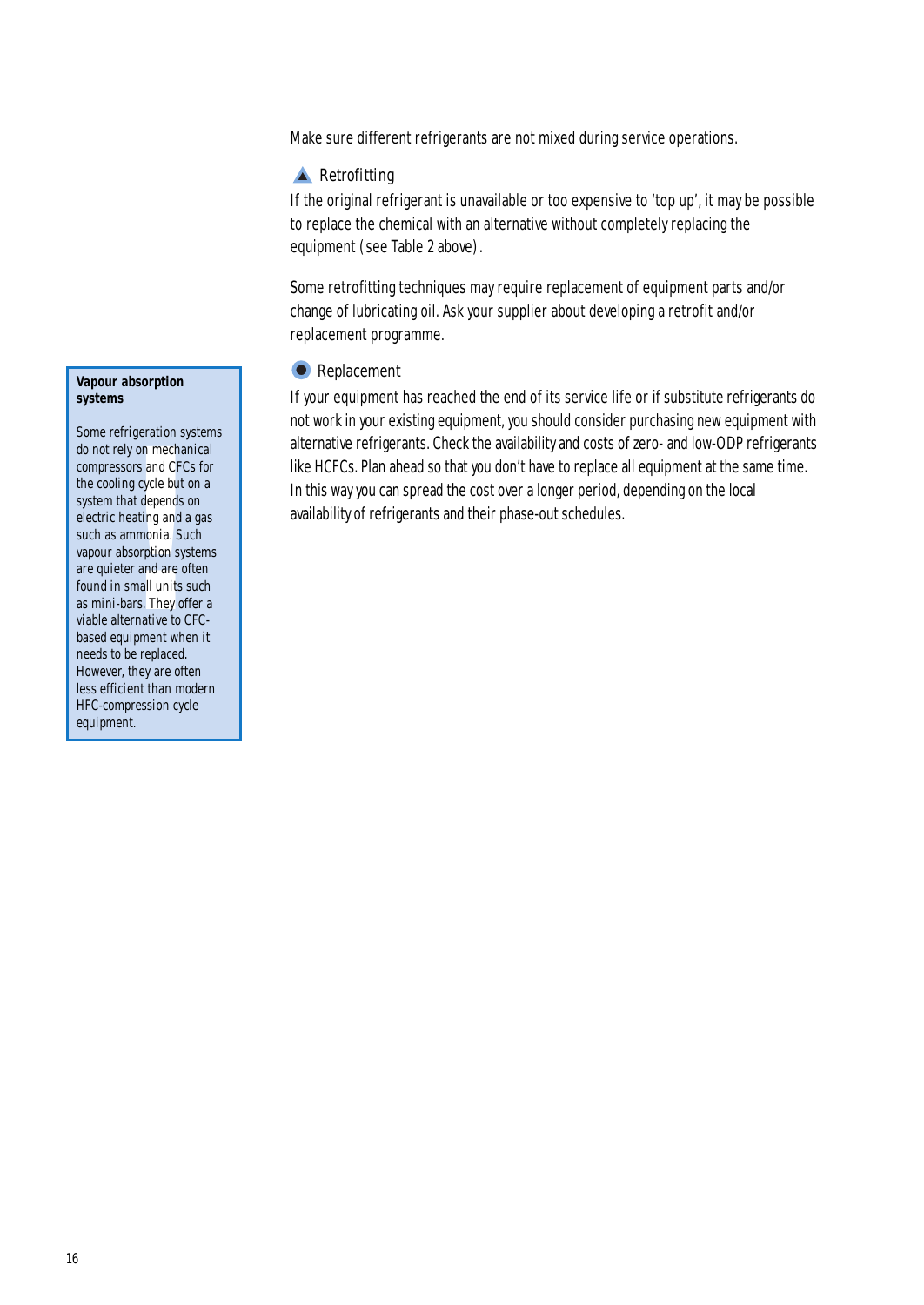Make sure different refrigerants are not mixed during service operations.

### ▲ Retrofitting

If the original refrigerant is unavailable or too expensive to 'top up', it may be possible to replace the chemical with an alternative without completely replacing the equipment (see Table 2 above).

Some retrofitting techniques may require replacement of equipment parts and/or change of lubricating oil. Ask your supplier about developing a retrofit and/or replacement programme.

### ● Replacement

If your equipment has reached the end of its service life or if substitute refrigerants do not work in your existing equipment, you should consider purchasing new equipment with alternative refrigerants. Check the availability and costs of zero- and low-ODP refrigerants like HCFCs. Plan ahead so that you don't have to replace all equipment at the same time. In this way you can spread the cost over a longer period, depending on the local availability of refrigerants and their phase-out schedules.

> **Vapour absorption systems**
>
> Some refrigeration systems do not rely on mechanical compressors and CFCs for the cooling cycle but on a system that depends on electric heating and a gas such as ammonia. Such vapour absorption systems are quieter and are often found in small units such as mini-bars. They offer a viable alternative to CFC-based equipment when it needs to be replaced. However, they are often less efficient than modern HFC-compression cycle equipment.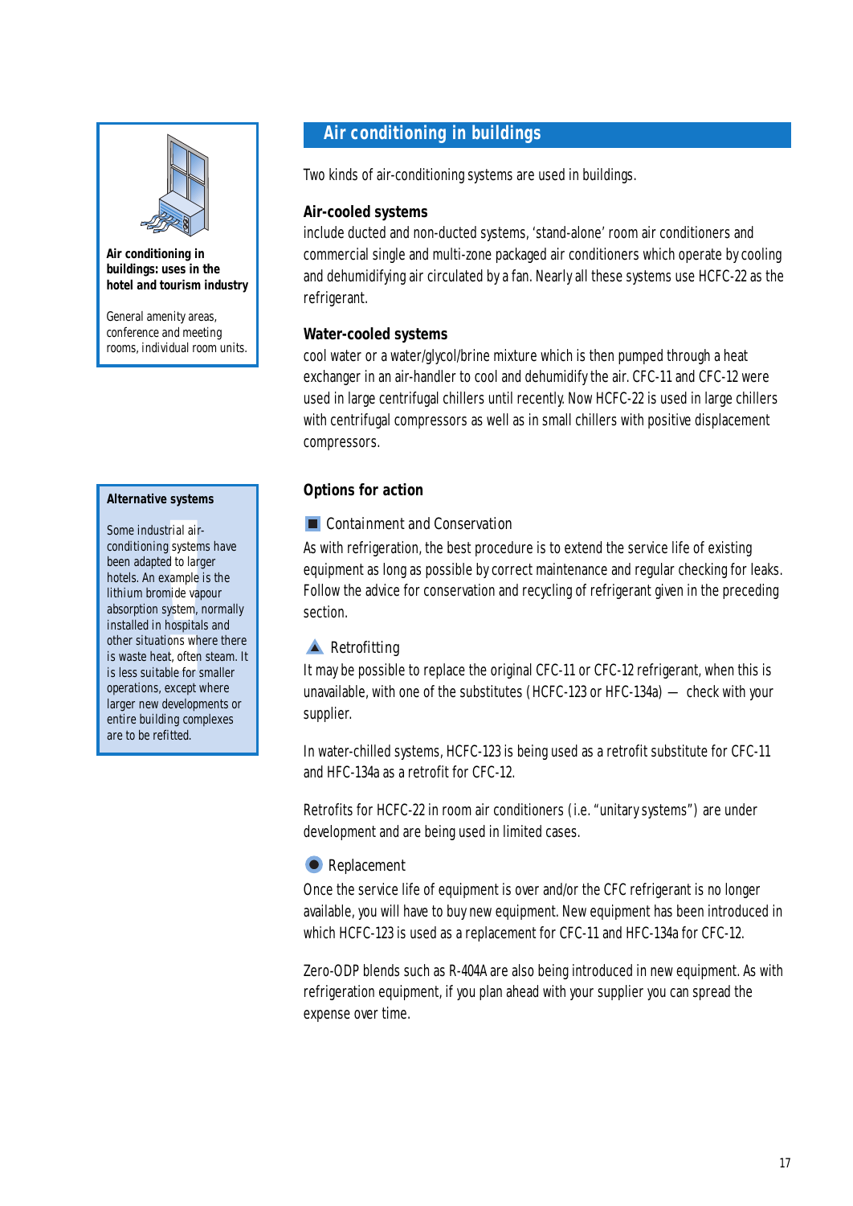**Air conditioning in buildings: uses in the hotel and tourism industry**

General amenity areas, conference and meeting rooms, individual room units.

## Air conditioning in buildings

Two kinds of air-conditioning systems are used in buildings.

### Air-cooled systems

include ducted and non-ducted systems, 'stand-alone' room air conditioners and commercial single and multi-zone packaged air conditioners which operate by cooling and dehumidifying air circulated by a fan. Nearly all these systems use HCFC-22 as the refrigerant.

### Water-cooled systems

cool water or a water/glycol/brine mixture which is then pumped through a heat exchanger in an air-handler to cool and dehumidify the air. CFC-11 and CFC-12 were used in large centrifugal chillers until recently. Now HCFC-22 is used in large chillers with centrifugal compressors as well as in small chillers with positive displacement compressors.

**Alternative systems**

Some industrial air-conditioning systems have been adapted to larger hotels. An example is the lithium bromide vapour absorption system, normally installed in hospitals and other situations where there is waste heat, often steam. It is less suitable for smaller operations, except where larger new developments or entire building complexes are to be refitted.

### Options for action

■ Containment and Conservation

As with refrigeration, the best procedure is to extend the service life of existing equipment as long as possible by correct maintenance and regular checking for leaks. Follow the advice for conservation and recycling of refrigerant given in the preceding section.

▲ Retrofitting

It may be possible to replace the original CFC-11 or CFC-12 refrigerant, when this is unavailable, with one of the substitutes (HCFC-123 or HFC-134a) — check with your supplier.

In water-chilled systems, HCFC-123 is being used as a retrofit substitute for CFC-11 and HFC-134a as a retrofit for CFC-12.

Retrofits for HCFC-22 in room air conditioners (i.e. "unitary systems") are under development and are being used in limited cases.

● Replacement

Once the service life of equipment is over and/or the CFC refrigerant is no longer available, you will have to buy new equipment. New equipment has been introduced in which HCFC-123 is used as a replacement for CFC-11 and HFC-134a for CFC-12.

Zero-ODP blends such as R-404A are also being introduced in new equipment. As with refrigeration equipment, if you plan ahead with your supplier you can spread the expense over time.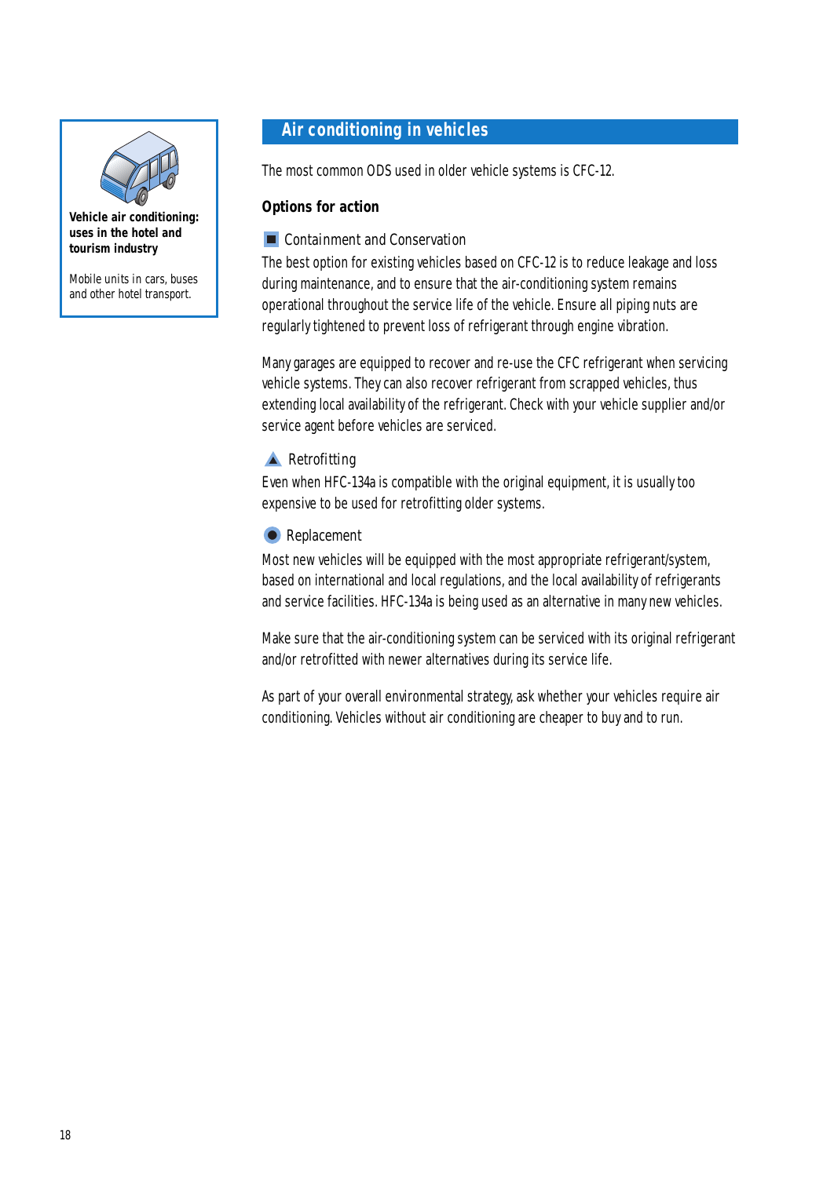**Vehicle air conditioning: uses in the hotel and tourism industry**

Mobile units in cars, buses and other hotel transport.

## Air conditioning in vehicles

The most common ODS used in older vehicle systems is CFC-12.

### Options for action

■ Containment and Conservation

The best option for existing vehicles based on CFC-12 is to reduce leakage and loss during maintenance, and to ensure that the air-conditioning system remains operational throughout the service life of the vehicle. Ensure all piping nuts are regularly tightened to prevent loss of refrigerant through engine vibration.

Many garages are equipped to recover and re-use the CFC refrigerant when servicing vehicle systems. They can also recover refrigerant from scrapped vehicles, thus extending local availability of the refrigerant. Check with your vehicle supplier and/or service agent before vehicles are serviced.

▲ Retrofitting

Even when HFC-134a is compatible with the original equipment, it is usually too expensive to be used for retrofitting older systems.

● Replacement

Most new vehicles will be equipped with the most appropriate refrigerant/system, based on international and local regulations, and the local availability of refrigerants and service facilities. HFC-134a is being used as an alternative in many new vehicles.

Make sure that the air-conditioning system can be serviced with its original refrigerant and/or retrofitted with newer alternatives during its service life.

As part of your overall environmental strategy, ask whether your vehicles require air conditioning. Vehicles without air conditioning are cheaper to buy and to run.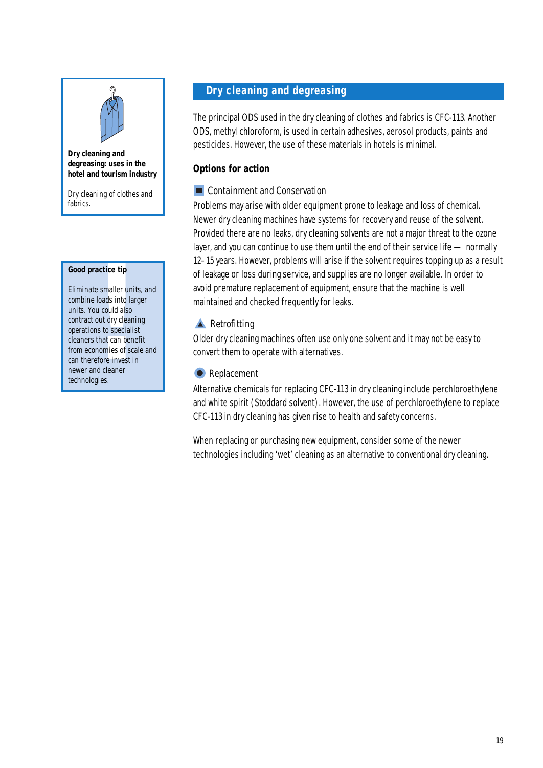## Dry cleaning and degreasing

**Dry cleaning and degreasing: uses in the hotel and tourism industry**

Dry cleaning of clothes and fabrics.

**Good practice tip**

Eliminate smaller units, and combine loads into larger units. You could also contract out dry cleaning operations to specialist cleaners that can benefit from economies of scale and can therefore invest in newer and cleaner technologies.

The principal ODS used in the dry cleaning of clothes and fabrics is CFC-113. Another ODS, methyl chloroform, is used in certain adhesives, aerosol products, paints and pesticides. However, the use of these materials in hotels is minimal.

### Options for action

#### Containment and Conservation

Problems may arise with older equipment prone to leakage and loss of chemical. Newer dry cleaning machines have systems for recovery and reuse of the solvent. Provided there are no leaks, dry cleaning solvents are not a major threat to the ozone layer, and you can continue to use them until the end of their service life — normally 12–15 years. However, problems will arise if the solvent requires topping up as a result of leakage or loss during service, and supplies are no longer available. In order to avoid premature replacement of equipment, ensure that the machine is well maintained and checked frequently for leaks.

#### Retrofitting

Older dry cleaning machines often use only one solvent and it may not be easy to convert them to operate with alternatives.

#### Replacement

Alternative chemicals for replacing CFC-113 in dry cleaning include perchloroethylene and white spirit (Stoddard solvent). However, the use of perchloroethylene to replace CFC-113 in dry cleaning has given rise to health and safety concerns.

When replacing or purchasing new equipment, consider some of the newer technologies including 'wet' cleaning as an alternative to conventional dry cleaning.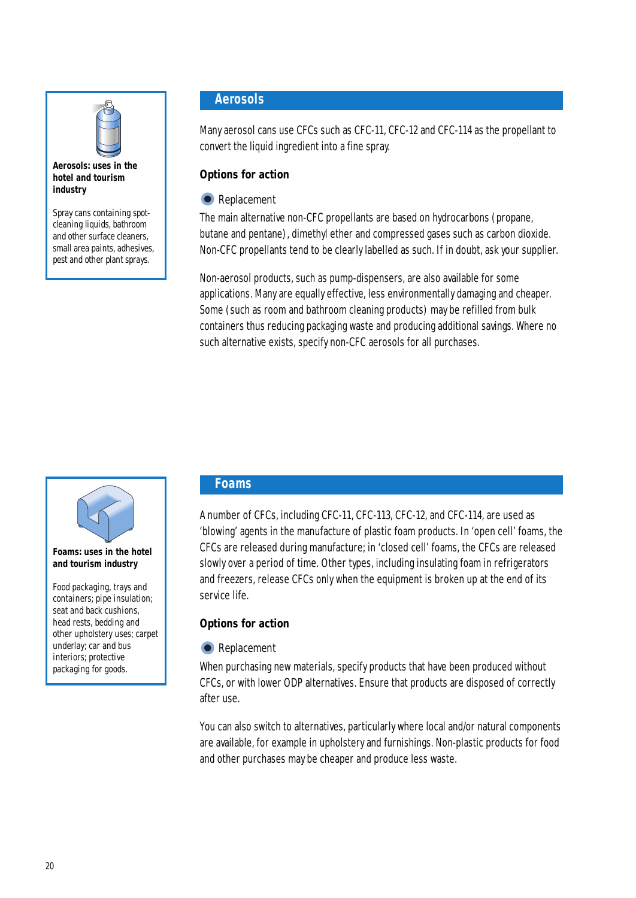**Aerosols: uses in the hotel and tourism industry**

Spray cans containing spot-cleaning liquids, bathroom and other surface cleaners, small area paints, adhesives, pest and other plant sprays.

## Aerosols

Many aerosol cans use CFCs such as CFC-11, CFC-12 and CFC-114 as the propellant to convert the liquid ingredient into a fine spray.

### Options for action

- Replacement

The main alternative non-CFC propellants are based on hydrocarbons (propane, butane and pentane), dimethyl ether and compressed gases such as carbon dioxide. Non-CFC propellants tend to be clearly labelled as such. If in doubt, ask your supplier.

Non-aerosol products, such as pump-dispensers, are also available for some applications. Many are equally effective, less environmentally damaging and cheaper. Some (such as room and bathroom cleaning products) may be refilled from bulk containers thus reducing packaging waste and producing additional savings. Where no such alternative exists, specify non-CFC aerosols for all purchases.

**Foams: uses in the hotel and tourism industry**

Food packaging, trays and containers; pipe insulation; seat and back cushions, head rests, bedding and other upholstery uses; carpet underlay; car and bus interiors; protective packaging for goods.

## Foams

A number of CFCs, including CFC-11, CFC-113, CFC-12, and CFC-114, are used as 'blowing' agents in the manufacture of plastic foam products. In 'open cell' foams, the CFCs are released during manufacture; in 'closed cell' foams, the CFCs are released slowly over a period of time. Other types, including insulating foam in refrigerators and freezers, release CFCs only when the equipment is broken up at the end of its service life.

### Options for action

- Replacement

When purchasing new materials, specify products that have been produced without CFCs, or with lower ODP alternatives. Ensure that products are disposed of correctly after use.

You can also switch to alternatives, particularly where local and/or natural components are available, for example in upholstery and furnishings. Non-plastic products for food and other purchases may be cheaper and produce less waste.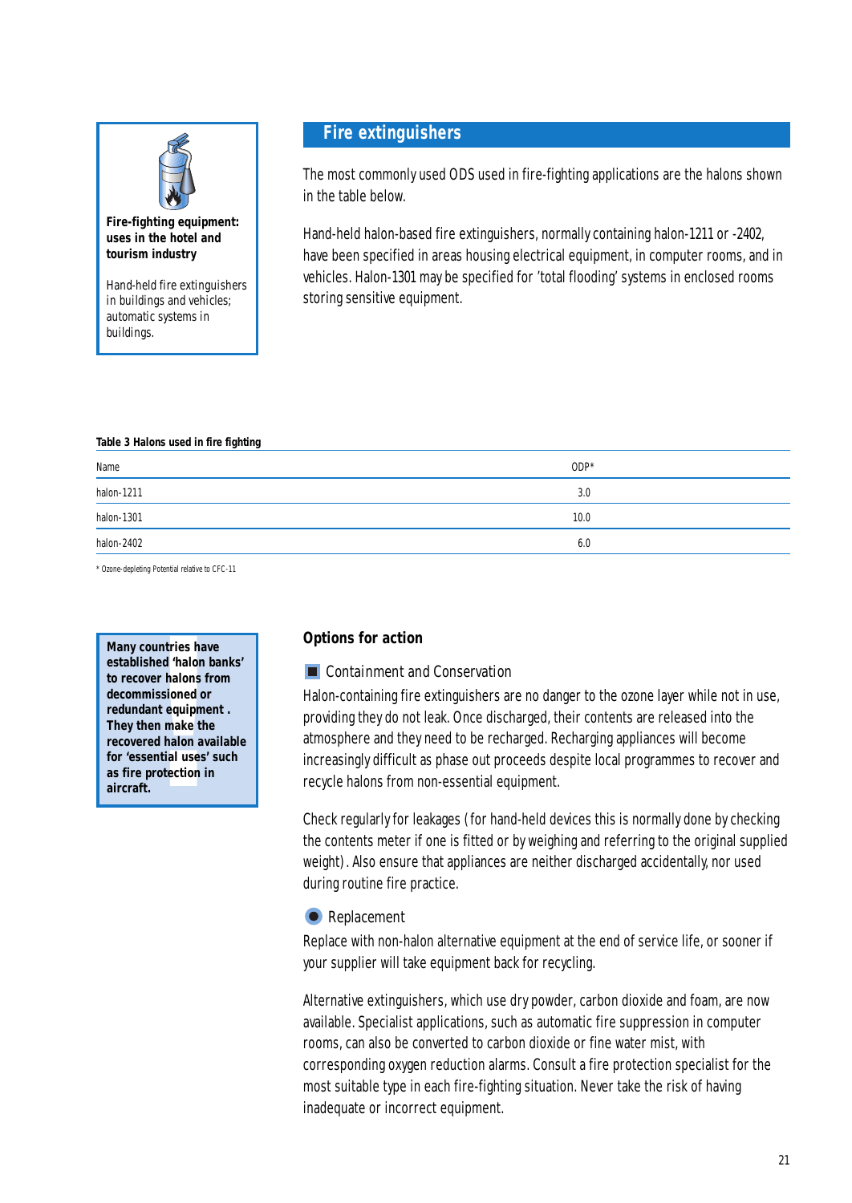**Fire-fighting equipment: uses in the hotel and tourism industry**

Hand-held fire extinguishers in buildings and vehicles; automatic systems in buildings.

## Fire extinguishers

The most commonly used ODS used in fire-fighting applications are the halons shown in the table below.

Hand-held halon-based fire extinguishers, normally containing halon-1211 or -2402, have been specified in areas housing electrical equipment, in computer rooms, and in vehicles. Halon-1301 may be specified for 'total flooding' systems in enclosed rooms storing sensitive equipment.

**Table 3 Halons used in fire fighting**

| Name | ODP* |
|---|---|
| halon-1211 | 3.0 |
| halon-1301 | 10.0 |
| halon-2402 | 6.0 |

* Ozone-depleting Potential relative to CFC-11

**Many countries have established 'halon banks' to recover halons from decommissioned or redundant equipment . They then make the recovered halon available for 'essential uses' such as fire protection in aircraft.**

### Options for action

#### Containment and Conservation

Halon-containing fire extinguishers are no danger to the ozone layer while not in use, providing they do not leak. Once discharged, their contents are released into the atmosphere and they need to be recharged. Recharging appliances will become increasingly difficult as phase out proceeds despite local programmes to recover and recycle halons from non-essential equipment.

Check regularly for leakages (for hand-held devices this is normally done by checking the contents meter if one is fitted or by weighing and referring to the original supplied weight). Also ensure that appliances are neither discharged accidentally, nor used during routine fire practice.

#### Replacement

Replace with non-halon alternative equipment at the end of service life, or sooner if your supplier will take equipment back for recycling.

Alternative extinguishers, which use dry powder, carbon dioxide and foam, are now available. Specialist applications, such as automatic fire suppression in computer rooms, can also be converted to carbon dioxide or fine water mist, with corresponding oxygen reduction alarms. Consult a fire protection specialist for the most suitable type in each fire-fighting situation. Never take the risk of having inadequate or incorrect equipment.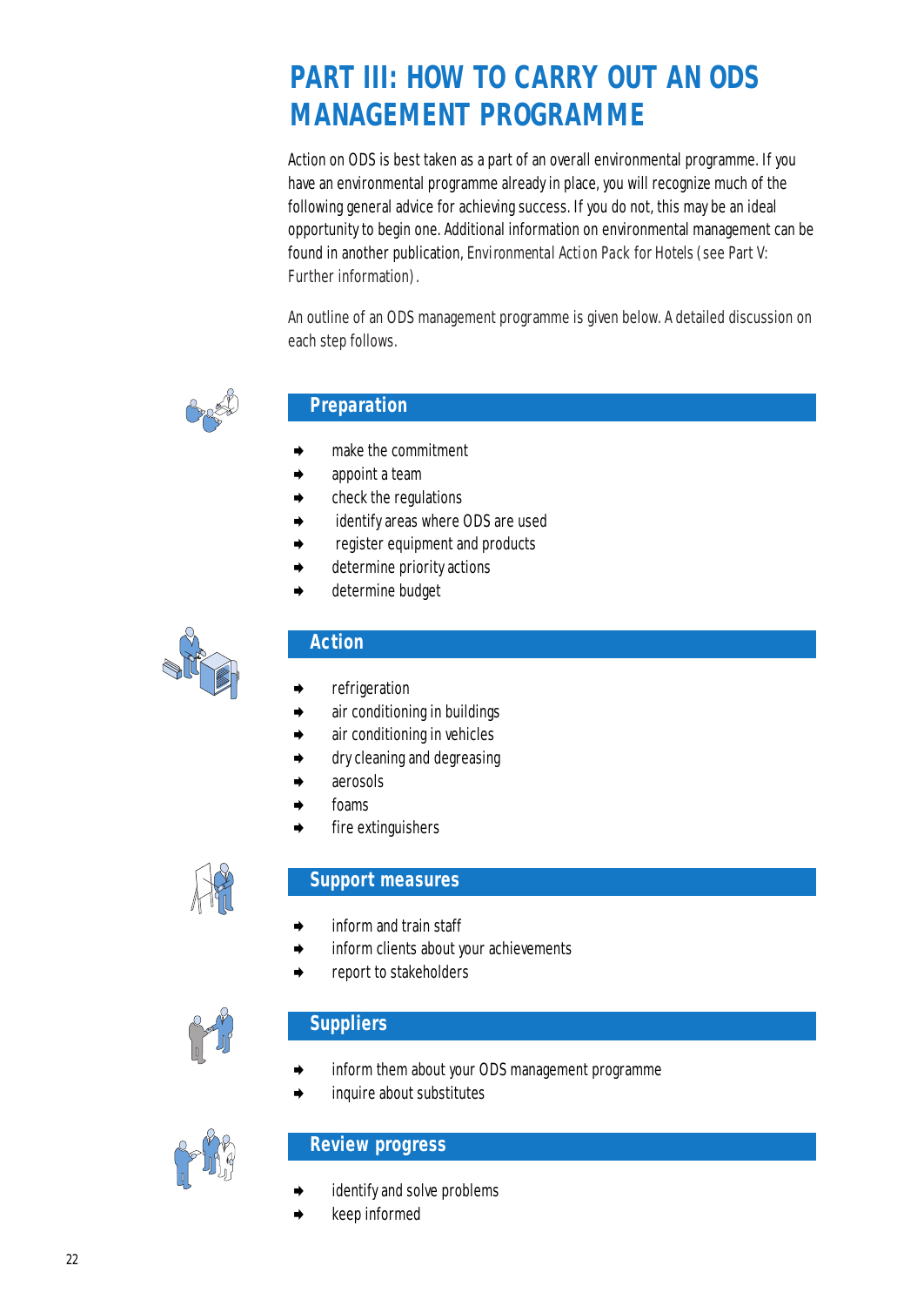# PART III: HOW TO CARRY OUT AN ODS MANAGEMENT PROGRAMME

Action on ODS is best taken as a part of an overall environmental programme. If you have an environmental programme already in place, you will recognize much of the following general advice for achieving success. If you do not, this may be an ideal opportunity to begin one. Additional information on environmental management can be found in another publication, *Environmental Action Pack for Hotels* (see Part V: Further information).

An outline of an ODS management programme is given below. A detailed discussion on each step follows.

## Preparation

- make the commitment
- appoint a team
- check the regulations
- identify areas where ODS are used
- register equipment and products
- determine priority actions
- determine budget

## Action

- refrigeration
- air conditioning in buildings
- air conditioning in vehicles
- dry cleaning and degreasing
- aerosols
- foams
- fire extinguishers

## Support measures

- inform and train staff
- inform clients about your achievements
- report to stakeholders

## Suppliers

- inform them about your ODS management programme
- inquire about substitutes

## Review progress

- identify and solve problems
- keep informed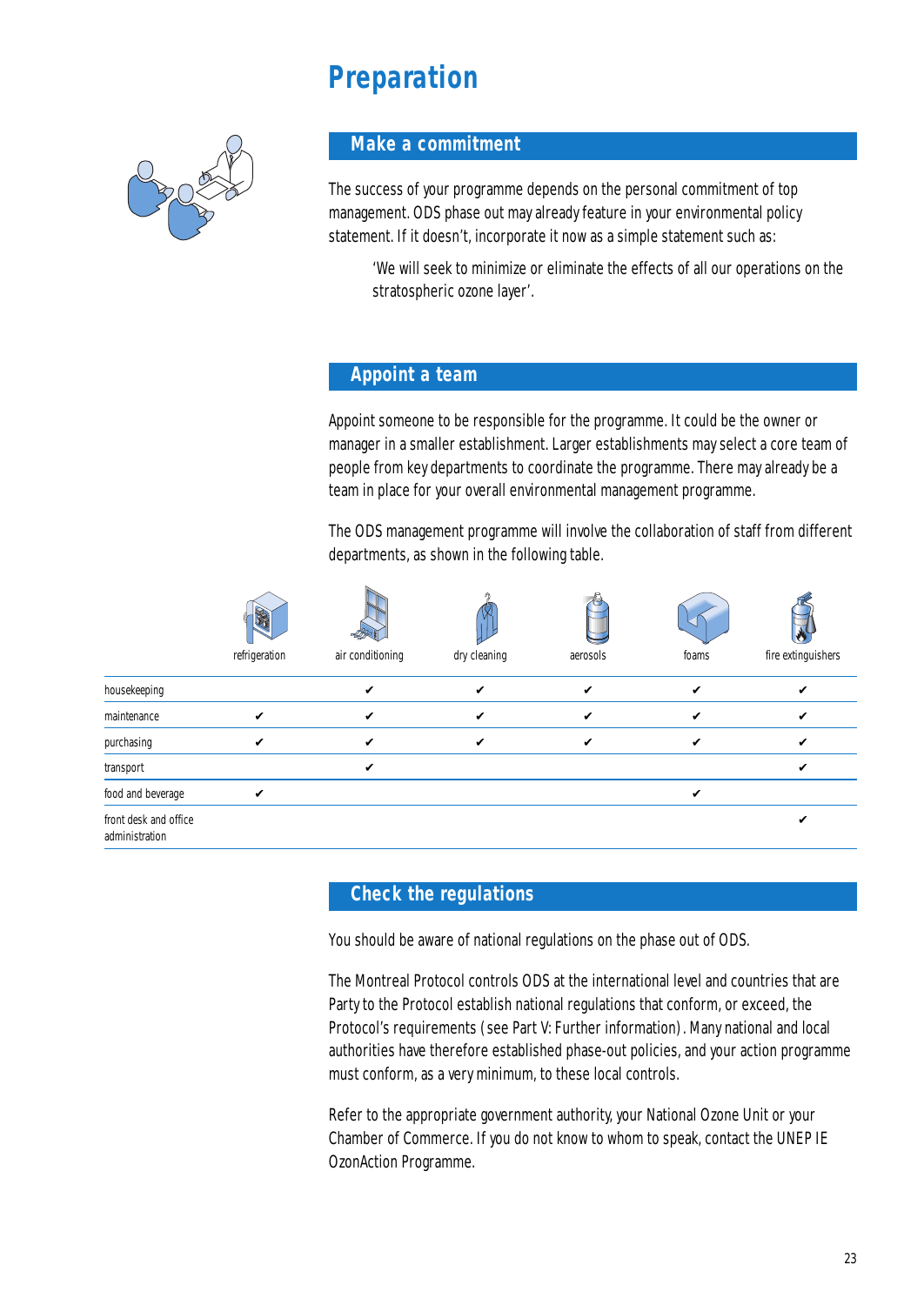# Preparation

## Make a commitment

The success of your programme depends on the personal commitment of top management. ODS phase out may already feature in your environmental policy statement. If it doesn't, incorporate it now as a simple statement such as:

> 'We will seek to minimize or eliminate the effects of all our operations on the stratospheric ozone layer'.

## Appoint a team

Appoint someone to be responsible for the programme. It could be the owner or manager in a smaller establishment. Larger establishments may select a core team of people from key departments to coordinate the programme. There may already be a team in place for your overall environmental management programme.

The ODS management programme will involve the collaboration of staff from different departments, as shown in the following table.

| | refrigeration | air conditioning | dry cleaning | aerosols | foams | fire extinguishers |
|---|---|---|---|---|---|---|
| housekeeping | | ✔ | ✔ | ✔ | ✔ | ✔ |
| maintenance | ✔ | ✔ | ✔ | ✔ | ✔ | ✔ |
| purchasing | ✔ | ✔ | ✔ | ✔ | ✔ | ✔ |
| transport | | ✔ | | | | ✔ |
| food and beverage | ✔ | | | | ✔ | |
| front desk and office administration | | | | | | ✔ |

## Check the regulations

You should be aware of national regulations on the phase out of ODS.

The Montreal Protocol controls ODS at the international level and countries that are Party to the Protocol establish national regulations that conform, or exceed, the Protocol's requirements (see Part V: Further information). Many national and local authorities have therefore established phase-out policies, and your action programme must conform, as a very minimum, to these local controls.

Refer to the appropriate government authority, your National Ozone Unit or your Chamber of Commerce. If you do not know to whom to speak, contact the UNEP IE OzonAction Programme.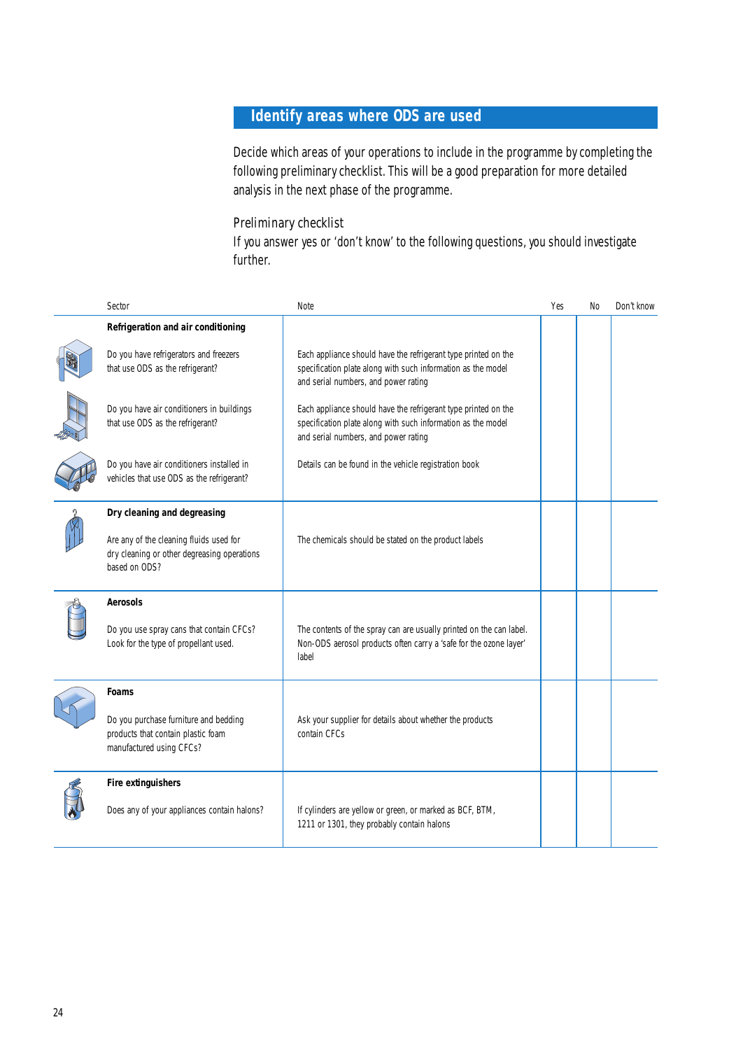## Identify areas where ODS are used

Decide which areas of your operations to include in the programme by completing the following preliminary checklist. This will be a good preparation for more detailed analysis in the next phase of the programme.

Preliminary checklist

If you answer yes or 'don't know' to the following questions, you should investigate further.

| Sector | Note | Yes | No | Don't know |
|---|---|---|---|---|
| **Refrigeration and air conditioning** | | | | |
| Do you have refrigerators and freezers that use ODS as the refrigerant? | Each appliance should have the refrigerant type printed on the specification plate along with such information as the model and serial numbers, and power rating | | | |
| Do you have air conditioners in buildings that use ODS as the refrigerant? | Each appliance should have the refrigerant type printed on the specification plate along with such information as the model and serial numbers, and power rating | | | |
| Do you have air conditioners installed in vehicles that use ODS as the refrigerant? | Details can be found in the vehicle registration book | | | |
| **Dry cleaning and degreasing** | | | | |
| Are any of the cleaning fluids used for dry cleaning or other degreasing operations based on ODS? | The chemicals should be stated on the product labels | | | |
| **Aerosols** | | | | |
| Do you use spray cans that contain CFCs? Look for the type of propellant used. | The contents of the spray can are usually printed on the can label. Non-ODS aerosol products often carry a 'safe for the ozone layer' label | | | |
| **Foams** | | | | |
| Do you purchase furniture and bedding products that contain plastic foam manufactured using CFCs? | Ask your supplier for details about whether the products contain CFCs | | | |
| **Fire extinguishers** | | | | |
| Does any of your appliances contain halons? | If cylinders are yellow or green, or marked as BCF, BTM, 1211 or 1301, they probably contain halons | | | |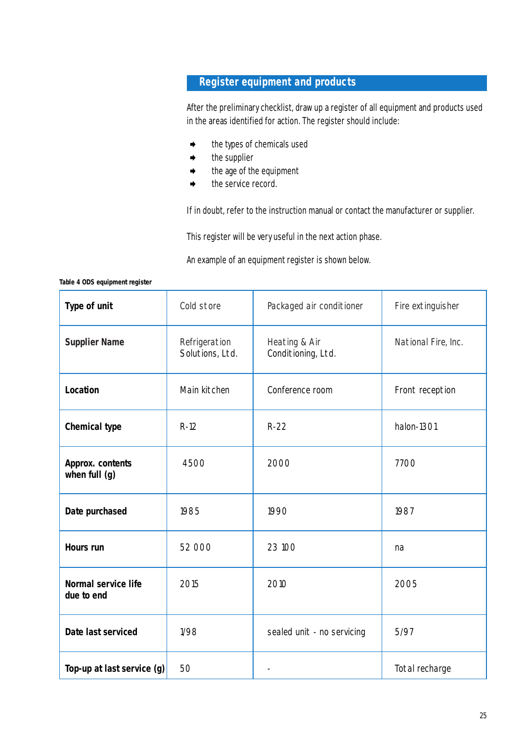## Register equipment and products

After the preliminary checklist, draw up a register of all equipment and products used in the areas identified for action. The register should include:

- the types of chemicals used
- the supplier
- the age of the equipment
- the service record.

If in doubt, refer to the instruction manual or contact the manufacturer or supplier.

This register will be very useful in the next action phase.

An example of an equipment register is shown below.

**Table 4 ODS equipment register**

| **Type of unit** | Cold store | Packaged air conditioner | Fire extinguisher |
|---|---|---|---|
| **Supplier Name** | Refrigeration Solutions, Ltd. | Heating & Air Conditioning, Ltd. | National Fire, Inc. |
| **Location** | Main kitchen | Conference room | Front reception |
| **Chemical type** | R-12 | R-22 | halon-1301 |
| **Approx. contents when full (g)** | 4500 | 2000 | 7700 |
| **Date purchased** | 1985 | 1990 | 1987 |
| **Hours run** | 52 000 | 23 100 | na |
| **Normal service life due to end** | 2015 | 2010 | 2005 |
| **Date last serviced** | 1/98 | sealed unit - no servicing | 5/97 |
| **Top-up at last service (g)** | 50 | - | Total recharge |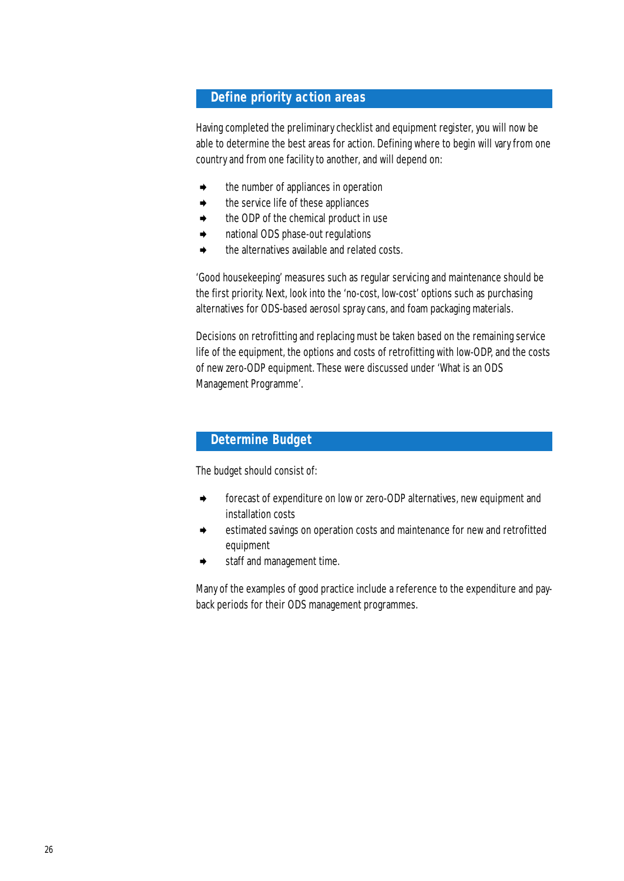## Define priority action areas

Having completed the preliminary checklist and equipment register, you will now be able to determine the best areas for action. Defining where to begin will vary from one country and from one facility to another, and will depend on:

- the number of appliances in operation
- the service life of these appliances
- the ODP of the chemical product in use
- national ODS phase-out regulations
- the alternatives available and related costs.

'Good housekeeping' measures such as regular servicing and maintenance should be the first priority. Next, look into the 'no-cost, low-cost' options such as purchasing alternatives for ODS-based aerosol spray cans, and foam packaging materials.

Decisions on retrofitting and replacing must be taken based on the remaining service life of the equipment, the options and costs of retrofitting with low-ODP, and the costs of new zero-ODP equipment. These were discussed under 'What is an ODS Management Programme'.

## Determine Budget

The budget should consist of:

- forecast of expenditure on low or zero-ODP alternatives, new equipment and installation costs
- estimated savings on operation costs and maintenance for new and retrofitted equipment
- staff and management time.

Many of the examples of good practice include a reference to the expenditure and pay-back periods for their ODS management programmes.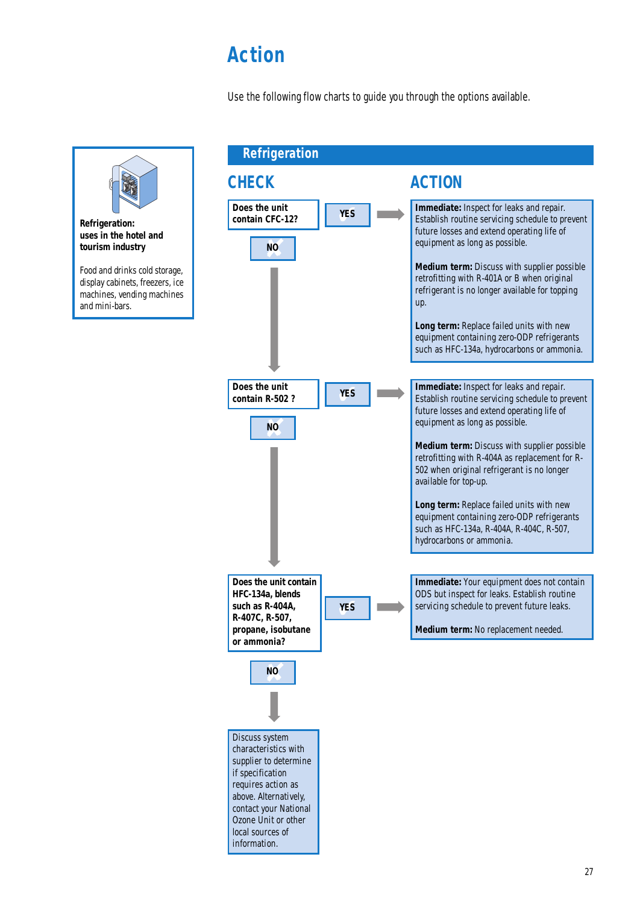# Action

Use the following flow charts to guide you through the options available.

**Refrigeration:**
**uses in the hotel and tourism industry**

Food and drinks cold storage, display cabinets, freezers, ice machines, vending machines and mini-bars.

## Refrigeration

### CHECK

**Does the unit contain CFC-12?**

**YES** →

### ACTION

**Immediate:** Inspect for leaks and repair. Establish routine servicing schedule to prevent future losses and extend operating life of equipment as long as possible.

**Medium term:** Discuss with supplier possible retrofitting with R-401A or B when original refrigerant is no longer available for topping up.

**Long term:** Replace failed units with new equipment containing zero-ODP refrigerants such as HFC-134a, hydrocarbons or ammonia.

**NO** ↓

**Does the unit contain R-502 ?**

**YES** →

**Immediate:** Inspect for leaks and repair. Establish routine servicing schedule to prevent future losses and extend operating life of equipment as long as possible.

**Medium term:** Discuss with supplier possible retrofitting with R-404A as replacement for R-502 when original refrigerant is no longer available for top-up.

**Long term:** Replace failed units with new equipment containing zero-ODP refrigerants such as HFC-134a, R-404A, R-404C, R-507, hydrocarbons or ammonia.

**NO** ↓

**Does the unit contain HFC-134a, blends such as R-404A, R-407C, R-507, propane, isobutane or ammonia?**

**YES** →

**Immediate:** Your equipment does not contain ODS but inspect for leaks. Establish routine servicing schedule to prevent future leaks.

**Medium term:** No replacement needed.

**NO** ↓

Discuss system characteristics with supplier to determine if specification requires action as above. Alternatively, contact your National Ozone Unit or other local sources of information.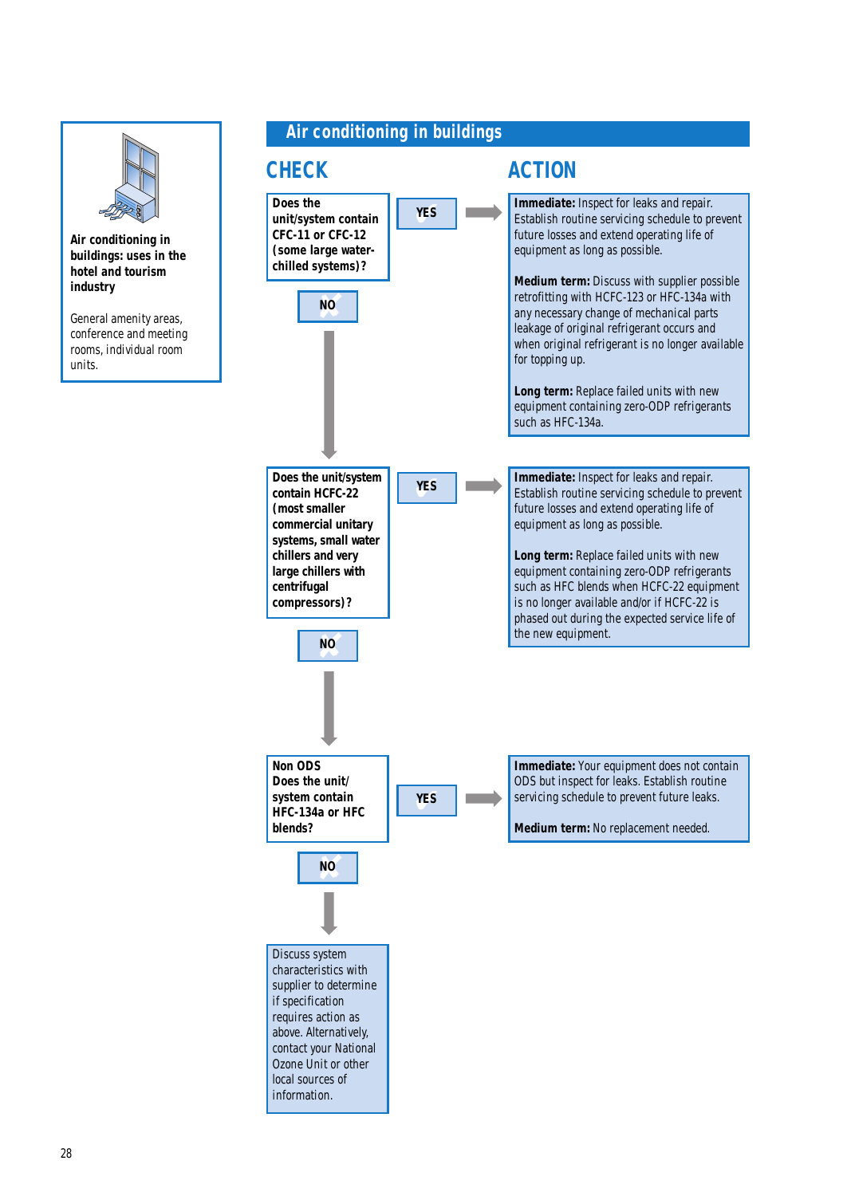**Air conditioning in buildings: uses in the hotel and tourism industry**

General amenity areas, conference and meeting rooms, individual room units.

## Air conditioning in buildings

| CHECK | | ACTION |
|---|---|---|
| **Does the unit/system contain CFC-11 or CFC-12 (some large water-chilled systems)?** | **YES** → | **Immediate:** Inspect for leaks and repair. Establish routine servicing schedule to prevent future losses and extend operating life of equipment as long as possible.<br><br>**Medium term:** Discuss with supplier possible retrofitting with HCFC-123 or HFC-134a with any necessary change of mechanical parts leakage of original refrigerant occurs and when original refrigerant is no longer available for topping up.<br><br>**Long term:** Replace failed units with new equipment containing zero-ODP refrigerants such as HFC-134a. |
| **NO** ↓ | | |
| **Does the unit/system contain HCFC-22 (most smaller commercial unitary systems, small water chillers and very large chillers with centrifugal compressors)?** | **YES** → | **Immediate:** Inspect for leaks and repair. Establish routine servicing schedule to prevent future losses and extend operating life of equipment as long as possible.<br><br>**Long term:** Replace failed units with new equipment containing zero-ODP refrigerants such as HFC blends when HCFC-22 equipment is no longer available and/or if HCFC-22 is phased out during the expected service life of the new equipment. |
| **NO** ↓ | | |
| **Non ODS Does the unit/ system contain HFC-134a or HFC blends?** | **YES** → | **Immediate:** Your equipment does not contain ODS but inspect for leaks. Establish routine servicing schedule to prevent future leaks.<br><br>**Medium term:** No replacement needed. |
| **NO** ↓ | | |
| Discuss system characteristics with supplier to determine if specification requires action as above. Alternatively, contact your National Ozone Unit or other local sources of information. | | |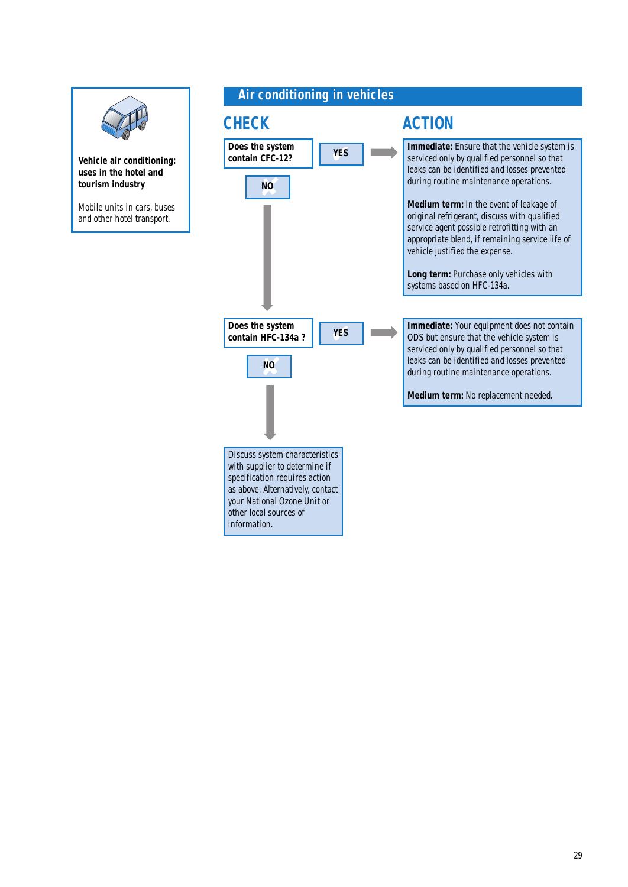**Vehicle air conditioning: uses in the hotel and tourism industry**

Mobile units in cars, buses and other hotel transport.

## Air conditioning in vehicles

### CHECK

**Does the system contain CFC-12?**

**YES** →

### ACTION

**Immediate:** Ensure that the vehicle system is serviced only by qualified personnel so that leaks can be identified and losses prevented during routine maintenance operations.

**Medium term:** In the event of leakage of original refrigerant, discuss with qualified service agent possible retrofitting with an appropriate blend, if remaining service life of vehicle justified the expense.

**Long term:** Purchase only vehicles with systems based on HFC-134a.

**NO** ↓

**Does the system contain HFC-134a ?**

**YES** →

**Immediate:** Your equipment does not contain ODS but ensure that the vehicle system is serviced only by qualified personnel so that leaks can be identified and losses prevented during routine maintenance operations.

**Medium term:** No replacement needed.

**NO** ↓

Discuss system characteristics with supplier to determine if specification requires action as above. Alternatively, contact your National Ozone Unit or other local sources of information.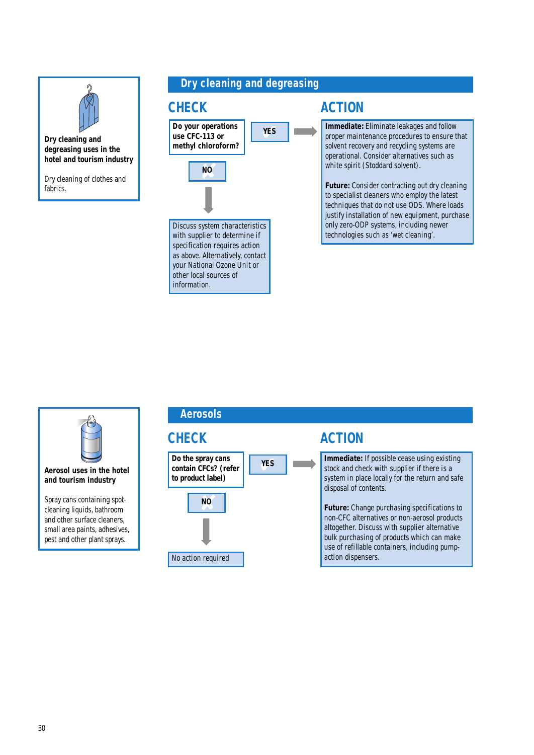**Dry cleaning and degreasing uses in the hotel and tourism industry**

Dry cleaning of clothes and fabrics.

## Dry cleaning and degreasing

### CHECK

**Do your operations use CFC-113 or methyl chloroform?**

**YES** → see ACTION

**NO** → Discuss system characteristics with supplier to determine if specification requires action as above. Alternatively, contact your National Ozone Unit or other local sources of information.

### ACTION

**Immediate:** Eliminate leakages and follow proper maintenance procedures to ensure that solvent recovery and recycling systems are operational. Consider alternatives such as white spirit (Stoddard solvent).

**Future:** Consider contracting out dry cleaning to specialist cleaners who employ the latest techniques that do not use ODS. Where loads justify installation of new equipment, purchase only zero-ODP systems, including newer technologies such as 'wet cleaning'.

**Aerosol uses in the hotel and tourism industry**

Spray cans containing spot-cleaning liquids, bathroom and other surface cleaners, small area paints, adhesives, pest and other plant sprays.

## Aerosols

### CHECK

**Do the spray cans contain CFCs? (refer to product label)**

**YES** → see ACTION

**NO** → No action required

### ACTION

**Immediate:** If possible cease using existing stock and check with supplier if there is a system in place locally for the return and safe disposal of contents.

**Future:** Change purchasing specifications to non-CFC alternatives or non-aerosol products altogether. Discuss with supplier alternative bulk purchasing of products which can make use of refillable containers, including pump-action dispensers.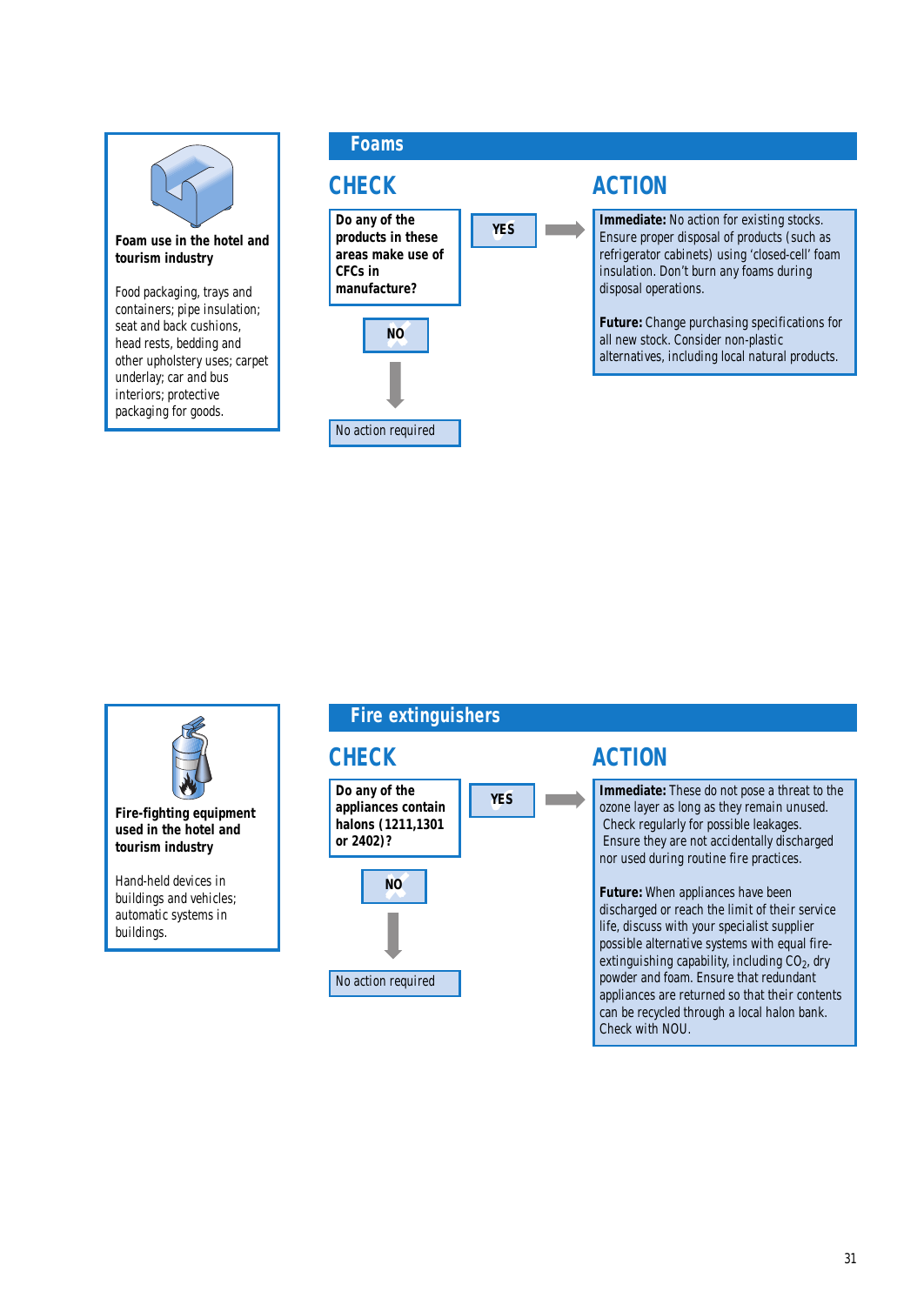**Foam use in the hotel and tourism industry**

Food packaging, trays and containers; pipe insulation; seat and back cushions, head rests, bedding and other upholstery uses; carpet underlay; car and bus interiors; protective packaging for goods.

## Foams

### CHECK

**Do any of the products in these areas make use of CFCs in manufacture?**

YES → see ACTION

NO → No action required

### ACTION

**Immediate:** No action for existing stocks. Ensure proper disposal of products (such as refrigerator cabinets) using 'closed-cell' foam insulation. Don't burn any foams during disposal operations.

**Future:** Change purchasing specifications for all new stock. Consider non-plastic alternatives, including local natural products.

**Fire-fighting equipment used in the hotel and tourism industry**

Hand-held devices in buildings and vehicles; automatic systems in buildings.

## Fire extinguishers

### CHECK

**Do any of the appliances contain halons (1211,1301 or 2402)?**

YES → see ACTION

NO → No action required

### ACTION

**Immediate:** These do not pose a threat to the ozone layer as long as they remain unused. Check regularly for possible leakages. Ensure they are not accidentally discharged nor used during routine fire practices.

**Future:** When appliances have been discharged or reach the limit of their service life, discuss with your specialist supplier possible alternative systems with equal fire-extinguishing capability, including $CO_2$, dry powder and foam. Ensure that redundant appliances are returned so that their contents can be recycled through a local halon bank. Check with NOU.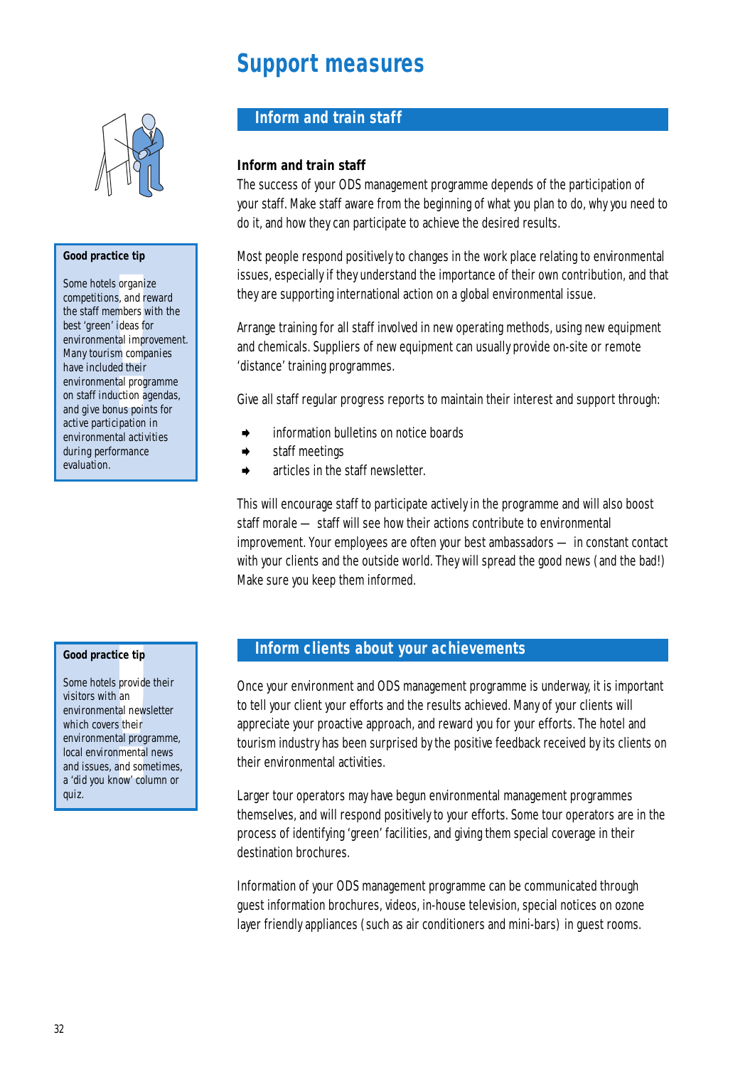# Support measures

## Inform and train staff

### Inform and train staff

The success of your ODS management programme depends of the participation of your staff. Make staff aware from the beginning of what you plan to do, why you need to do it, and how they can participate to achieve the desired results.

Most people respond positively to changes in the work place relating to environmental issues, especially if they understand the importance of their own contribution, and that they are supporting international action on a global environmental issue.

Arrange training for all staff involved in new operating methods, using new equipment and chemicals. Suppliers of new equipment can usually provide on-site or remote 'distance' training programmes.

Give all staff regular progress reports to maintain their interest and support through:

- information bulletins on notice boards
- staff meetings
- articles in the staff newsletter.

This will encourage staff to participate actively in the programme and will also boost staff morale — staff will see how their actions contribute to environmental improvement. Your employees are often your best ambassadors — in constant contact with your clients and the outside world. They will spread the good news (and the bad!) Make sure you keep them informed.

**Good practice tip**

Some hotels organize competitions, and reward the staff members with the best 'green' ideas for environmental improvement. Many tourism companies have included their environmental programme on staff induction agendas, and give bonus points for active participation in environmental activities during performance evaluation.

## Inform clients about your achievements

Once your environment and ODS management programme is underway, it is important to tell your client your efforts and the results achieved. Many of your clients will appreciate your proactive approach, and reward you for your efforts. The hotel and tourism industry has been surprised by the positive feedback received by its clients on their environmental activities.

Larger tour operators may have begun environmental management programmes themselves, and will respond positively to your efforts. Some tour operators are in the process of identifying 'green' facilities, and giving them special coverage in their destination brochures.

Information of your ODS management programme can be communicated through guest information brochures, videos, in-house television, special notices on ozone layer friendly appliances (such as air conditioners and mini-bars) in guest rooms.

**Good practice tip**

Some hotels provide their visitors with an environmental newsletter which covers their environmental programme, local environmental news and issues, and sometimes, a 'did you know' column or quiz.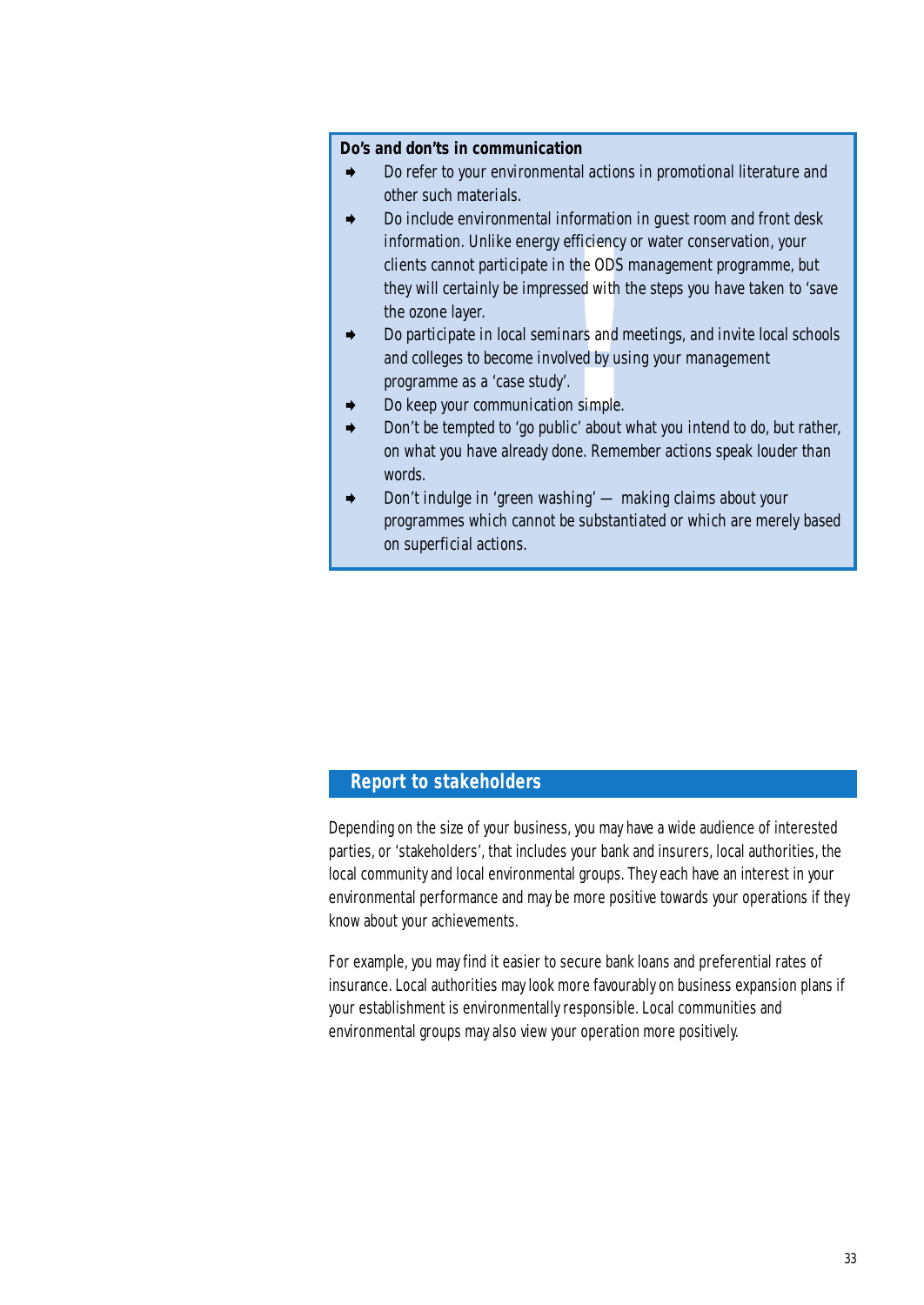**Do's and don'ts in communication**

- Do refer to your environmental actions in promotional literature and other such materials.
- Do include environmental information in guest room and front desk information. Unlike energy efficiency or water conservation, your clients cannot participate in the ODS management programme, but they will certainly be impressed with the steps you have taken to 'save the ozone layer.
- Do participate in local seminars and meetings, and invite local schools and colleges to become involved by using your management programme as a 'case study'.
- Do keep your communication simple.
- Don't be tempted to 'go public' about what you intend to do, but rather, on what you have already done. Remember actions speak louder than words.
- Don't indulge in 'green washing' — making claims about your programmes which cannot be substantiated or which are merely based on superficial actions.

## Report to stakeholders

Depending on the size of your business, you may have a wide audience of interested parties, or 'stakeholders', that includes your bank and insurers, local authorities, the local community and local environmental groups. They each have an interest in your environmental performance and may be more positive towards your operations if they know about your achievements.

For example, you may find it easier to secure bank loans and preferential rates of insurance. Local authorities may look more favourably on business expansion plans if your establishment is environmentally responsible. Local communities and environmental groups may also view your operation more positively.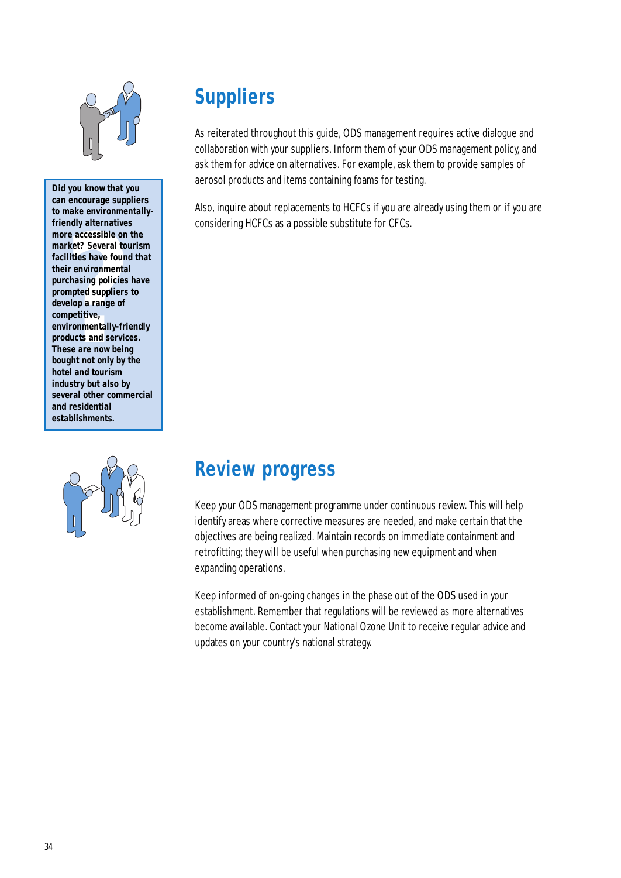## Suppliers

As reiterated throughout this guide, ODS management requires active dialogue and collaboration with your suppliers. Inform them of your ODS management policy, and ask them for advice on alternatives. For example, ask them to provide samples of aerosol products and items containing foams for testing.

Also, inquire about replacements to HCFCs if you are already using them or if you are considering HCFCs as a possible substitute for CFCs.

**Did you know that you can encourage suppliers to make environmentally-friendly alternatives more accessible on the market? Several tourism facilities have found that their environmental purchasing policies have prompted suppliers to develop a range of competitive, environmentally-friendly products and services. These are now being bought not only by the hotel and tourism industry but also by several other commercial and residential establishments.**

## Review progress

Keep your ODS management programme under continuous review. This will help identify areas where corrective measures are needed, and make certain that the objectives are being realized. Maintain records on immediate containment and retrofitting; they will be useful when purchasing new equipment and when expanding operations.

Keep informed of on-going changes in the phase out of the ODS used in your establishment. Remember that regulations will be reviewed as more alternatives become available. Contact your National Ozone Unit to receive regular advice and updates on your country's national strategy.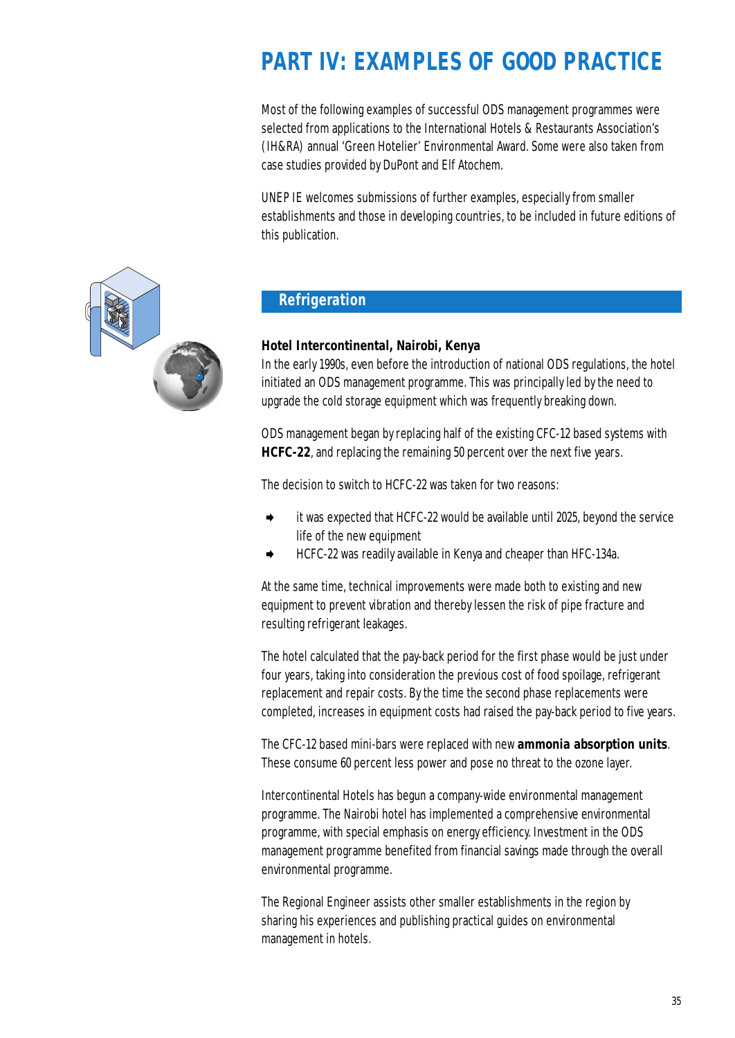# PART IV: EXAMPLES OF GOOD PRACTICE

Most of the following examples of successful ODS management programmes were selected from applications to the International Hotels & Restaurants Association's (IH&RA) annual 'Green Hotelier' Environmental Award. Some were also taken from case studies provided by DuPont and Elf Atochem.

UNEP IE welcomes submissions of further examples, especially from smaller establishments and those in developing countries, to be included in future editions of this publication.

## Refrigeration

**Hotel Intercontinental, Nairobi, Kenya**

In the early 1990s, even before the introduction of national ODS regulations, the hotel initiated an ODS management programme. This was principally led by the need to upgrade the cold storage equipment which was frequently breaking down.

ODS management began by replacing half of the existing CFC-12 based systems with **HCFC-22**, and replacing the remaining 50 percent over the next five years.

The decision to switch to HCFC-22 was taken for two reasons:

- it was expected that HCFC-22 would be available until 2025, beyond the service life of the new equipment
- HCFC-22 was readily available in Kenya and cheaper than HFC-134a.

At the same time, technical improvements were made both to existing and new equipment to prevent vibration and thereby lessen the risk of pipe fracture and resulting refrigerant leakages.

The hotel calculated that the pay-back period for the first phase would be just under four years, taking into consideration the previous cost of food spoilage, refrigerant replacement and repair costs. By the time the second phase replacements were completed, increases in equipment costs had raised the pay-back period to five years.

The CFC-12 based mini-bars were replaced with new **ammonia absorption units**. These consume 60 percent less power and pose no threat to the ozone layer.

Intercontinental Hotels has begun a company-wide environmental management programme. The Nairobi hotel has implemented a comprehensive environmental programme, with special emphasis on energy efficiency. Investment in the ODS management programme benefited from financial savings made through the overall environmental programme.

The Regional Engineer assists other smaller establishments in the region by sharing his experiences and publishing practical guides on environmental management in hotels.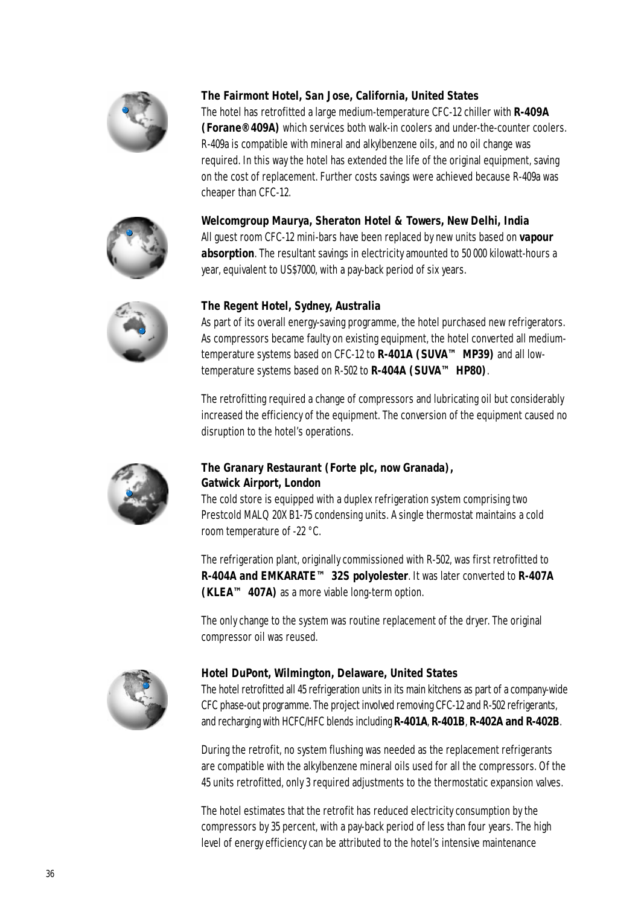**The Fairmont Hotel, San Jose, California, United States**

The hotel has retrofitted a large medium-temperature CFC-12 chiller with **R-409A (Forane® 409A)** which services both walk-in coolers and under-the-counter coolers. R-409a is compatible with mineral and alkylbenzene oils, and no oil change was required. In this way the hotel has extended the life of the original equipment, saving on the cost of replacement. Further costs savings were achieved because R-409a was cheaper than CFC-12.

**Welcomgroup Maurya, Sheraton Hotel & Towers, New Delhi, India**

All guest room CFC-12 mini-bars have been replaced by new units based on **vapour absorption**. The resultant savings in electricity amounted to 50 000 kilowatt-hours a year, equivalent to US$7000, with a pay-back period of six years.

**The Regent Hotel, Sydney, Australia**

As part of its overall energy-saving programme, the hotel purchased new refrigerators. As compressors became faulty on existing equipment, the hotel converted all medium-temperature systems based on CFC-12 to **R-401A (SUVA™ MP39)** and all low-temperature systems based on R-502 to **R-404A (SUVA™ HP80)**.

The retrofitting required a change of compressors and lubricating oil but considerably increased the efficiency of the equipment. The conversion of the equipment caused no disruption to the hotel's operations.

**The Granary Restaurant (Forte plc, now Granada), Gatwick Airport, London**

The cold store is equipped with a duplex refrigeration system comprising two Prestcold MALQ 20XB1-75 condensing units. A single thermostat maintains a cold room temperature of -22 °C.

The refrigeration plant, originally commissioned with R-502, was first retrofitted to **R-404A and EMKARATE™ 32S polyolester**. It was later converted to **R-407A (KLEA™ 407A)** as a more viable long-term option.

The only change to the system was routine replacement of the dryer. The original compressor oil was reused.

**Hotel DuPont, Wilmington, Delaware, United States**

The hotel retrofitted all 45 refrigeration units in its main kitchens as part of a company-wide CFC phase-out programme. The project involved removing CFC-12 and R-502 refrigerants, and recharging with HCFC/HFC blends including **R-401A**, **R-401B**, **R-402A and R-402B**.

During the retrofit, no system flushing was needed as the replacement refrigerants are compatible with the alkylbenzene mineral oils used for all the compressors. Of the 45 units retrofitted, only 3 required adjustments to the thermostatic expansion valves.

The hotel estimates that the retrofit has reduced electricity consumption by the compressors by 35 percent, with a pay-back period of less than four years. The high level of energy efficiency can be attributed to the hotel's intensive maintenance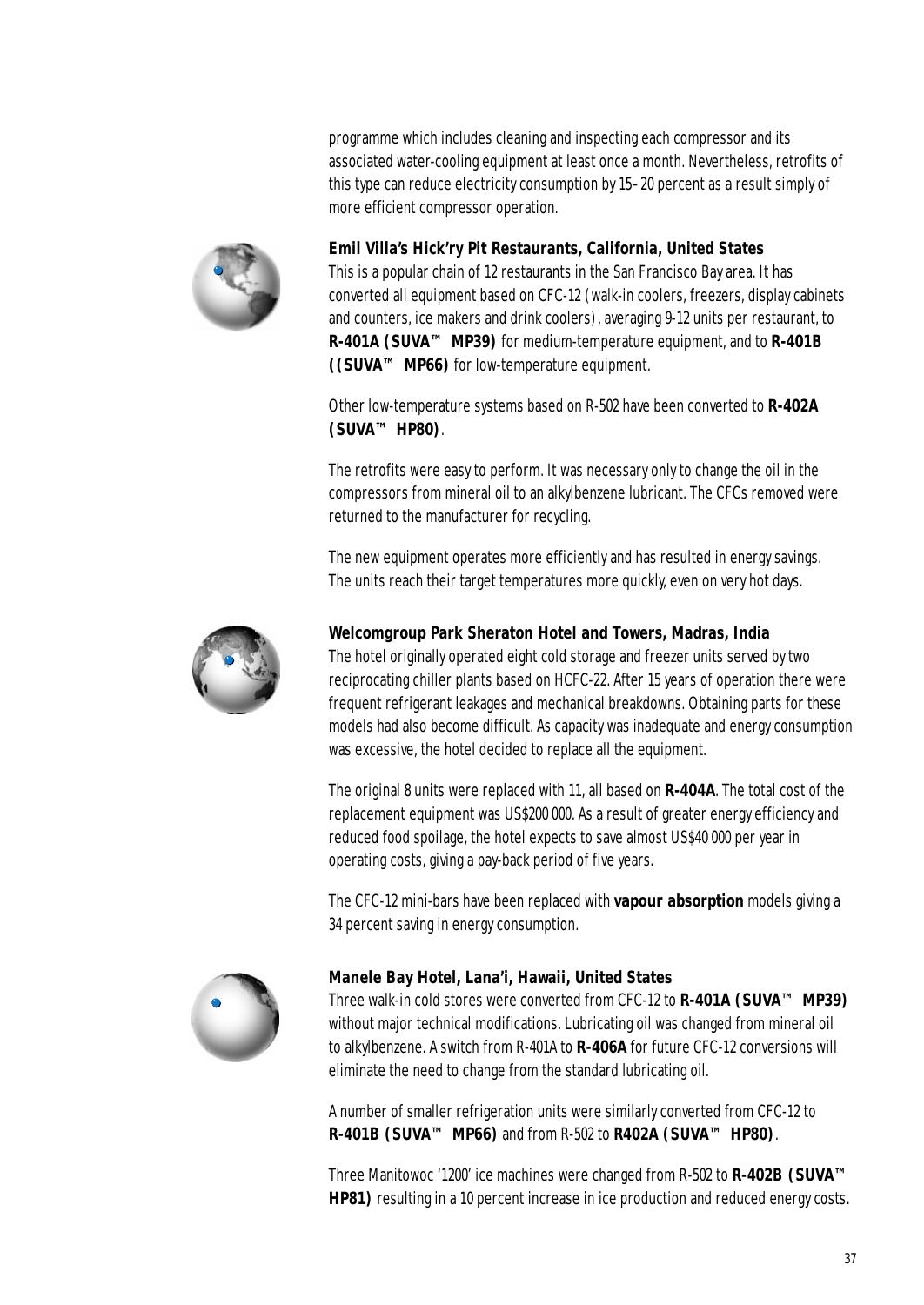programme which includes cleaning and inspecting each compressor and its associated water-cooling equipment at least once a month. Nevertheless, retrofits of this type can reduce electricity consumption by 15–20 percent as a result simply of more efficient compressor operation.

### Emil Villa's Hick'ry Pit Restaurants, California, United States

This is a popular chain of 12 restaurants in the San Francisco Bay area. It has converted all equipment based on CFC-12 (walk-in coolers, freezers, display cabinets and counters, ice makers and drink coolers), averaging 9-12 units per restaurant, to **R-401A (SUVA™ MP39)** for medium-temperature equipment, and to **R-401B ((SUVA™ MP66)** for low-temperature equipment.

Other low-temperature systems based on R-502 have been converted to **R-402A (SUVA™ HP80)**.

The retrofits were easy to perform. It was necessary only to change the oil in the compressors from mineral oil to an alkylbenzene lubricant. The CFCs removed were returned to the manufacturer for recycling.

The new equipment operates more efficiently and has resulted in energy savings. The units reach their target temperatures more quickly, even on very hot days.

### Welcomgroup Park Sheraton Hotel and Towers, Madras, India

The hotel originally operated eight cold storage and freezer units served by two reciprocating chiller plants based on HCFC-22. After 15 years of operation there were frequent refrigerant leakages and mechanical breakdowns. Obtaining parts for these models had also become difficult. As capacity was inadequate and energy consumption was excessive, the hotel decided to replace all the equipment.

The original 8 units were replaced with 11, all based on **R-404A**. The total cost of the replacement equipment was US$200 000. As a result of greater energy efficiency and reduced food spoilage, the hotel expects to save almost US$40 000 per year in operating costs, giving a pay-back period of five years.

The CFC-12 mini-bars have been replaced with **vapour absorption** models giving a 34 percent saving in energy consumption.

### Manele Bay Hotel, Lana'i, Hawaii, United States

Three walk-in cold stores were converted from CFC-12 to **R-401A (SUVA™ MP39)** without major technical modifications. Lubricating oil was changed from mineral oil to alkylbenzene. A switch from R-401A to **R-406A** for future CFC-12 conversions will eliminate the need to change from the standard lubricating oil.

A number of smaller refrigeration units were similarly converted from CFC-12 to **R-401B (SUVA™ MP66)** and from R-502 to **R402A (SUVA™ HP80)**.

Three Manitowoc '1200' ice machines were changed from R-502 to **R-402B (SUVA™ HP81)** resulting in a 10 percent increase in ice production and reduced energy costs.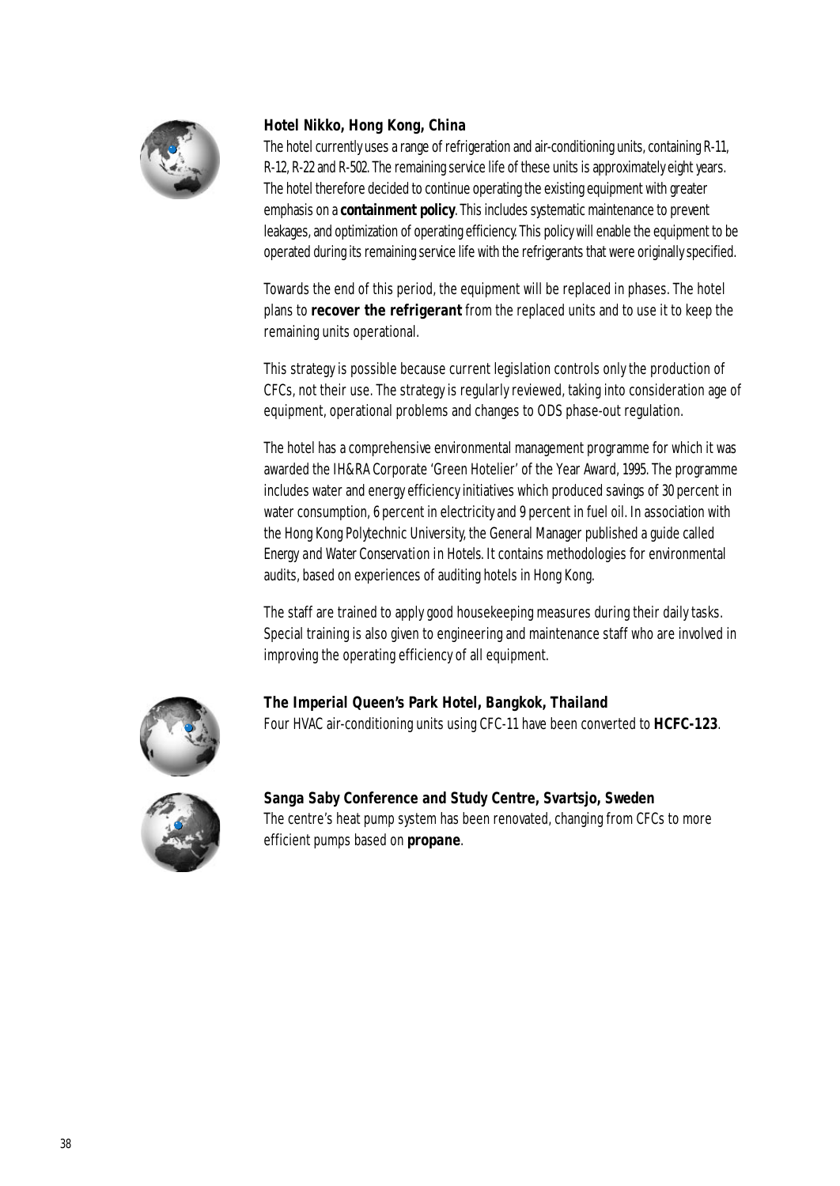### Hotel Nikko, Hong Kong, China

The hotel currently uses a range of refrigeration and air-conditioning units, containing R-11, R-12, R-22 and R-502. The remaining service life of these units is approximately eight years. The hotel therefore decided to continue operating the existing equipment with greater emphasis on a **containment policy**. This includes systematic maintenance to prevent leakages, and optimization of operating efficiency. This policy will enable the equipment to be operated during its remaining service life with the refrigerants that were originally specified.

Towards the end of this period, the equipment will be replaced in phases. The hotel plans to **recover the refrigerant** from the replaced units and to use it to keep the remaining units operational.

This strategy is possible because current legislation controls only the production of CFCs, not their use. The strategy is regularly reviewed, taking into consideration age of equipment, operational problems and changes to ODS phase-out regulation.

The hotel has a comprehensive environmental management programme for which it was awarded the IH&RA Corporate 'Green Hotelier' of the Year Award, 1995. The programme includes water and energy efficiency initiatives which produced savings of 30 percent in water consumption, 6 percent in electricity and 9 percent in fuel oil. In association with the Hong Kong Polytechnic University, the General Manager published a guide called *Energy and Water Conservation in Hotels*. It contains methodologies for environmental audits, based on experiences of auditing hotels in Hong Kong.

The staff are trained to apply good housekeeping measures during their daily tasks. Special training is also given to engineering and maintenance staff who are involved in improving the operating efficiency of all equipment.

### The Imperial Queen's Park Hotel, Bangkok, Thailand

Four HVAC air-conditioning units using CFC-11 have been converted to **HCFC-123**.

### Sanga Saby Conference and Study Centre, Svartsjo, Sweden

The centre's heat pump system has been renovated, changing from CFCs to more efficient pumps based on **propane**.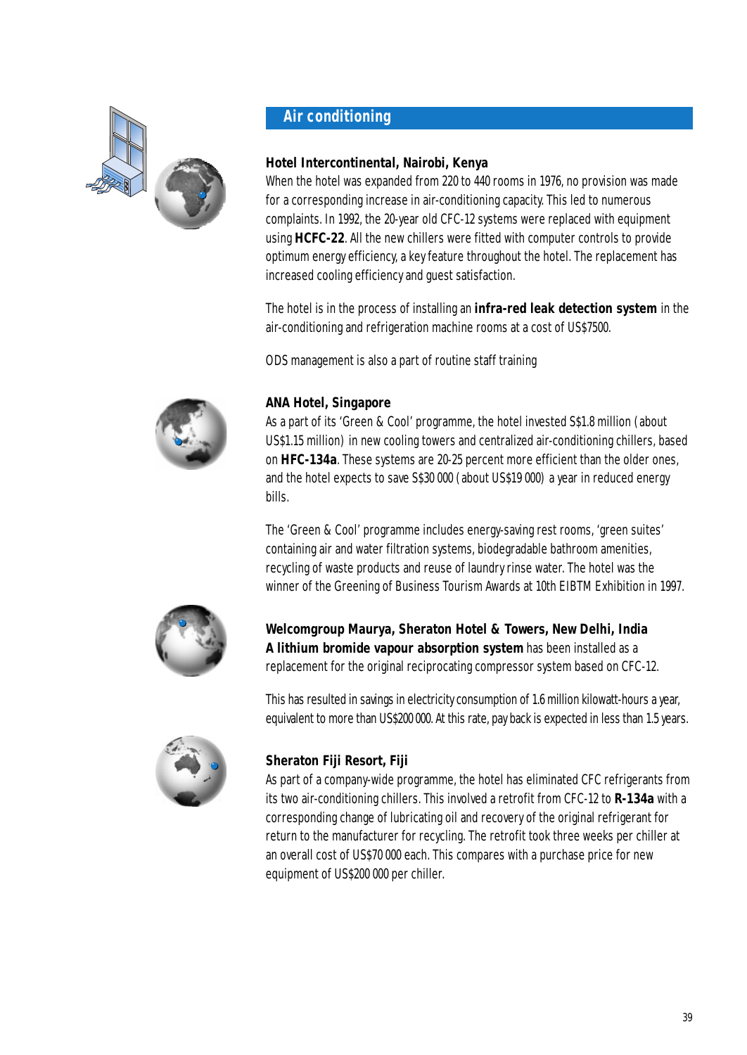## Air conditioning

### Hotel Intercontinental, Nairobi, Kenya

When the hotel was expanded from 220 to 440 rooms in 1976, no provision was made for a corresponding increase in air-conditioning capacity. This led to numerous complaints. In 1992, the 20-year old CFC-12 systems were replaced with equipment using **HCFC-22**. All the new chillers were fitted with computer controls to provide optimum energy efficiency, a key feature throughout the hotel. The replacement has increased cooling efficiency and guest satisfaction.

The hotel is in the process of installing an **infra-red leak detection system** in the air-conditioning and refrigeration machine rooms at a cost of US$7500.

ODS management is also a part of routine staff training

### ANA Hotel, Singapore

As a part of its 'Green & Cool' programme, the hotel invested S$1.8 million (about US$1.15 million) in new cooling towers and centralized air-conditioning chillers, based on **HFC-134a**. These systems are 20-25 percent more efficient than the older ones, and the hotel expects to save S$30 000 (about US$19 000) a year in reduced energy bills.

The 'Green & Cool' programme includes energy-saving rest rooms, 'green suites' containing air and water filtration systems, biodegradable bathroom amenities, recycling of waste products and reuse of laundry rinse water. The hotel was the winner of the Greening of Business Tourism Awards at 10th EIBTM Exhibition in 1997.

### Welcomgroup Maurya, Sheraton Hotel & Towers, New Delhi, India

**A lithium bromide vapour absorption system** has been installed as a replacement for the original reciprocating compressor system based on CFC-12.

This has resulted in savings in electricity consumption of 1.6 million kilowatt-hours a year, equivalent to more than US$200 000. At this rate, pay back is expected in less than 1.5 years.

### Sheraton Fiji Resort, Fiji

As part of a company-wide programme, the hotel has eliminated CFC refrigerants from its two air-conditioning chillers. This involved a retrofit from CFC-12 to **R-134a** with a corresponding change of lubricating oil and recovery of the original refrigerant for return to the manufacturer for recycling. The retrofit took three weeks per chiller at an overall cost of US$70 000 each. This compares with a purchase price for new equipment of US$200 000 per chiller.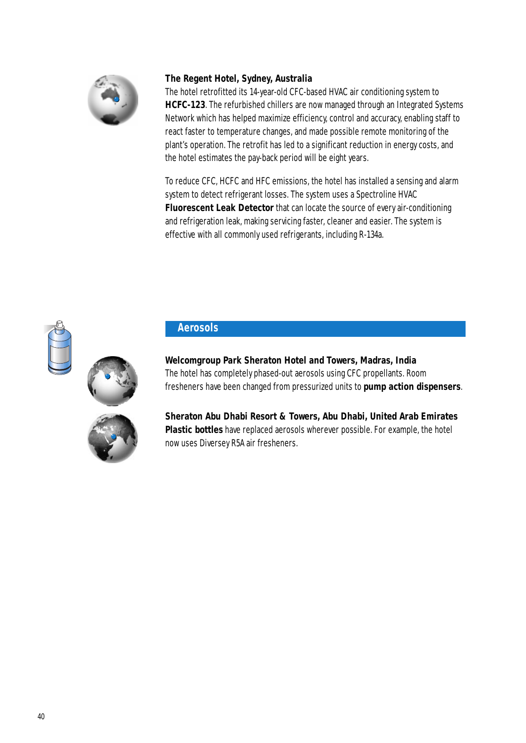**The Regent Hotel, Sydney, Australia**

The hotel retrofitted its 14-year-old CFC-based HVAC air conditioning system to **HCFC-123**. The refurbished chillers are now managed through an Integrated Systems Network which has helped maximize efficiency, control and accuracy, enabling staff to react faster to temperature changes, and made possible remote monitoring of the plant's operation. The retrofit has led to a significant reduction in energy costs, and the hotel estimates the pay-back period will be eight years.

To reduce CFC, HCFC and HFC emissions, the hotel has installed a sensing and alarm system to detect refrigerant losses. The system uses a Spectroline HVAC **Fluorescent Leak Detector** that can locate the source of every air-conditioning and refrigeration leak, making servicing faster, cleaner and easier. The system is effective with all commonly used refrigerants, including R-134a.

## Aerosols

**Welcomgroup Park Sheraton Hotel and Towers, Madras, India**

The hotel has completely phased-out aerosols using CFC propellants. Room fresheners have been changed from pressurized units to **pump action dispensers**.

**Sheraton Abu Dhabi Resort & Towers, Abu Dhabi, United Arab Emirates**

**Plastic bottles** have replaced aerosols wherever possible. For example, the hotel now uses Diversey R5A air fresheners.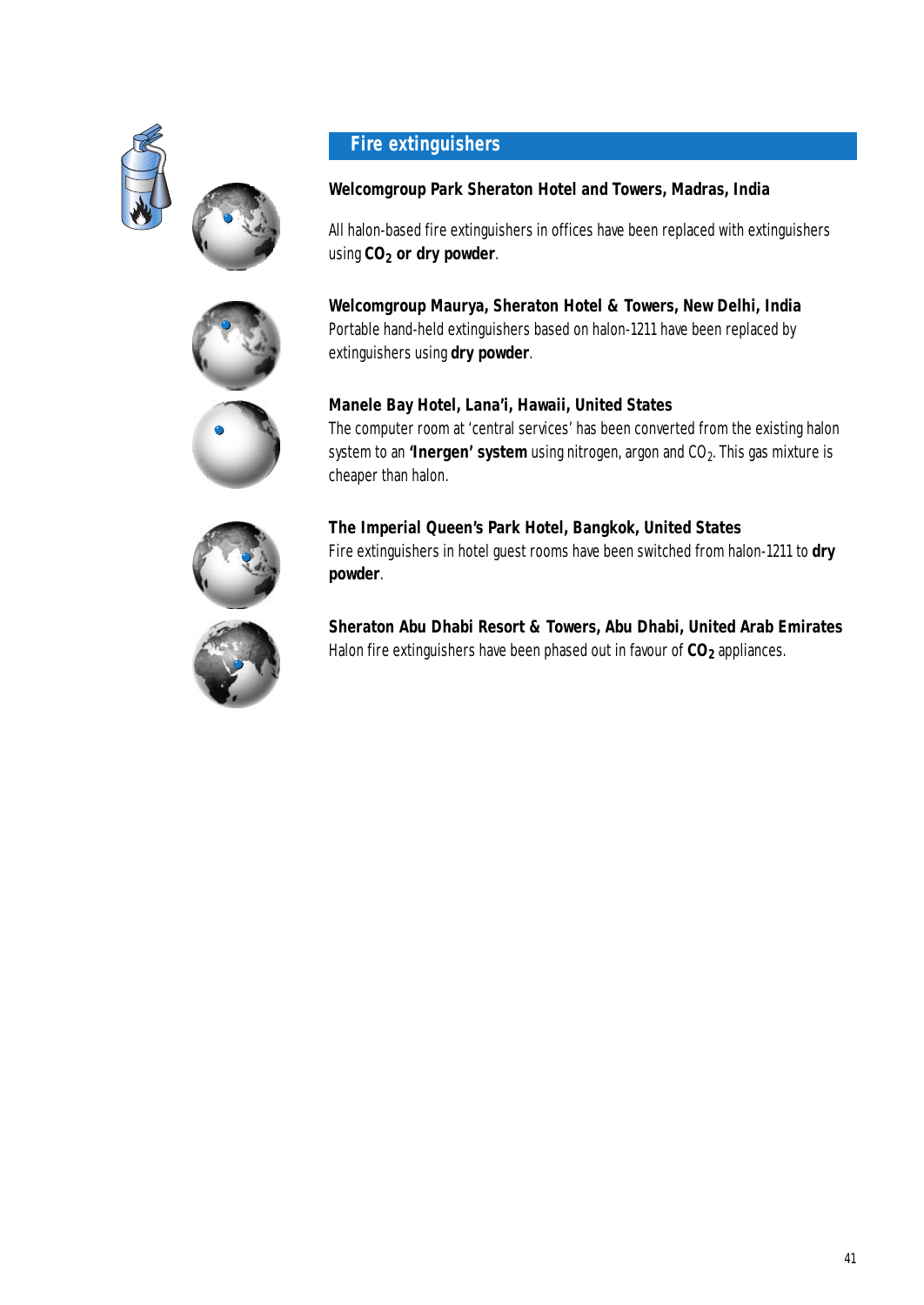## Fire extinguishers

**Welcomgroup Park Sheraton Hotel and Towers, Madras, India**

All halon-based fire extinguishers in offices have been replaced with extinguishers using **$CO_2$ or dry powder**.

**Welcomgroup Maurya, Sheraton Hotel & Towers, New Delhi, India**

Portable hand-held extinguishers based on halon-1211 have been replaced by extinguishers using **dry powder**.

**Manele Bay Hotel, Lana'i, Hawaii, United States**

The computer room at 'central services' has been converted from the existing halon system to an **'Inergen' system** using nitrogen, argon and $CO_2$. This gas mixture is cheaper than halon.

**The Imperial Queen's Park Hotel, Bangkok, United States**

Fire extinguishers in hotel guest rooms have been switched from halon-1211 to **dry powder**.

**Sheraton Abu Dhabi Resort & Towers, Abu Dhabi, United Arab Emirates**

Halon fire extinguishers have been phased out in favour of **$CO_2$** appliances.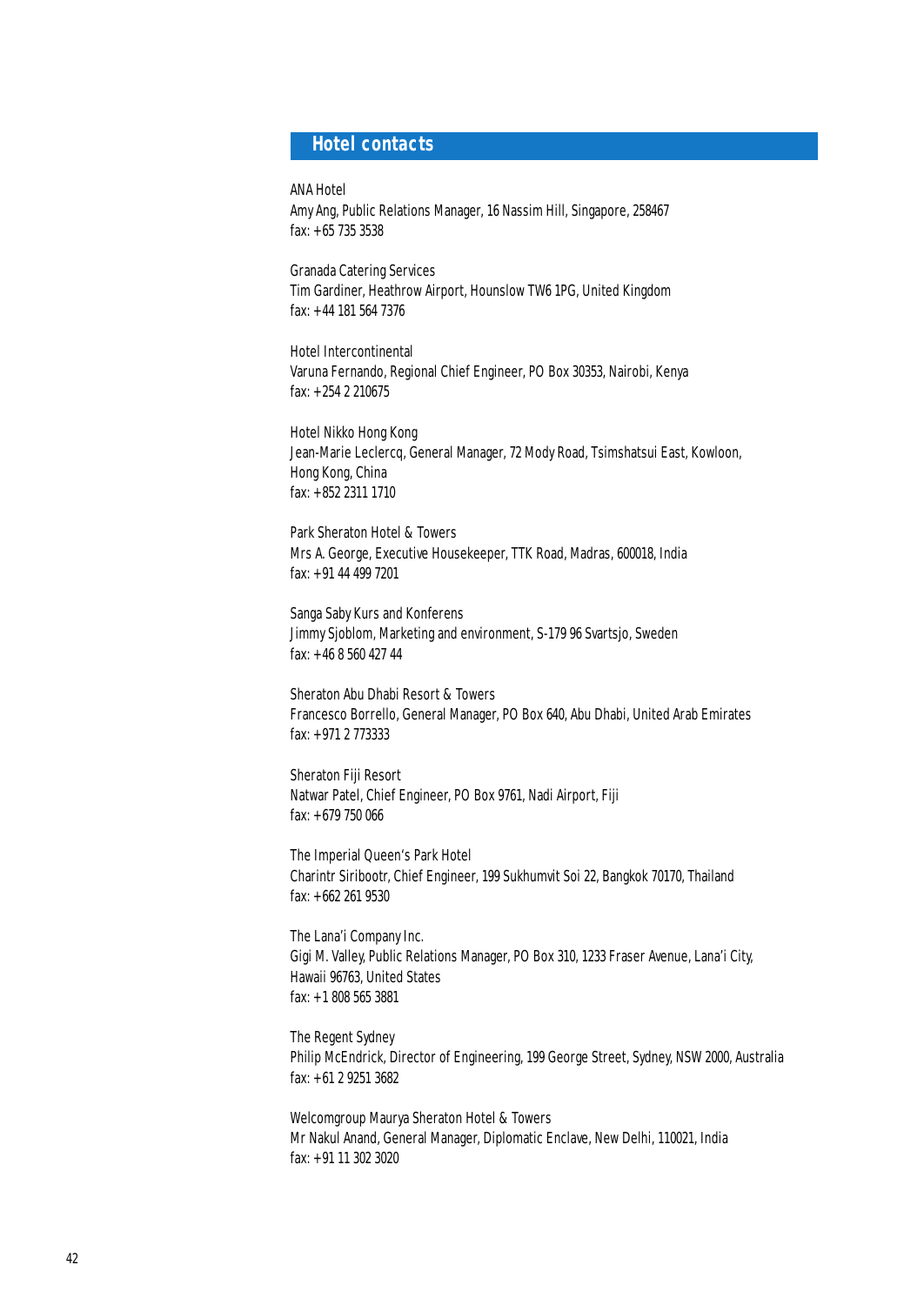## Hotel contacts

ANA Hotel
Amy Ang, Public Relations Manager, 16 Nassim Hill, Singapore, 258467
fax: +65 735 3538

Granada Catering Services
Tim Gardiner, Heathrow Airport, Hounslow TW6 1PG, United Kingdom
fax: +44 181 564 7376

Hotel Intercontinental
Varuna Fernando, Regional Chief Engineer, PO Box 30353, Nairobi, Kenya
fax: +254 2 210675

Hotel Nikko Hong Kong
Jean-Marie Leclercq, General Manager, 72 Mody Road, Tsimshatsui East, Kowloon, Hong Kong, China
fax: +852 2311 1710

Park Sheraton Hotel & Towers
Mrs A. George, Executive Housekeeper, TTK Road, Madras, 600018, India
fax: +91 44 499 7201

Sanga Saby Kurs and Konferens
Jimmy Sjoblom, Marketing and environment, S-179 96 Svartsjo, Sweden
fax: +46 8 560 427 44

Sheraton Abu Dhabi Resort & Towers
Francesco Borrello, General Manager, PO Box 640, Abu Dhabi, United Arab Emirates
fax: +971 2 773333

Sheraton Fiji Resort
Natwar Patel, Chief Engineer, PO Box 9761, Nadi Airport, Fiji
fax: +679 750 066

The Imperial Queen's Park Hotel
Charintr Siribootr, Chief Engineer, 199 Sukhumvit Soi 22, Bangkok 70170, Thailand
fax: +662 261 9530

The Lana'i Company Inc.
Gigi M. Valley, Public Relations Manager, PO Box 310, 1233 Fraser Avenue, Lana'i City, Hawaii 96763, United States
fax: +1 808 565 3881

The Regent Sydney
Philip McEndrick, Director of Engineering, 199 George Street, Sydney, NSW 2000, Australia
fax: +61 2 9251 3682

Welcomgroup Maurya Sheraton Hotel & Towers
Mr Nakul Anand, General Manager, Diplomatic Enclave, New Delhi, 110021, India
fax: +91 11 302 3020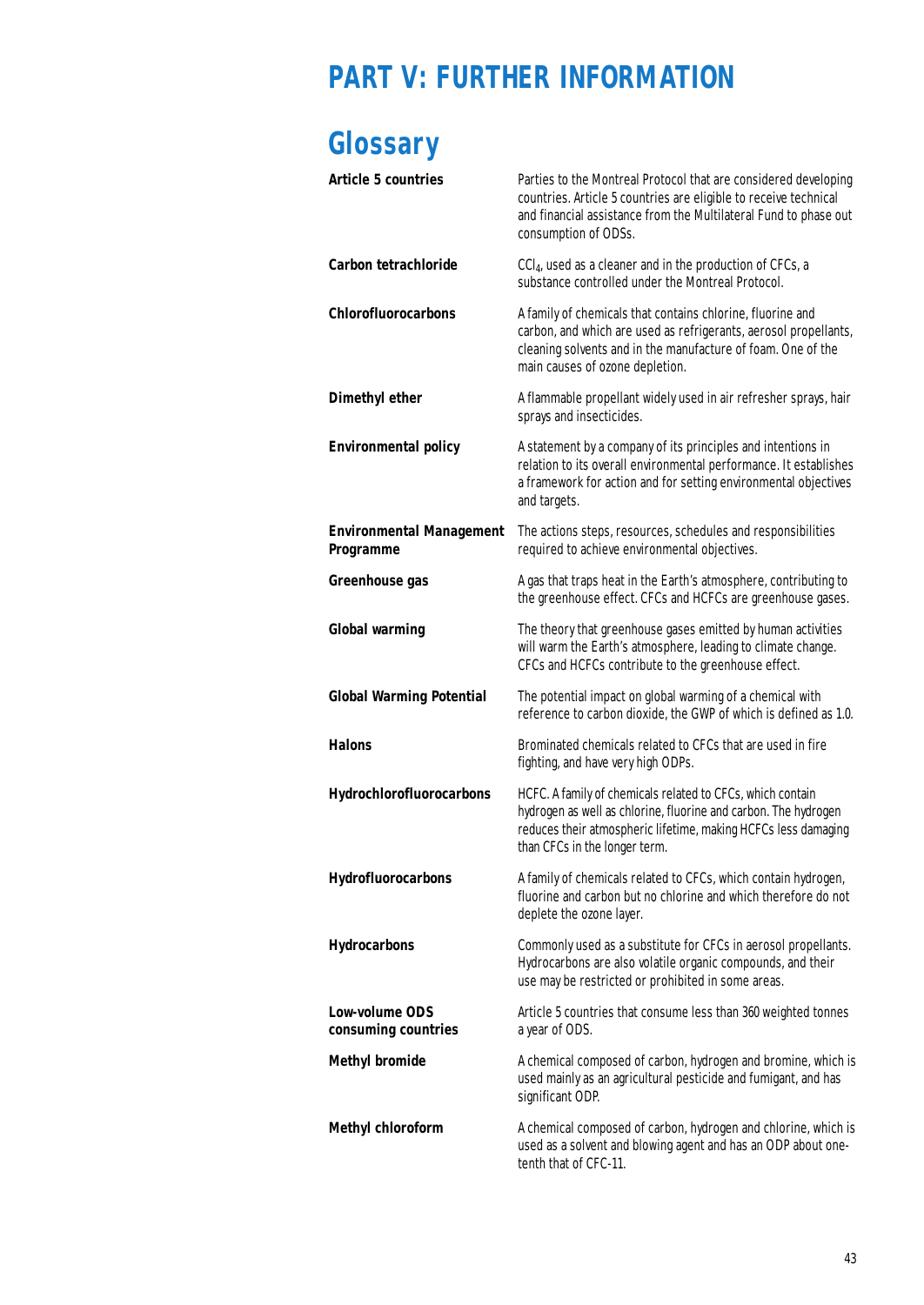# PART V: FURTHER INFORMATION

## Glossary

**Article 5 countries**
Parties to the Montreal Protocol that are considered developing countries. Article 5 countries are eligible to receive technical and financial assistance from the Multilateral Fund to phase out consumption of ODSs.

**Carbon tetrachloride**
$CCl_4$, used as a cleaner and in the production of CFCs, a substance controlled under the Montreal Protocol.

**Chlorofluorocarbons**
A family of chemicals that contains chlorine, fluorine and carbon, and which are used as refrigerants, aerosol propellants, cleaning solvents and in the manufacture of foam. One of the main causes of ozone depletion.

**Dimethyl ether**
A flammable propellant widely used in air refresher sprays, hair sprays and insecticides.

**Environmental policy**
A statement by a company of its principles and intentions in relation to its overall environmental performance. It establishes a framework for action and for setting environmental objectives and targets.

**Environmental Management Programme**
The actions steps, resources, schedules and responsibilities required to achieve environmental objectives.

**Greenhouse gas**
A gas that traps heat in the Earth's atmosphere, contributing to the greenhouse effect. CFCs and HCFCs are greenhouse gases.

**Global warming**
The theory that greenhouse gases emitted by human activities will warm the Earth's atmosphere, leading to climate change. CFCs and HCFCs contribute to the greenhouse effect.

**Global Warming Potential**
The potential impact on global warming of a chemical with reference to carbon dioxide, the GWP of which is defined as 1.0.

**Halons**
Brominated chemicals related to CFCs that are used in fire fighting, and have very high ODPs.

**Hydrochlorofluorocarbons**
HCFC. A family of chemicals related to CFCs, which contain hydrogen as well as chlorine, fluorine and carbon. The hydrogen reduces their atmospheric lifetime, making HCFCs less damaging than CFCs in the longer term.

**Hydrofluorocarbons**
A family of chemicals related to CFCs, which contain hydrogen, fluorine and carbon but no chlorine and which therefore do not deplete the ozone layer.

**Hydrocarbons**
Commonly used as a substitute for CFCs in aerosol propellants. Hydrocarbons are also volatile organic compounds, and their use may be restricted or prohibited in some areas.

**Low-volume ODS consuming countries**
Article 5 countries that consume less than 360 weighted tonnes a year of ODS.

**Methyl bromide**
A chemical composed of carbon, hydrogen and bromine, which is used mainly as an agricultural pesticide and fumigant, and has significant ODP.

**Methyl chloroform**
A chemical composed of carbon, hydrogen and chlorine, which is used as a solvent and blowing agent and has an ODP about one-tenth that of CFC-11.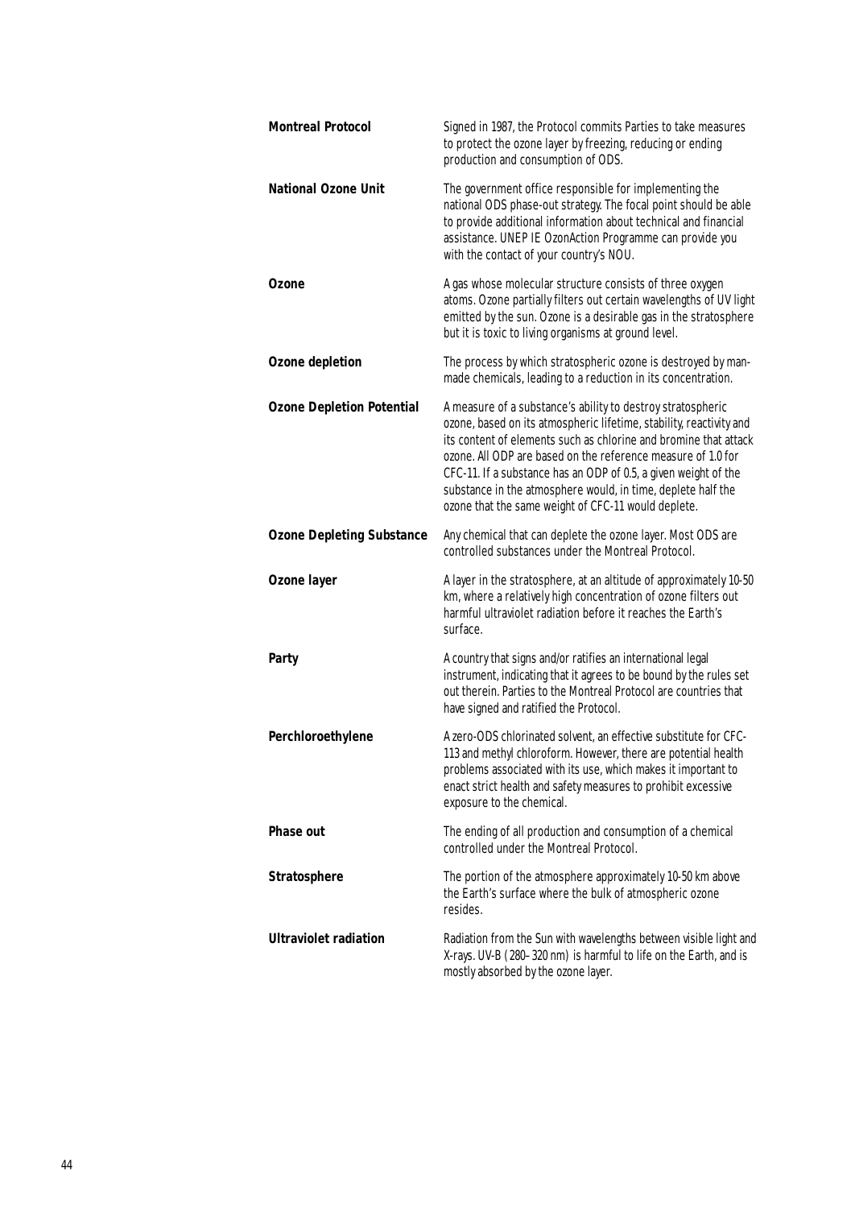**Montreal Protocol** — Signed in 1987, the Protocol commits Parties to take measures to protect the ozone layer by freezing, reducing or ending production and consumption of ODS.

**National Ozone Unit** — The government office responsible for implementing the national ODS phase-out strategy. The focal point should be able to provide additional information about technical and financial assistance. UNEP IE OzonAction Programme can provide you with the contact of your country's NOU.

**Ozone** — A gas whose molecular structure consists of three oxygen atoms. Ozone partially filters out certain wavelengths of UV light emitted by the sun. Ozone is a desirable gas in the stratosphere but it is toxic to living organisms at ground level.

**Ozone depletion** — The process by which stratospheric ozone is destroyed by man-made chemicals, leading to a reduction in its concentration.

**Ozone Depletion Potential** — A measure of a substance's ability to destroy stratospheric ozone, based on its atmospheric lifetime, stability, reactivity and its content of elements such as chlorine and bromine that attack ozone. All ODP are based on the reference measure of 1.0 for CFC-11. If a substance has an ODP of 0.5, a given weight of the substance in the atmosphere would, in time, deplete half the ozone that the same weight of CFC-11 would deplete.

**Ozone Depleting Substance** — Any chemical that can deplete the ozone layer. Most ODS are controlled substances under the Montreal Protocol.

**Ozone layer** — A layer in the stratosphere, at an altitude of approximately 10-50 km, where a relatively high concentration of ozone filters out harmful ultraviolet radiation before it reaches the Earth's surface.

**Party** — A country that signs and/or ratifies an international legal instrument, indicating that it agrees to be bound by the rules set out therein. Parties to the Montreal Protocol are countries that have signed and ratified the Protocol.

**Perchloroethylene** — A zero-ODS chlorinated solvent, an effective substitute for CFC-113 and methyl chloroform. However, there are potential health problems associated with its use, which makes it important to enact strict health and safety measures to prohibit excessive exposure to the chemical.

**Phase out** — The ending of all production and consumption of a chemical controlled under the Montreal Protocol.

**Stratosphere** — The portion of the atmosphere approximately 10-50 km above the Earth's surface where the bulk of atmospheric ozone resides.

**Ultraviolet radiation** — Radiation from the Sun with wavelengths between visible light and X-rays. UV-B (280–320 nm) is harmful to life on the Earth, and is mostly absorbed by the ozone layer.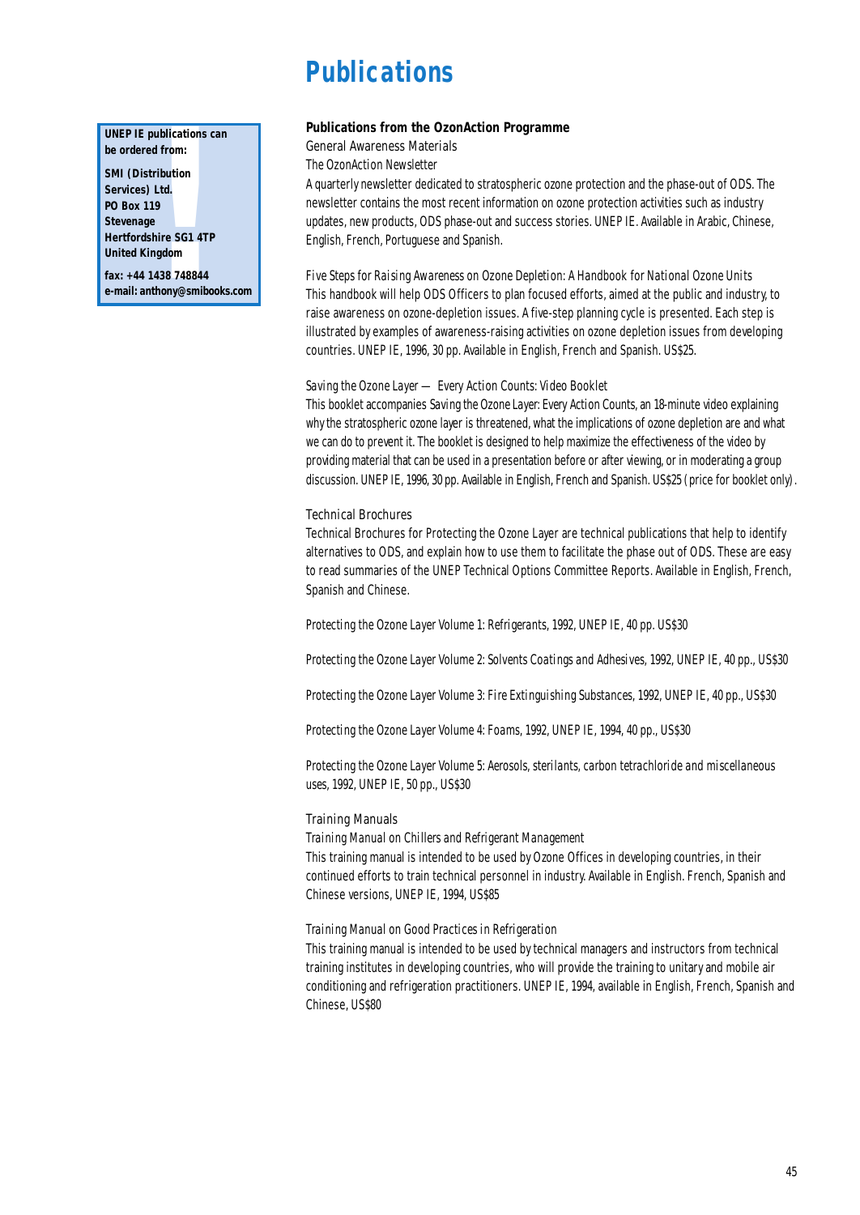# Publications

**UNEP IE publications can be ordered from:**

**SMI (Distribution Services) Ltd.**
**PO Box 119**
**Stevenage**
**Hertfordshire SG1 4TP**
**United Kingdom**

**fax: +44 1438 748844**
**e-mail: anthony@smibooks.com**

**Publications from the OzonAction Programme**

General Awareness Materials

*The OzonAction Newsletter*

A quarterly newsletter dedicated to stratospheric ozone protection and the phase-out of ODS. The newsletter contains the most recent information on ozone protection activities such as industry updates, new products, ODS phase-out and success stories. UNEP IE. Available in Arabic, Chinese, English, French, Portuguese and Spanish.

*Five Steps for Raising Awareness on Ozone Depletion: A Handbook for National Ozone Units*

This handbook will help ODS Officers to plan focused efforts, aimed at the public and industry, to raise awareness on ozone-depletion issues. A five-step planning cycle is presented. Each step is illustrated by examples of awareness-raising activities on ozone depletion issues from developing countries. UNEP IE, 1996, 30 pp. Available in English, French and Spanish. US$25.

*Saving the Ozone Layer — Every Action Counts: Video Booklet*

This booklet accompanies *Saving the Ozone Layer: Every Action Counts*, an 18-minute video explaining why the stratospheric ozone layer is threatened, what the implications of ozone depletion are and what we can do to prevent it. The booklet is designed to help maximize the effectiveness of the video by providing material that can be used in a presentation before or after viewing, or in moderating a group discussion. UNEP IE, 1996, 30 pp. Available in English, French and Spanish. US$25 (price for booklet only).

Technical Brochures

Technical Brochures for Protecting the Ozone Layer are technical publications that help to identify alternatives to ODS, and explain how to use them to facilitate the phase out of ODS. These are easy to read summaries of the UNEP Technical Options Committee Reports. Available in English, French, Spanish and Chinese.

*Protecting the Ozone Layer Volume 1: Refrigerants*, 1992, UNEP IE, 40 pp. US$30

*Protecting the Ozone Layer Volume 2: Solvents Coatings and Adhesives*, 1992, UNEP IE, 40 pp., US$30

*Protecting the Ozone Layer Volume 3: Fire Extinguishing Substances*, 1992, UNEP IE, 40 pp., US$30

*Protecting the Ozone Layer Volume 4: Foams*, 1992, UNEP IE, 1994, 40 pp., US$30

*Protecting the Ozone Layer Volume 5: Aerosols, sterilants, carbon tetrachloride and miscellaneous uses*, 1992, UNEP IE, 50 pp., US$30

Training Manuals

*Training Manual on Chillers and Refrigerant Management*

This training manual is intended to be used by Ozone Offices in developing countries, in their continued efforts to train technical personnel in industry. Available in English. French, Spanish and Chinese versions, UNEP IE, 1994, US$85

*Training Manual on Good Practices in Refrigeration*

This training manual is intended to be used by technical managers and instructors from technical training institutes in developing countries, who will provide the training to unitary and mobile air conditioning and refrigeration practitioners. UNEP IE, 1994, available in English, French, Spanish and Chinese, US$80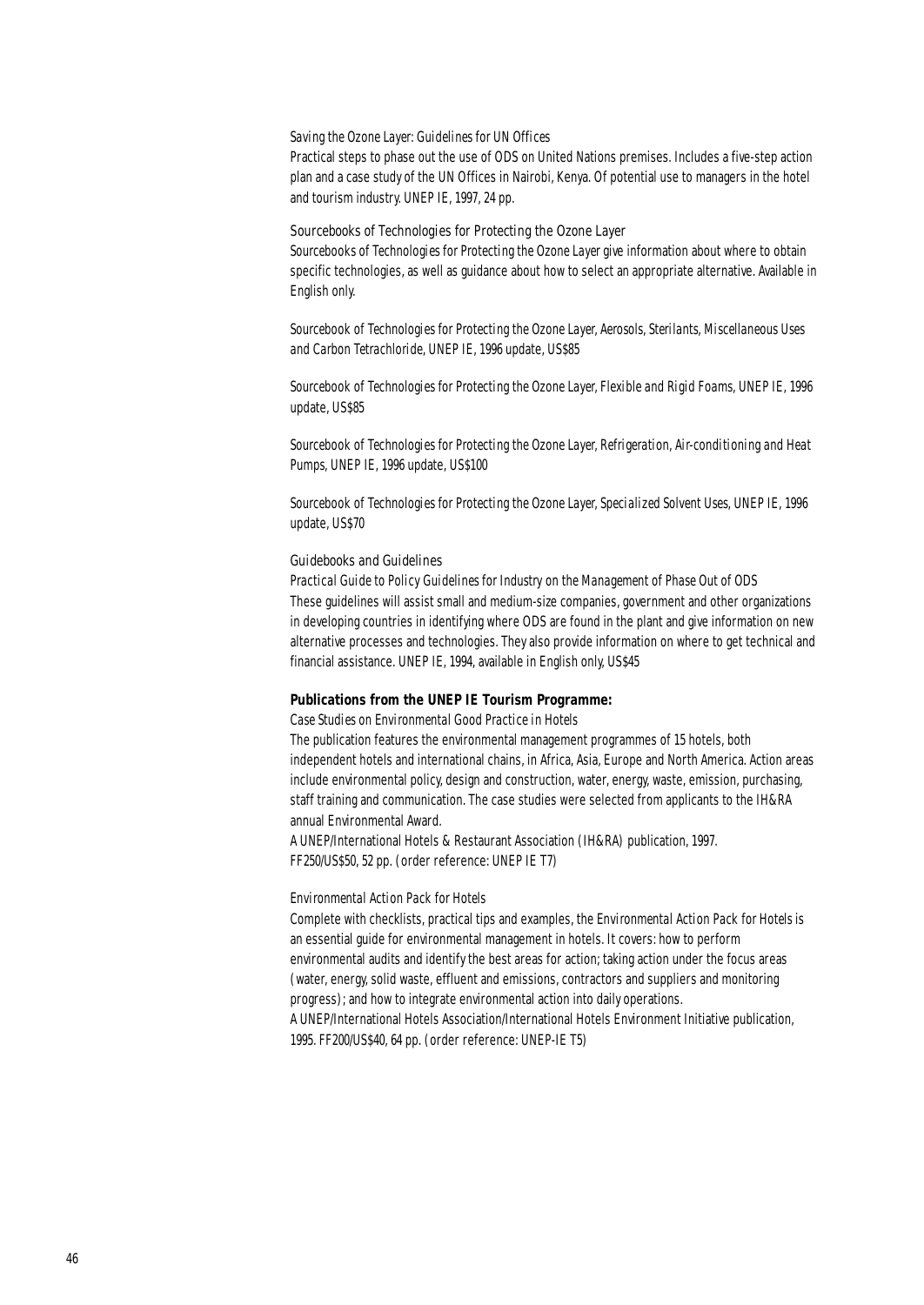*Saving the Ozone Layer: Guidelines for UN Offices*

Practical steps to phase out the use of ODS on United Nations premises. Includes a five-step action plan and a case study of the UN Offices in Nairobi, Kenya. Of potential use to managers in the hotel and tourism industry. UNEP IE, 1997, 24 pp.

### Sourcebooks of Technologies for Protecting the Ozone Layer

*Sourcebooks of Technologies for Protecting the Ozone Layer* give information about where to obtain specific technologies, as well as guidance about how to select an appropriate alternative. Available in English only.

*Sourcebook of Technologies for Protecting the Ozone Layer, Aerosols, Sterilants, Miscellaneous Uses and Carbon Tetrachloride*, UNEP IE, 1996 update, US$85

*Sourcebook of Technologies for Protecting the Ozone Layer, Flexible and Rigid Foams*, UNEP IE, 1996 update, US$85

*Sourcebook of Technologies for Protecting the Ozone Layer, Refrigeration, Air-conditioning and Heat Pumps*, UNEP IE, 1996 update, US$100

*Sourcebook of Technologies for Protecting the Ozone Layer, Specialized Solvent Uses*, UNEP IE, 1996 update, US$70

### Guidebooks and Guidelines

*Practical Guide to Policy Guidelines for Industry on the Management of Phase Out of ODS*

These guidelines will assist small and medium-size companies, government and other organizations in developing countries in identifying where ODS are found in the plant and give information on new alternative processes and technologies. They also provide information on where to get technical and financial assistance. UNEP IE, 1994, available in English only, US$45

**Publications from the UNEP IE Tourism Programme:**

*Case Studies on Environmental Good Practice in Hotels*

The publication features the environmental management programmes of 15 hotels, both independent hotels and international chains, in Africa, Asia, Europe and North America. Action areas include environmental policy, design and construction, water, energy, waste, emission, purchasing, staff training and communication. The case studies were selected from applicants to the IH&RA annual Environmental Award.

A UNEP/International Hotels & Restaurant Association (IH&RA) publication, 1997.
FF250/US$50, 52 pp. (order reference: UNEP IE T7)

*Environmental Action Pack for Hotels*

Complete with checklists, practical tips and examples, the *Environmental Action Pack for Hotels* is an essential guide for environmental management in hotels. It covers: how to perform environmental audits and identify the best areas for action; taking action under the focus areas (water, energy, solid waste, effluent and emissions, contractors and suppliers and monitoring progress); and how to integrate environmental action into daily operations.

A UNEP/International Hotels Association/International Hotels Environment Initiative publication, 1995. FF200/US$40, 64 pp. (order reference: UNEP-IE T5)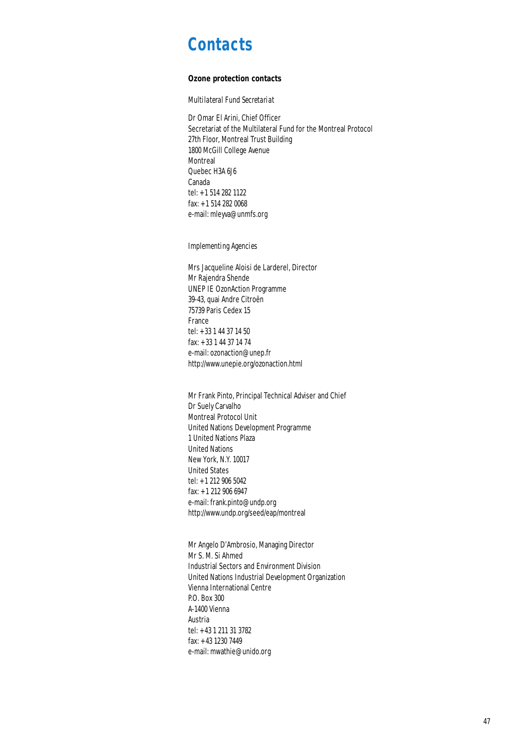# Contacts

**Ozone protection contacts**

*Multilateral Fund Secretariat*

Dr Omar El Arini, Chief Officer
Secretariat of the Multilateral Fund for the Montreal Protocol
27th Floor, Montreal Trust Building
1800 McGill College Avenue
Montreal
Quebec H3A 6J6
Canada
tel: +1 514 282 1122
fax: +1 514 282 0068
e-mail: mleyva@unmfs.org

*Implementing Agencies*

Mrs Jacqueline Aloisi de Larderel, Director
Mr Rajendra Shende
UNEP IE OzonAction Programme
39-43, quai Andre Citroën
75739 Paris Cedex 15
France
tel: +33 1 44 37 14 50
fax: +33 1 44 37 14 74
e-mail: ozonaction@unep.fr
http://www.unepie.org/ozonaction.html

Mr Frank Pinto, Principal Technical Adviser and Chief
Dr Suely Carvalho
Montreal Protocol Unit
United Nations Development Programme
1 United Nations Plaza
United Nations
New York, N.Y. 10017
United States
tel: +1 212 906 5042
fax: +1 212 906 6947
e-mail: frank.pinto@undp.org
http://www.undp.org/seed/eap/montreal

Mr Angelo D'Ambrosio, Managing Director
Mr S. M. Si Ahmed
Industrial Sectors and Environment Division
United Nations Industrial Development Organization
Vienna International Centre
P.O. Box 300
A-1400 Vienna
Austria
tel: +43 1 211 31 3782
fax: +43 1230 7449
e-mail: mwathie@unido.org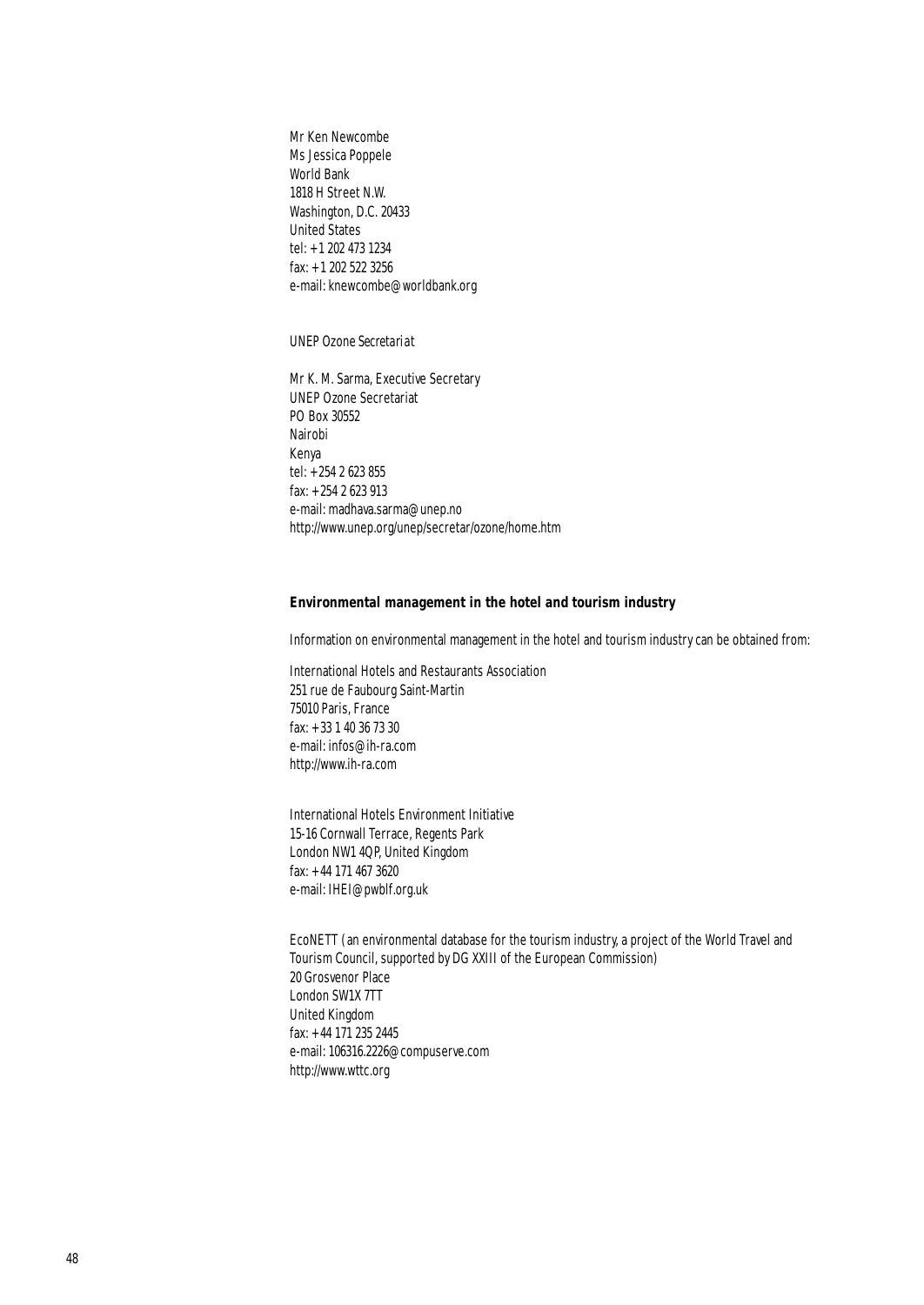Mr Ken Newcombe  
Ms Jessica Poppele  
World Bank  
1818 H Street N.W.  
Washington, D.C. 20433  
United States  
tel: +1 202 473 1234  
fax: +1 202 522 3256  
e-mail: knewcombe@worldbank.org

*UNEP Ozone Secretariat*

Mr K. M. Sarma, Executive Secretary  
UNEP Ozone Secretariat  
PO Box 30552  
Nairobi  
Kenya  
tel: +254 2 623 855  
fax: +254 2 623 913  
e-mail: madhava.sarma@unep.no  
http://www.unep.org/unep/secretar/ozone/home.htm

**Environmental management in the hotel and tourism industry**

Information on environmental management in the hotel and tourism industry can be obtained from:

International Hotels and Restaurants Association  
251 rue de Faubourg Saint-Martin  
75010 Paris, France  
fax: +33 1 40 36 73 30  
e-mail: infos@ih-ra.com  
http://www.ih-ra.com

International Hotels Environment Initiative  
15-16 Cornwall Terrace, Regents Park  
London NW1 4QP, United Kingdom  
fax: +44 171 467 3620  
e-mail: IHEI@pwblf.org.uk

EcoNETT (an environmental database for the tourism industry, a project of the World Travel and Tourism Council, supported by DG XXIII of the European Commission)  
20 Grosvenor Place  
London SW1X 7TT  
United Kingdom  
fax: +44 171 235 2445  
e-mail: 106316.2226@compuserve.com  
http://www.wttc.org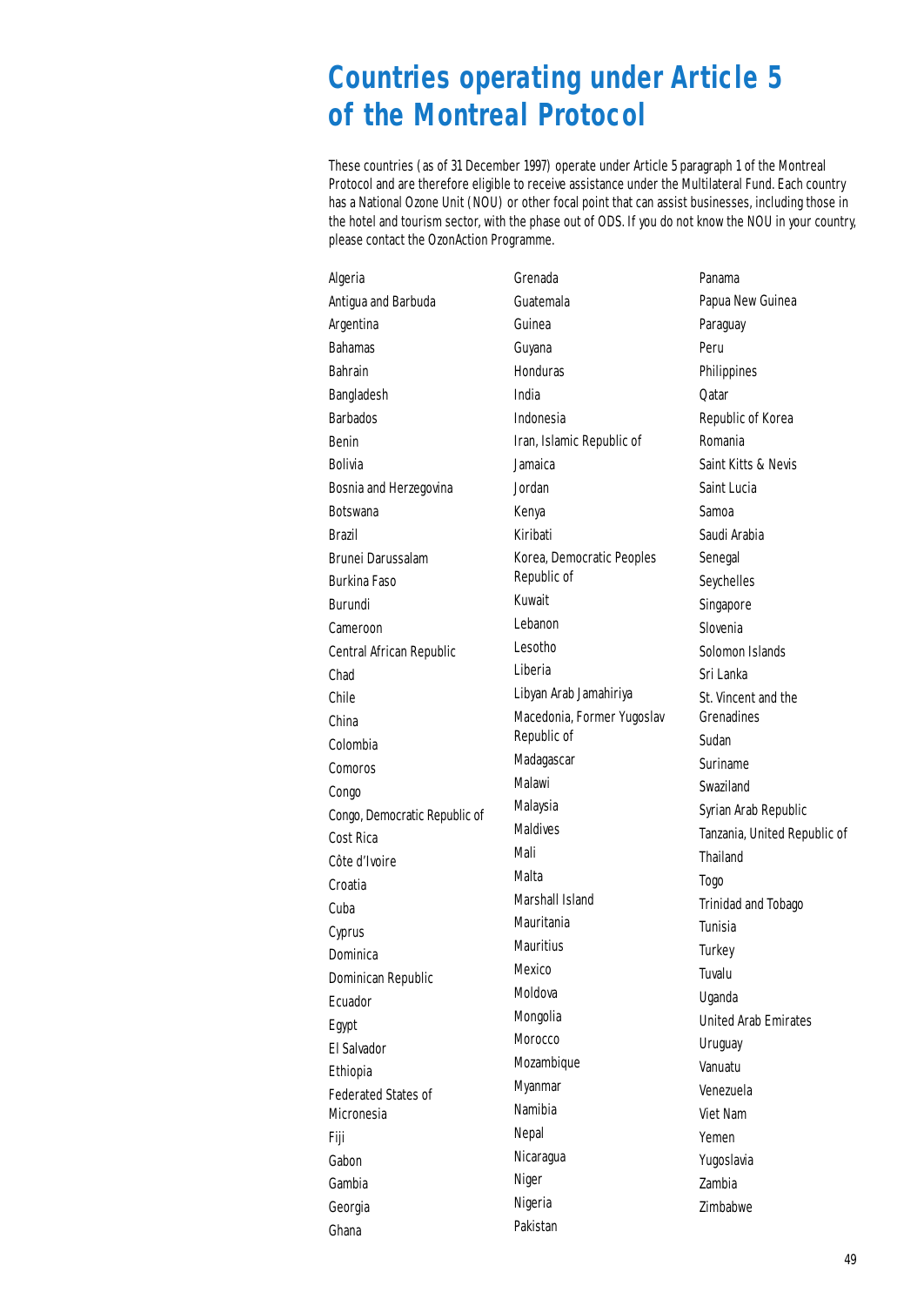# Countries operating under Article 5 of the Montreal Protocol

These countries (as of 31 December 1997) operate under Article 5 paragraph 1 of the Montreal Protocol and are therefore eligible to receive assistance under the Multilateral Fund. Each country has a National Ozone Unit (NOU) or other focal point that can assist businesses, including those in the hotel and tourism sector, with the phase out of ODS. If you do not know the NOU in your country, please contact the OzonAction Programme.

Algeria
Antigua and Barbuda
Argentina
Bahamas
Bahrain
Bangladesh
Barbados
Benin
Bolivia
Bosnia and Herzegovina
Botswana
Brazil
Brunei Darussalam
Burkina Faso
Burundi
Cameroon
Central African Republic
Chad
Chile
China
Colombia
Comoros
Congo
Congo, Democratic Republic of
Cost Rica
Côte d'Ivoire
Croatia
Cuba
Cyprus
Dominica
Dominican Republic
Ecuador
Egypt
El Salvador
Ethiopia
Federated States of Micronesia
Fiji
Gabon
Gambia
Georgia
Ghana
Grenada
Guatemala
Guinea
Guyana
Honduras
India
Indonesia
Iran, Islamic Republic of
Jamaica
Jordan
Kenya
Kiribati
Korea, Democratic Peoples Republic of
Kuwait
Lebanon
Lesotho
Liberia
Libyan Arab Jamahiriya
Macedonia, Former Yugoslav Republic of
Madagascar
Malawi
Malaysia
Maldives
Mali
Malta
Marshall Island
Mauritania
Mauritius
Mexico
Moldova
Mongolia
Morocco
Mozambique
Myanmar
Namibia
Nepal
Nicaragua
Niger
Nigeria
Pakistan
Panama
Papua New Guinea
Paraguay
Peru
Philippines
Qatar
Republic of Korea
Romania
Saint Kitts & Nevis
Saint Lucia
Samoa
Saudi Arabia
Senegal
Seychelles
Singapore
Slovenia
Solomon Islands
Sri Lanka
St. Vincent and the Grenadines
Sudan
Suriname
Swaziland
Syrian Arab Republic
Tanzania, United Republic of
Thailand
Togo
Trinidad and Tobago
Tunisia
Turkey
Tuvalu
Uganda
United Arab Emirates
Uruguay
Vanuatu
Venezuela
Viet Nam
Yemen
Yugoslavia
Zambia
Zimbabwe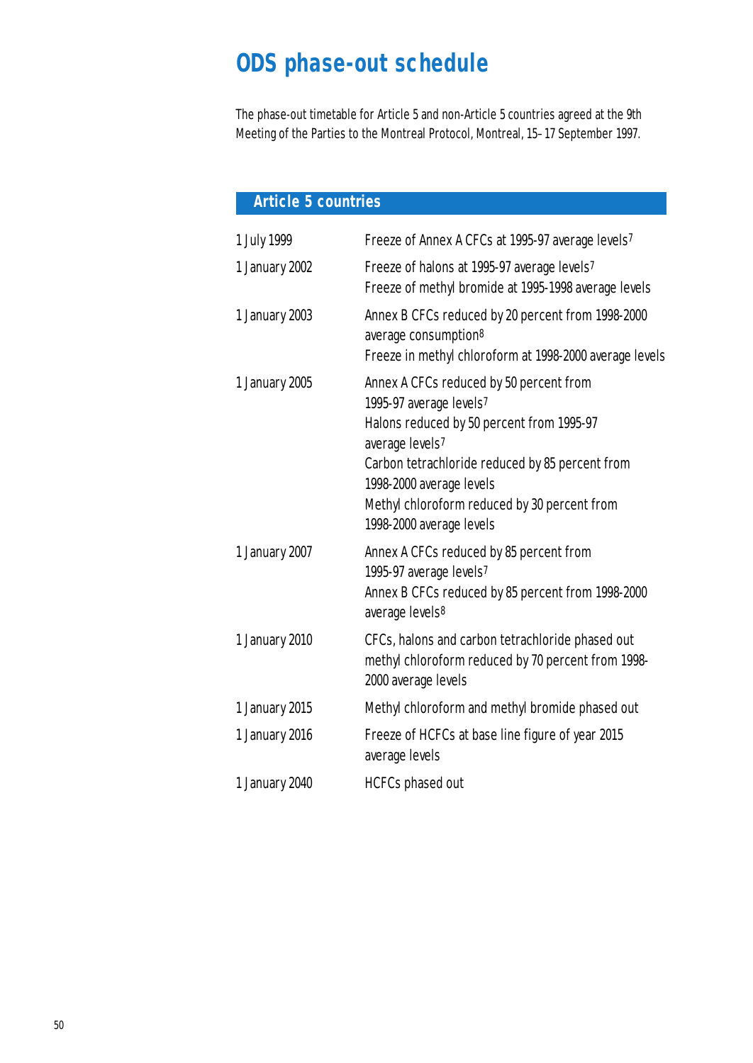# ODS phase-out schedule

The phase-out timetable for Article 5 and non-Article 5 countries agreed at the 9th Meeting of the Parties to the Montreal Protocol, Montreal, 15–17 September 1997.

## Article 5 countries

| | |
|---|---|
| 1 July 1999 | Freeze of Annex A CFCs at 1995-97 average levels[7] |
| 1 January 2002 | Freeze of halons at 1995-97 average levels[7]<br>Freeze of methyl bromide at 1995-1998 average levels |
| 1 January 2003 | Annex B CFCs reduced by 20 percent from 1998-2000 average consumption[8]<br>Freeze in methyl chloroform at 1998-2000 average levels |
| 1 January 2005 | Annex A CFCs reduced by 50 percent from 1995-97 average levels[7]<br>Halons reduced by 50 percent from 1995-97 average levels[7]<br>Carbon tetrachloride reduced by 85 percent from 1998-2000 average levels<br>Methyl chloroform reduced by 30 percent from 1998-2000 average levels |
| 1 January 2007 | Annex A CFCs reduced by 85 percent from 1995-97 average levels[7]<br>Annex B CFCs reduced by 85 percent from 1998-2000 average levels[8] |
| 1 January 2010 | CFCs, halons and carbon tetrachloride phased out methyl chloroform reduced by 70 percent from 1998-2000 average levels |
| 1 January 2015 | Methyl chloroform and methyl bromide phased out |
| 1 January 2016 | Freeze of HCFCs at base line figure of year 2015 average levels |
| 1 January 2040 | HCFCs phased out |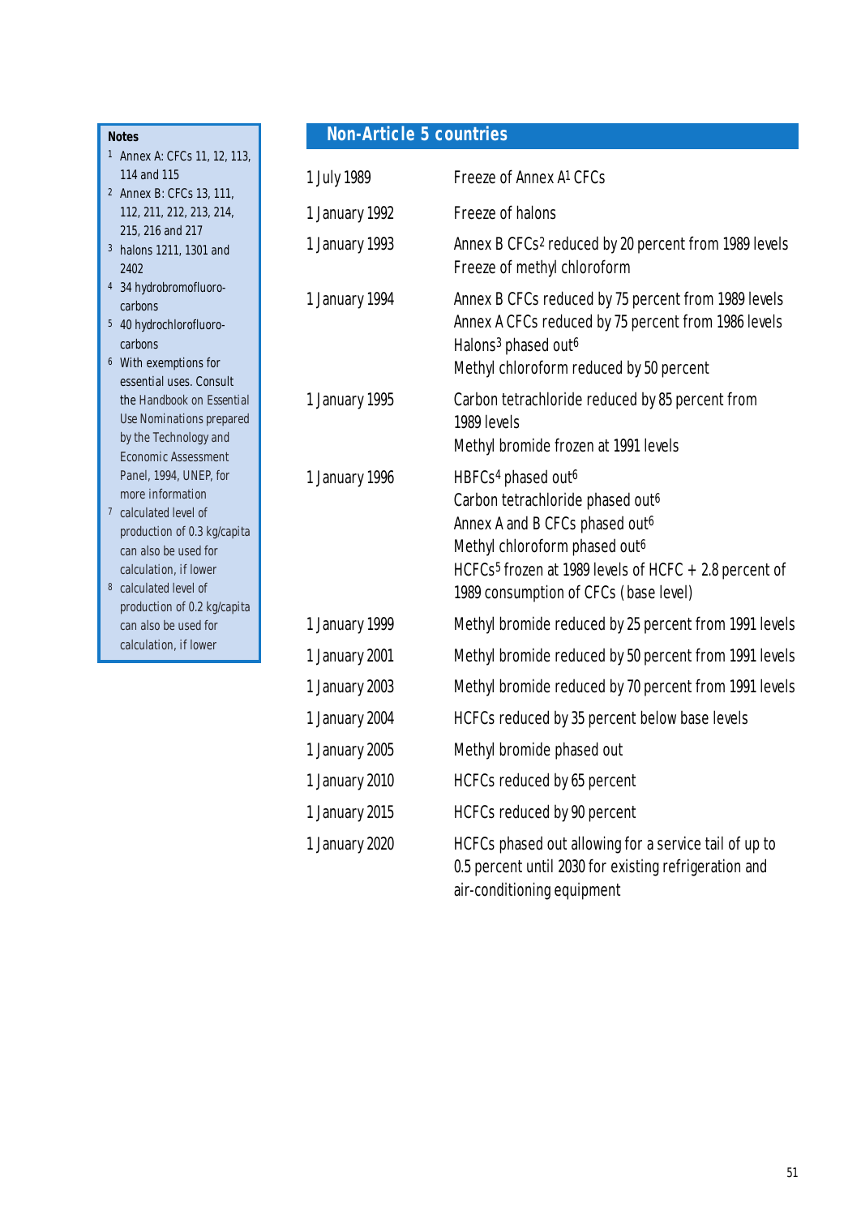## Non-Article 5 countries

| | |
|---|---|
| 1 July 1989 | Freeze of Annex A[1] CFCs |
| 1 January 1992 | Freeze of halons |
| 1 January 1993 | Annex B CFCs[2] reduced by 20 percent from 1989 levels<br>Freeze of methyl chloroform |
| 1 January 1994 | Annex B CFCs reduced by 75 percent from 1989 levels<br>Annex A CFCs reduced by 75 percent from 1986 levels<br>Halons[3] phased out[6]<br>Methyl chloroform reduced by 50 percent |
| 1 January 1995 | Carbon tetrachloride reduced by 85 percent from 1989 levels<br>Methyl bromide frozen at 1991 levels |
| 1 January 1996 | HBFCs[4] phased out[6]<br>Carbon tetrachloride phased out[6]<br>Annex A and B CFCs phased out[6]<br>Methyl chloroform phased out[6]<br>HCFCs[5] frozen at 1989 levels of HCFC + 2.8 percent of 1989 consumption of CFCs (base level) |
| 1 January 1999 | Methyl bromide reduced by 25 percent from 1991 levels |
| 1 January 2001 | Methyl bromide reduced by 50 percent from 1991 levels |
| 1 January 2003 | Methyl bromide reduced by 70 percent from 1991 levels |
| 1 January 2004 | HCFCs reduced by 35 percent below base levels |
| 1 January 2005 | Methyl bromide phased out |
| 1 January 2010 | HCFCs reduced by 65 percent |
| 1 January 2015 | HCFCs reduced by 90 percent |
| 1 January 2020 | HCFCs phased out allowing for a service tail of up to 0.5 percent until 2030 for existing refrigeration and air-conditioning equipment |

**Notes**

1. Annex A: CFCs 11, 12, 113, 114 and 115
2. Annex B: CFCs 13, 111, 112, 211, 212, 213, 214, 215, 216 and 217
3. halons 1211, 1301 and 2402
4. 34 hydrobromofluorocarbons
5. 40 hydrochlorofluorocarbons
6. With exemptions for essential uses. Consult the Handbook on Essential Use Nominations prepared by the Technology and Economic Assessment Panel, 1994, UNEP, for more information
7. calculated level of production of 0.3 kg/capita can also be used for calculation, if lower
8. calculated level of production of 0.2 kg/capita can also be used for calculation, if lower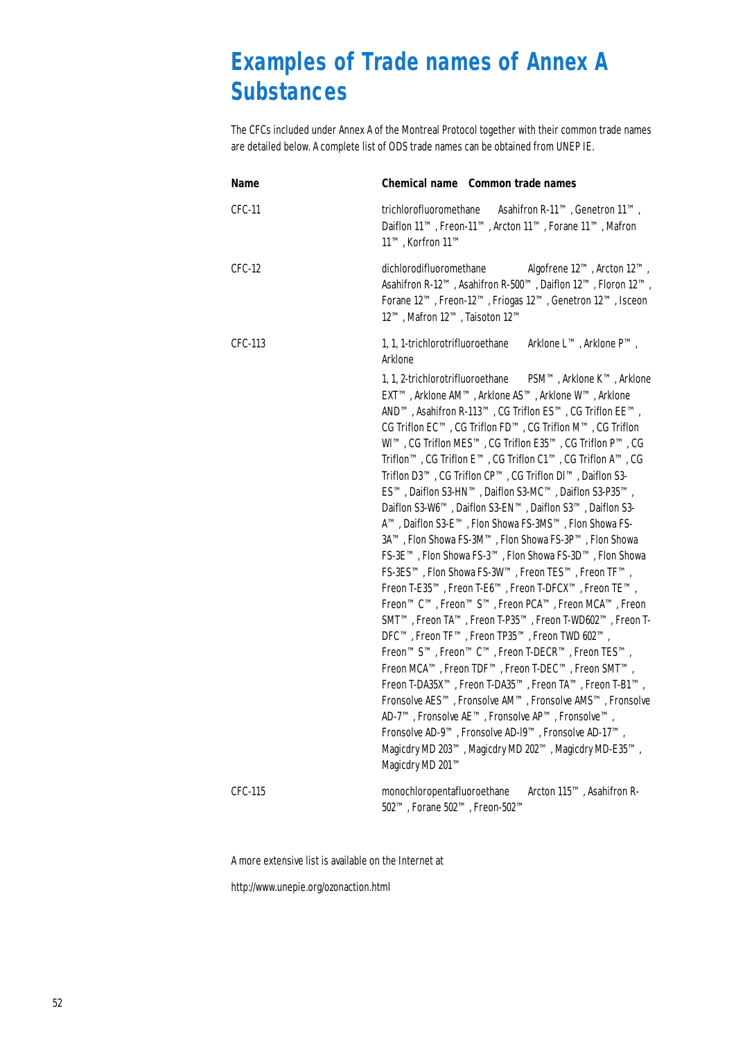# Examples of Trade names of Annex A Substances

The CFCs included under Annex A of the Montreal Protocol together with their common trade names are detailed below. A complete list of ODS trade names can be obtained from UNEP IE.

| Name | Chemical name | Common trade names |
|---|---|---|
| CFC-11 | trichlorofluoromethane | Asahifron R-11™, Genetron 11™, Daiflon 11™, Freon-11™, Arcton 11™, Forane 11™, Mafron 11™, Korfron 11™ |
| CFC-12 | dichlorodifluoromethane | Algofrene 12™, Arcton 12™, Asahifron R-12™, Asahifron R-500™, Daiflon 12™, Floron 12™, Forane 12™, Freon-12™, Friogas 12™, Genetron 12™, Isceon 12™, Mafron 12™, Taisoton 12™ |
| CFC-113 | 1, 1, 1-trichlorotrifluoroethane | Arklone L™, Arklone P™, Arklone |
| | 1, 1, 2-trichlorotrifluoroethane | PSM™, Arklone K™, Arklone EXT™, Arklone AM™, Arklone AS™, Arklone W™, Arklone AND™, Asahifron R-113™, CG Triflon ES™, CG Triflon EE™, CG Triflon EC™, CG Triflon FD™, CG Triflon M™, CG Triflon WI™, CG Triflon MES™, CG Triflon E35™, CG Triflon P™, CG Triflon™, CG Triflon E™, CG Triflon C1™, CG Triflon A™, CG Triflon D3™, CG Triflon CP™, CG Triflon DI™, Daiflon S3-ES™, Daiflon S3-HN™, Daiflon S3-MC™, Daiflon S3-P35™, Daiflon S3-W6™, Daiflon S3-EN™, Daiflon S3™, Daiflon S3-A™, Daiflon S3-E™, Flon Showa FS-3MS™, Flon Showa FS-3A™, Flon Showa FS-3M™, Flon Showa FS-3P™, Flon Showa FS-3E™, Flon Showa FS-3™, Flon Showa FS-3D™, Flon Showa FS-3ES™, Flon Showa FS-3W™, Freon TES™, Freon TF™, Freon T-E35™, Freon T-E6™, Freon T-DFCX™, Freon TE™, Freon™ C™, Freon™ S™, Freon PCA™, Freon MCA™, Freon SMT™, Freon TA™, Freon T-P35™, Freon T-WD602™, Freon T-DFC™, Freon TF™, Freon TP35™, Freon TWD 602™, Freon™ S™, Freon™ C™, Freon T-DECR™, Freon TES™, Freon MCA™, Freon TDF™, Freon T-DEC™, Freon SMT™, Freon T-DA35X™, Freon T-DA35™, Freon TA™, Freon T-B1™, Fronsolve AES™, Fronsolve AM™, Fronsolve AMS™, Fronsolve AD-7™, Fronsolve AE™, Fronsolve AP™, Fronsolve™, Fronsolve AD-9™, Fronsolve AD-I9™, Fronsolve AD-17™, Magicdry MD 203™, Magicdry MD 202™, Magicdry MD-E35™, Magicdry MD 201™ |
| CFC-115 | monochloropentafluoroethane | Arcton 115™, Asahifron R-502™, Forane 502™, Freon-502™ |

A more extensive list is available on the Internet at

http://www.unepie.org/ozonaction.html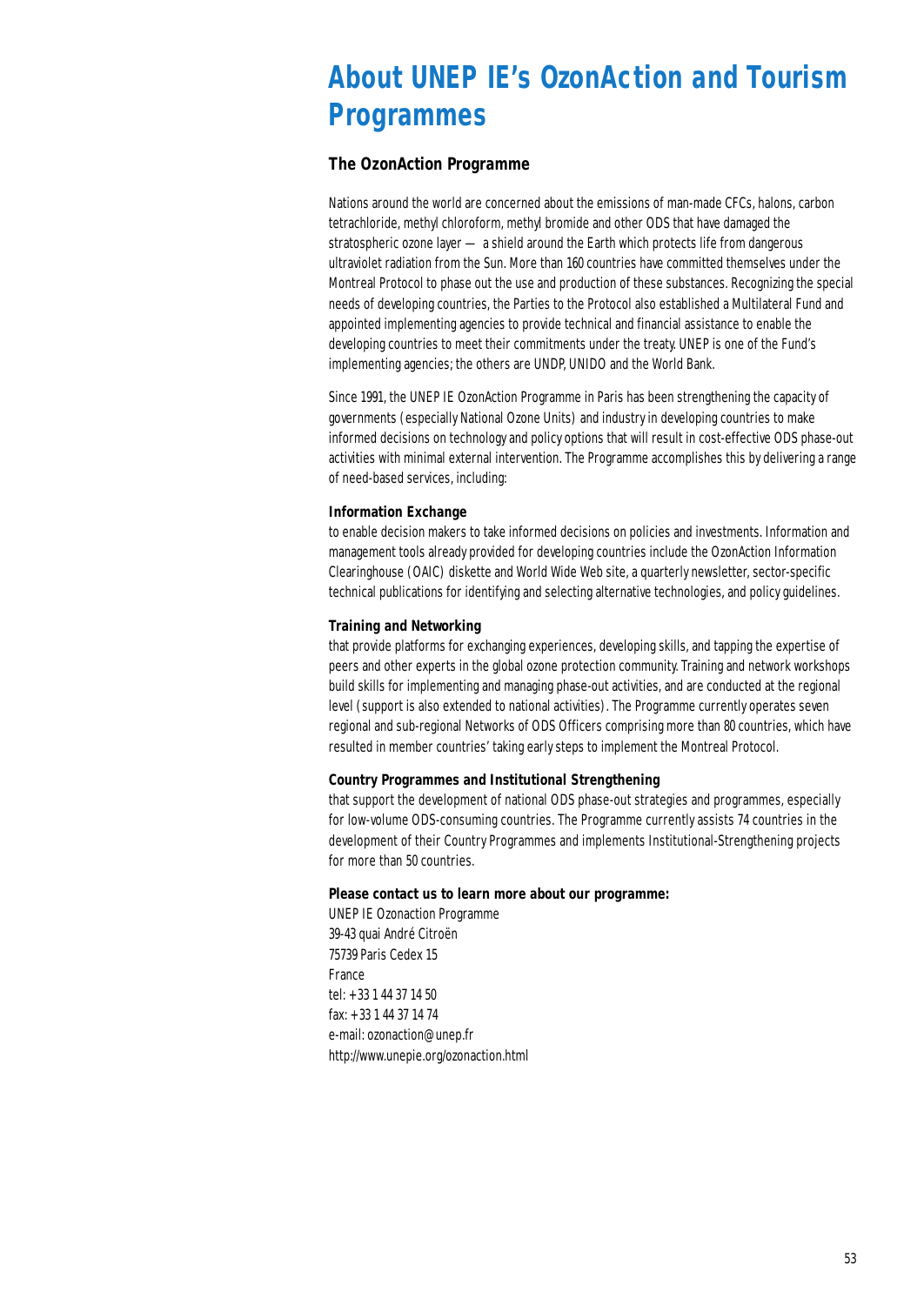# About UNEP IE's OzonAction and Tourism Programmes

## The OzonAction Programme

Nations around the world are concerned about the emissions of man-made CFCs, halons, carbon tetrachloride, methyl chloroform, methyl bromide and other ODS that have damaged the stratospheric ozone layer — a shield around the Earth which protects life from dangerous ultraviolet radiation from the Sun. More than 160 countries have committed themselves under the Montreal Protocol to phase out the use and production of these substances. Recognizing the special needs of developing countries, the Parties to the Protocol also established a Multilateral Fund and appointed implementing agencies to provide technical and financial assistance to enable the developing countries to meet their commitments under the treaty. UNEP is one of the Fund's implementing agencies; the others are UNDP, UNIDO and the World Bank.

Since 1991, the UNEP IE OzonAction Programme in Paris has been strengthening the capacity of governments (especially National Ozone Units) and industry in developing countries to make informed decisions on technology and policy options that will result in cost-effective ODS phase-out activities with minimal external intervention. The Programme accomplishes this by delivering a range of need-based services, including:

**Information Exchange**
to enable decision makers to take informed decisions on policies and investments. Information and management tools already provided for developing countries include the OzonAction Information Clearinghouse (OAIC) diskette and World Wide Web site, a quarterly newsletter, sector-specific technical publications for identifying and selecting alternative technologies, and policy guidelines.

**Training and Networking**
that provide platforms for exchanging experiences, developing skills, and tapping the expertise of peers and other experts in the global ozone protection community. Training and network workshops build skills for implementing and managing phase-out activities, and are conducted at the regional level (support is also extended to national activities). The Programme currently operates seven regional and sub-regional Networks of ODS Officers comprising more than 80 countries, which have resulted in member countries' taking early steps to implement the Montreal Protocol.

**Country Programmes and Institutional Strengthening**
that support the development of national ODS phase-out strategies and programmes, especially for low-volume ODS-consuming countries. The Programme currently assists 74 countries in the development of their Country Programmes and implements Institutional-Strengthening projects for more than 50 countries.

**Please contact us to learn more about our programme:**

UNEP IE Ozonaction Programme
39-43 quai André Citroën
75739 Paris Cedex 15
France
tel: +33 1 44 37 14 50
fax: +33 1 44 37 14 74
e-mail: ozonaction@unep.fr
http://www.unepie.org/ozonaction.html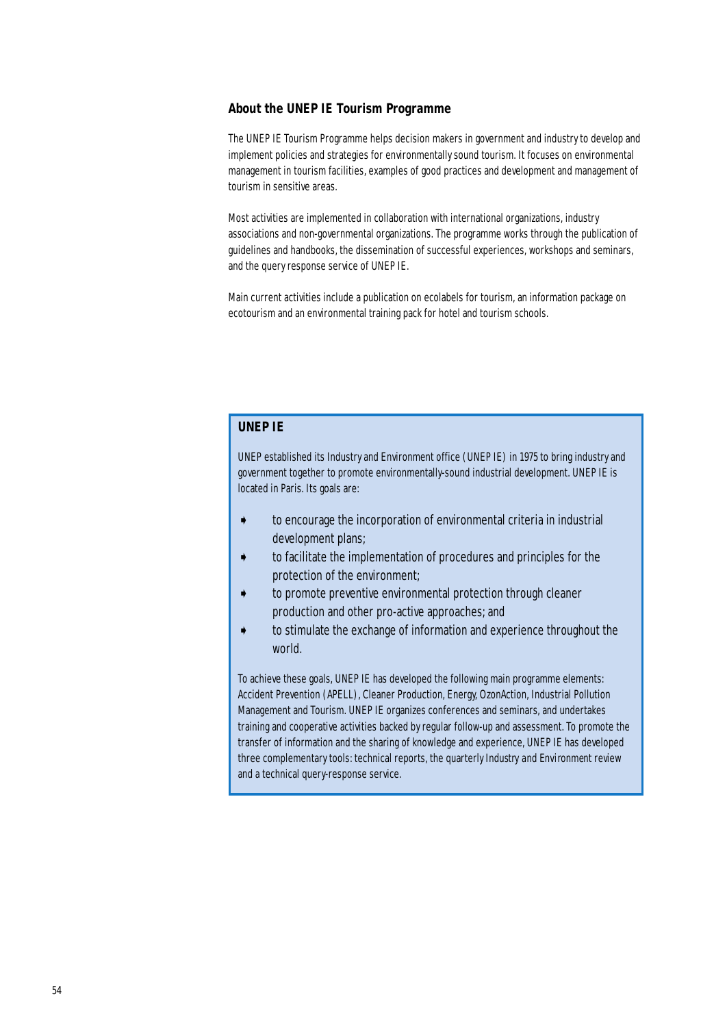## About the UNEP IE Tourism Programme

The UNEP IE Tourism Programme helps decision makers in government and industry to develop and implement policies and strategies for environmentally sound tourism. It focuses on environmental management in tourism facilities, examples of good practices and development and management of tourism in sensitive areas.

Most activities are implemented in collaboration with international organizations, industry associations and non-governmental organizations. The programme works through the publication of guidelines and handbooks, the dissemination of successful experiences, workshops and seminars, and the query response service of UNEP IE.

Main current activities include a publication on ecolabels for tourism, an information package on ecotourism and an environmental training pack for hotel and tourism schools.

### UNEP IE

UNEP established its Industry and Environment office (UNEP IE) in 1975 to bring industry and government together to promote environmentally-sound industrial development. UNEP IE is located in Paris. Its goals are:

- to encourage the incorporation of environmental criteria in industrial development plans;
- to facilitate the implementation of procedures and principles for the protection of the environment;
- to promote preventive environmental protection through cleaner production and other pro-active approaches; and
- to stimulate the exchange of information and experience throughout the world.

To achieve these goals, UNEP IE has developed the following main programme elements: Accident Prevention (APELL), Cleaner Production, Energy, OzonAction, Industrial Pollution Management and Tourism. UNEP IE organizes conferences and seminars, and undertakes training and cooperative activities backed by regular follow-up and assessment. To promote the transfer of information and the sharing of knowledge and experience, UNEP IE has developed three complementary tools: technical reports, the quarterly *Industry and Environment* review and a technical query-response service.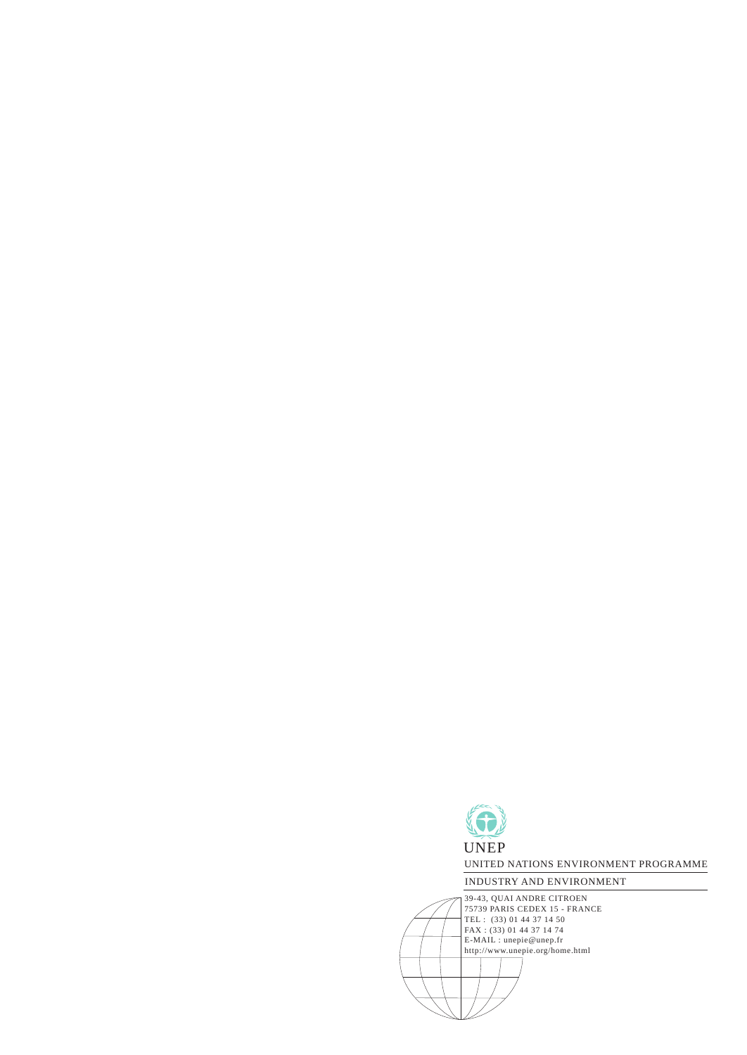UNEP

UNITED NATIONS ENVIRONMENT PROGRAMME

INDUSTRY AND ENVIRONMENT

39-43, QUAI ANDRE CITROEN
75739 PARIS CEDEX 15 - FRANCE
TEL : (33) 01 44 37 14 50
FAX : (33) 01 44 37 14 74
E-MAIL : unepie@unep.fr
http://www.unepie.org/home.html